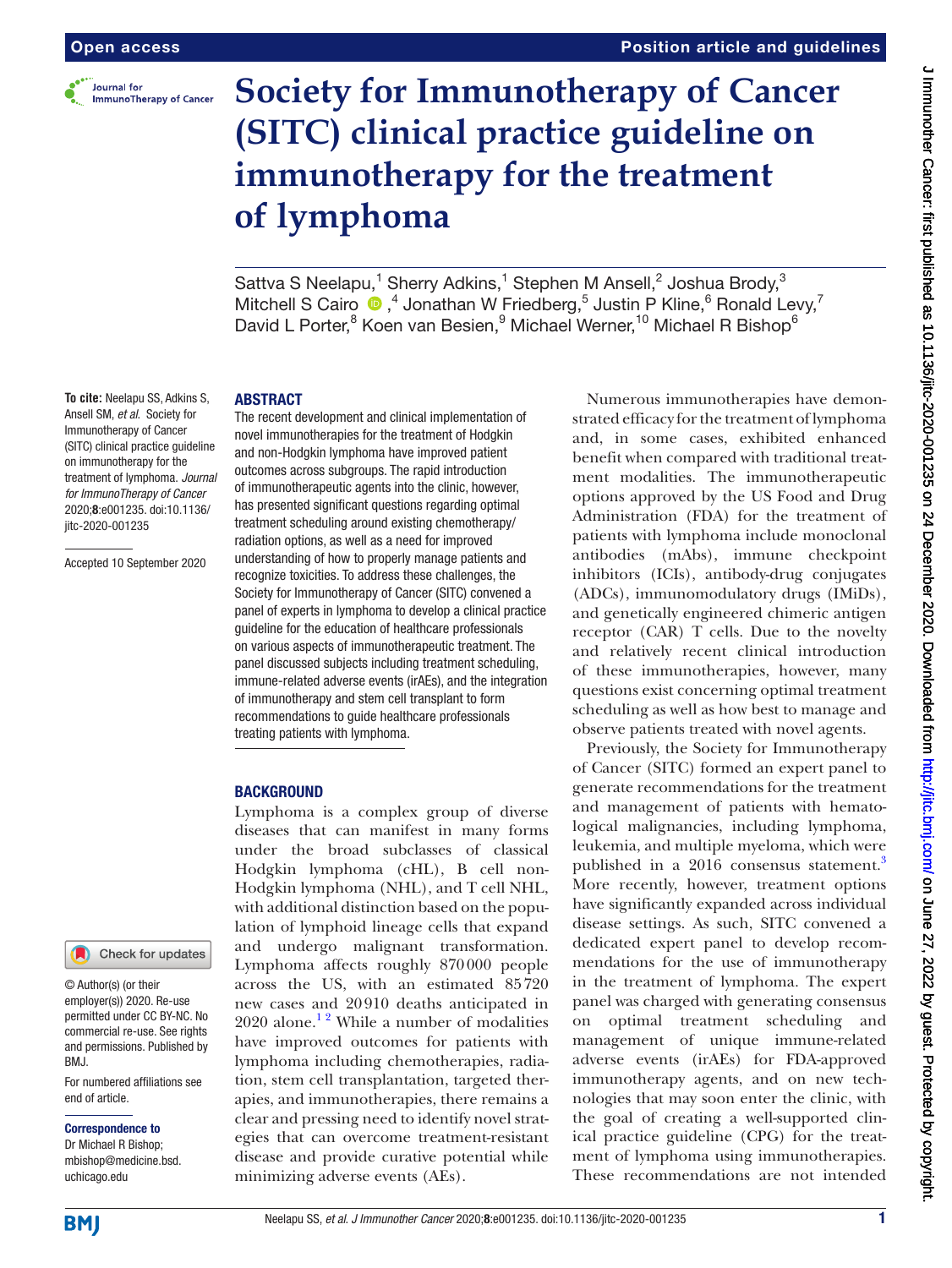# Society for Immunotherapy of Cancer (SITC) clinical practice guideline on immunotherapy for the treatment of lymphoma

Sattva S Neelapu,[1] Sherry Adkins,[1] Stephen M Ansell,[2] Joshua Brody,[3] Mitchell S Cairo,[4] Jonathan W Friedberg,[5] Justin P Kline,[6] Ronald Levy,[7] David L Porter,[8] Koen van Besien,[9] Michael Werner,[10] Michael R Bishop[6]

**To cite:** Neelapu SS, Adkins S, Ansell SM, *et al*. Society for Immunotherapy of Cancer (SITC) clinical practice guideline on immunotherapy for the treatment of lymphoma. *Journal for ImmunoTherapy of Cancer* 2020;**8**:e001235. doi:10.1136/jitc-2020-001235

Accepted 10 September 2020

© Author(s) (or their employer(s)) 2020. Re-use permitted under CC BY-NC. No commercial re-use. See rights and permissions. Published by BMJ.

For numbered affiliations see end of article.

**Correspondence to**
Dr Michael R Bishop; mbishop@medicine.bsd.uchicago.edu

## ABSTRACT

The recent development and clinical implementation of novel immunotherapies for the treatment of Hodgkin and non-Hodgkin lymphoma have improved patient outcomes across subgroups. The rapid introduction of immunotherapeutic agents into the clinic, however, has presented significant questions regarding optimal treatment scheduling around existing chemotherapy/radiation options, as well as a need for improved understanding of how to properly manage patients and recognize toxicities. To address these challenges, the Society for Immunotherapy of Cancer (SITC) convened a panel of experts in lymphoma to develop a clinical practice guideline for the education of healthcare professionals on various aspects of immunotherapeutic treatment. The panel discussed subjects including treatment scheduling, immune-related adverse events (irAEs), and the integration of immunotherapy and stem cell transplant to form recommendations to guide healthcare professionals treating patients with lymphoma.

## BACKGROUND

Lymphoma is a complex group of diverse diseases that can manifest in many forms under the broad subclasses of classical Hodgkin lymphoma (cHL), B cell non-Hodgkin lymphoma (NHL), and T cell NHL, with additional distinction based on the population of lymphoid lineage cells that expand and undergo malignant transformation. Lymphoma affects roughly 870 000 people across the US, with an estimated 85 720 new cases and 20 910 deaths anticipated in 2020 alone.[1,2] While a number of modalities have improved outcomes for patients with lymphoma including chemotherapies, radiation, stem cell transplantation, targeted therapies, and immunotherapies, there remains a clear and pressing need to identify novel strategies that can overcome treatment-resistant disease and provide curative potential while minimizing adverse events (AEs).

Numerous immunotherapies have demonstrated efficacy for the treatment of lymphoma and, in some cases, exhibited enhanced benefit when compared with traditional treatment modalities. The immunotherapeutic options approved by the US Food and Drug Administration (FDA) for the treatment of patients with lymphoma include monoclonal antibodies (mAbs), immune checkpoint inhibitors (ICIs), antibody-drug conjugates (ADCs), immunomodulatory drugs (IMiDs), and genetically engineered chimeric antigen receptor (CAR) T cells. Due to the novelty and relatively recent clinical introduction of these immunotherapies, however, many questions exist concerning optimal treatment scheduling as well as how best to manage and observe patients treated with novel agents.

Previously, the Society for Immunotherapy of Cancer (SITC) formed an expert panel to generate recommendations for the treatment and management of patients with hematological malignancies, including lymphoma, leukemia, and multiple myeloma, which were published in a 2016 consensus statement.[3] More recently, however, treatment options have significantly expanded across individual disease settings. As such, SITC convened a dedicated expert panel to develop recommendations for the use of immunotherapy in the treatment of lymphoma. The expert panel was charged with generating consensus on optimal treatment scheduling and management of unique immune-related adverse events (irAEs) for FDA-approved immunotherapy agents, and on new technologies that may soon enter the clinic, with the goal of creating a well-supported clinical practice guideline (CPG) for the treatment of lymphoma using immunotherapies. These recommendations are not intended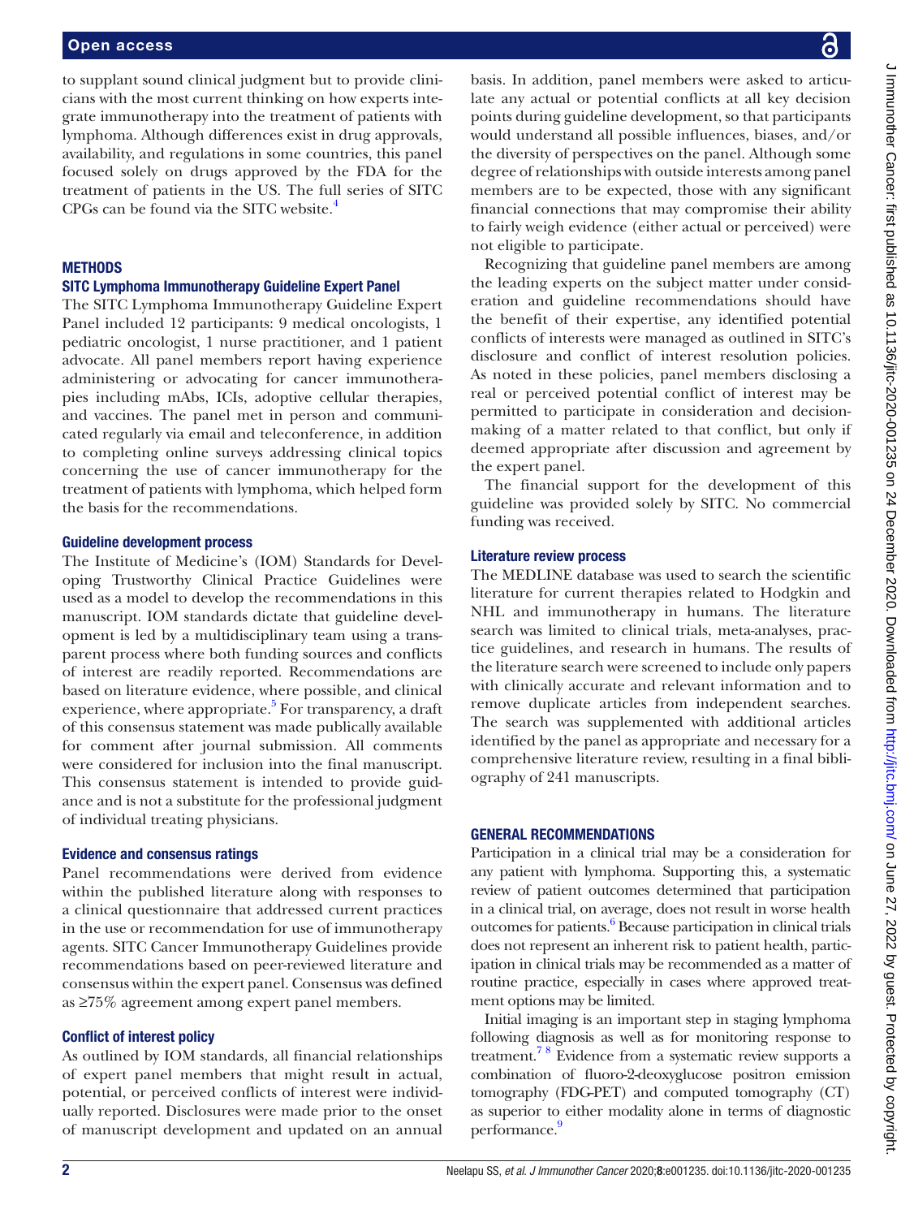to supplant sound clinical judgment but to provide clinicians with the most current thinking on how experts integrate immunotherapy into the treatment of patients with lymphoma. Although differences exist in drug approvals, availability, and regulations in some countries, this panel focused solely on drugs approved by the FDA for the treatment of patients in the US. The full series of SITC CPGs can be found via the SITC website.[4]

## METHODS

### SITC Lymphoma Immunotherapy Guideline Expert Panel

The SITC Lymphoma Immunotherapy Guideline Expert Panel included 12 participants: 9 medical oncologists, 1 pediatric oncologist, 1 nurse practitioner, and 1 patient advocate. All panel members report having experience administering or advocating for cancer immunotherapies including mAbs, ICIs, adoptive cellular therapies, and vaccines. The panel met in person and communicated regularly via email and teleconference, in addition to completing online surveys addressing clinical topics concerning the use of cancer immunotherapy for the treatment of patients with lymphoma, which helped form the basis for the recommendations.

### Guideline development process

The Institute of Medicine's (IOM) Standards for Developing Trustworthy Clinical Practice Guidelines were used as a model to develop the recommendations in this manuscript. IOM standards dictate that guideline development is led by a multidisciplinary team using a transparent process where both funding sources and conflicts of interest are readily reported. Recommendations are based on literature evidence, where possible, and clinical experience, where appropriate.[5] For transparency, a draft of this consensus statement was made publically available for comment after journal submission. All comments were considered for inclusion into the final manuscript. This consensus statement is intended to provide guidance and is not a substitute for the professional judgment of individual treating physicians.

### Evidence and consensus ratings

Panel recommendations were derived from evidence within the published literature along with responses to a clinical questionnaire that addressed current practices in the use or recommendation for use of immunotherapy agents. SITC Cancer Immunotherapy Guidelines provide recommendations based on peer-reviewed literature and consensus within the expert panel. Consensus was defined as ≥75% agreement among expert panel members.

### Conflict of interest policy

As outlined by IOM standards, all financial relationships of expert panel members that might result in actual, potential, or perceived conflicts of interest were individually reported. Disclosures were made prior to the onset of manuscript development and updated on an annual basis. In addition, panel members were asked to articulate any actual or potential conflicts at all key decision points during guideline development, so that participants would understand all possible influences, biases, and/or the diversity of perspectives on the panel. Although some degree of relationships with outside interests among panel members are to be expected, those with any significant financial connections that may compromise their ability to fairly weigh evidence (either actual or perceived) were not eligible to participate.

Recognizing that guideline panel members are among the leading experts on the subject matter under consideration and guideline recommendations should have the benefit of their expertise, any identified potential conflicts of interests were managed as outlined in SITC's disclosure and conflict of interest resolution policies. As noted in these policies, panel members disclosing a real or perceived potential conflict of interest may be permitted to participate in consideration and decision-making of a matter related to that conflict, but only if deemed appropriate after discussion and agreement by the expert panel.

The financial support for the development of this guideline was provided solely by SITC. No commercial funding was received.

### Literature review process

The MEDLINE database was used to search the scientific literature for current therapies related to Hodgkin and NHL and immunotherapy in humans. The literature search was limited to clinical trials, meta-analyses, practice guidelines, and research in humans. The results of the literature search were screened to include only papers with clinically accurate and relevant information and to remove duplicate articles from independent searches. The search was supplemented with additional articles identified by the panel as appropriate and necessary for a comprehensive literature review, resulting in a final bibliography of 241 manuscripts.

## GENERAL RECOMMENDATIONS

Participation in a clinical trial may be a consideration for any patient with lymphoma. Supporting this, a systematic review of patient outcomes determined that participation in a clinical trial, on average, does not result in worse health outcomes for patients.[6] Because participation in clinical trials does not represent an inherent risk to patient health, participation in clinical trials may be recommended as a matter of routine practice, especially in cases where approved treatment options may be limited.

Initial imaging is an important step in staging lymphoma following diagnosis as well as for monitoring response to treatment.[7,8] Evidence from a systematic review supports a combination of fluoro-2-deoxyglucose positron emission tomography (FDG-PET) and computed tomography (CT) as superior to either modality alone in terms of diagnostic performance.[9]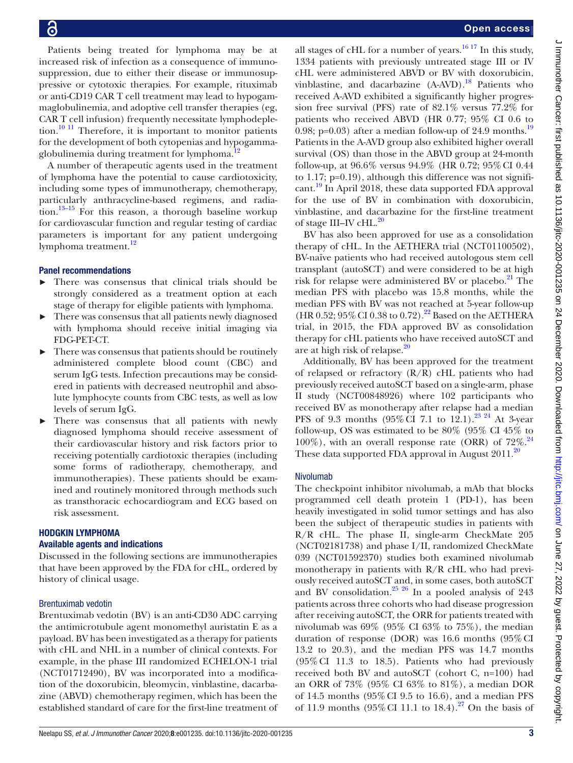Patients being treated for lymphoma may be at increased risk of infection as a consequence of immunosuppression, due to either their disease or immunosuppressive or cytotoxic therapies. For example, rituximab or anti-CD19 CAR T cell treatment may lead to hypogammaglobulinemia, and adoptive cell transfer therapies (eg, CAR T cell infusion) frequently necessitate lymphodepletion.[10 11] Therefore, it is important to monitor patients for the development of both cytopenias and hypogammaglobulinemia during treatment for lymphoma.[12]

A number of therapeutic agents used in the treatment of lymphoma have the potential to cause cardiotoxicity, including some types of immunotherapy, chemotherapy, particularly anthracycline-based regimens, and radiation.[13–15] For this reason, a thorough baseline workup for cardiovascular function and regular testing of cardiac parameters is important for any patient undergoing lymphoma treatment.[12]

### Panel recommendations

- There was consensus that clinical trials should be strongly considered as a treatment option at each stage of therapy for eligible patients with lymphoma.
- There was consensus that all patients newly diagnosed with lymphoma should receive initial imaging via FDG-PET-CT.
- There was consensus that patients should be routinely administered complete blood count (CBC) and serum IgG tests. Infection precautions may be considered in patients with decreased neutrophil and absolute lymphocyte counts from CBC tests, as well as low levels of serum IgG.
- There was consensus that all patients with newly diagnosed lymphoma should receive assessment of their cardiovascular history and risk factors prior to receiving potentially cardiotoxic therapies (including some forms of radiotherapy, chemotherapy, and immunotherapies). These patients should be examined and routinely monitored through methods such as transthoracic echocardiogram and ECG based on risk assessment.

## HODGKIN LYMPHOMA

### Available agents and indications

Discussed in the following sections are immunotherapies that have been approved by the FDA for cHL, ordered by history of clinical usage.

#### Brentuximab vedotin

Brentuximab vedotin (BV) is an anti-CD30 ADC carrying the antimicrotubule agent monomethyl auristatin E as a payload. BV has been investigated as a therapy for patients with cHL and NHL in a number of clinical contexts. For example, in the phase III randomized ECHELON-1 trial (NCT01712490), BV was incorporated into a modification of the doxorubicin, bleomycin, vinblastine, dacarbazine (ABVD) chemotherapy regimen, which has been the established standard of care for the first-line treatment of all stages of cHL for a number of years.[16 17] In this study, 1334 patients with previously untreated stage III or IV cHL were administered ABVD or BV with doxorubicin, vinblastine, and dacarbazine (A-AVD).[18] Patients who received A-AVD exhibited a significantly higher progression free survival (PFS) rate of 82.1% versus 77.2% for patients who received ABVD (HR 0.77; 95% CI 0.6 to 0.98; p=0.03) after a median follow-up of 24.9 months.[19] Patients in the A-AVD group also exhibited higher overall survival (OS) than those in the ABVD group at 24-month follow-up, at 96.6% versus 94.9% (HR 0.72; 95% CI 0.44 to 1.17; p=0.19), although this difference was not significant.[19] In April 2018, these data supported FDA approval for the use of BV in combination with doxorubicin, vinblastine, and dacarbazine for the first-line treatment of stage III–IV cHL.[20]

BV has also been approved for use as a consolidation therapy of cHL. In the AETHERA trial (NCT01100502), BV-naïve patients who had received autologous stem cell transplant (autoSCT) and were considered to be at high risk for relapse were administered BV or placebo.[21] The median PFS with placebo was 15.8 months, while the median PFS with BV was not reached at 5-year follow-up (HR 0.52; 95% CI 0.38 to 0.72).[22] Based on the AETHERA trial, in 2015, the FDA approved BV as consolidation therapy for cHL patients who have received autoSCT and are at high risk of relapse.[20]

Additionally, BV has been approved for the treatment of relapsed or refractory (R/R) cHL patients who had previously received autoSCT based on a single-arm, phase II study (NCT00848926) where 102 participants who received BV as monotherapy after relapse had a median PFS of 9.3 months (95% CI 7.1 to 12.1).[23 24] At 3-year follow-up, OS was estimated to be 80% (95% CI 45% to 100%), with an overall response rate (ORR) of 72%.[24] These data supported FDA approval in August 2011.[20]

#### Nivolumab

The checkpoint inhibitor nivolumab, a mAb that blocks programmed cell death protein 1 (PD-1), has been heavily investigated in solid tumor settings and has also been the subject of therapeutic studies in patients with R/R cHL. The phase II, single-arm CheckMate 205 (NCT02181738) and phase I/II, randomized CheckMate 039 (NCT01592370) studies both examined nivolumab monotherapy in patients with R/R cHL who had previously received autoSCT and, in some cases, both autoSCT and BV consolidation.[25 26] In a pooled analysis of 243 patients across three cohorts who had disease progression after receiving autoSCT, the ORR for patients treated with nivolumab was 69% (95% CI 63% to 75%), the median duration of response (DOR) was 16.6 months (95% CI 13.2 to 20.3), and the median PFS was 14.7 months (95% CI 11.3 to 18.5). Patients who had previously received both BV and autoSCT (cohort C, n=100) had an ORR of 73% (95% CI 63% to 81%), a median DOR of 14.5 months (95% CI 9.5 to 16.6), and a median PFS of 11.9 months (95% CI 11.1 to 18.4).[27] On the basis of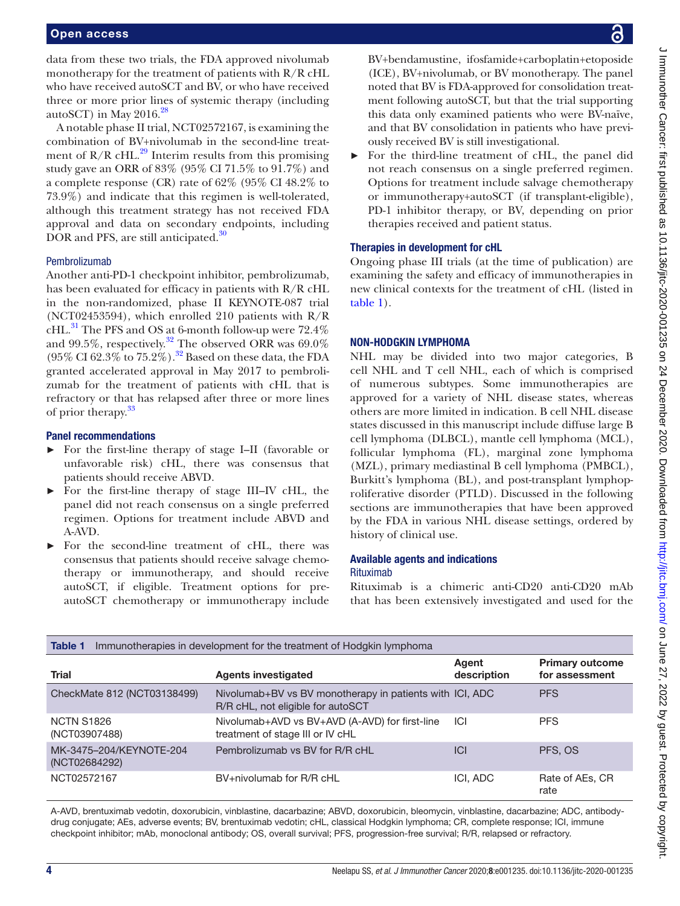data from these two trials, the FDA approved nivolumab monotherapy for the treatment of patients with R/R cHL who have received autoSCT and BV, or who have received three or more prior lines of systemic therapy (including autoSCT) in May 2016.[28]

A notable phase II trial, NCT02572167, is examining the combination of BV+nivolumab in the second-line treatment of R/R cHL.[29] Interim results from this promising study gave an ORR of 83% (95% CI 71.5% to 91.7%) and a complete response (CR) rate of 62% (95% CI 48.2% to 73.9%) and indicate that this regimen is well-tolerated, although this treatment strategy has not received FDA approval and data on secondary endpoints, including DOR and PFS, are still anticipated.[30]

#### Pembrolizumab

Another anti-PD-1 checkpoint inhibitor, pembrolizumab, has been evaluated for efficacy in patients with R/R cHL in the non-randomized, phase II KEYNOTE-087 trial (NCT02453594), which enrolled 210 patients with R/R cHL.[31] The PFS and OS at 6-month follow-up were 72.4% and 99.5%, respectively.[32] The observed ORR was 69.0% (95% CI 62.3% to 75.2%).[32] Based on these data, the FDA granted accelerated approval in May 2017 to pembrolizumab for the treatment of patients with cHL that is refractory or that has relapsed after three or more lines of prior therapy.[33]

### Panel recommendations

- For the first-line therapy of stage I–II (favorable or unfavorable risk) cHL, there was consensus that patients should receive ABVD.
- For the first-line therapy of stage III–IV cHL, the panel did not reach consensus on a single preferred regimen. Options for treatment include ABVD and A-AVD.
- For the second-line treatment of cHL, there was consensus that patients should receive salvage chemotherapy or immunotherapy, and should receive autoSCT, if eligible. Treatment options for pre-autoSCT chemotherapy or immunotherapy include BV+bendamustine, ifosfamide+carboplatin+etoposide (ICE), BV+nivolumab, or BV monotherapy. The panel noted that BV is FDA-approved for consolidation treatment following autoSCT, but that the trial supporting this data only examined patients who were BV-naïve, and that BV consolidation in patients who have previously received BV is still investigational.
- For the third-line treatment of cHL, the panel did not reach consensus on a single preferred regimen. Options for treatment include salvage chemotherapy or immunotherapy+autoSCT (if transplant-eligible), PD-1 inhibitor therapy, or BV, depending on prior therapies received and patient status.

### Therapies in development for cHL

Ongoing phase III trials (at the time of publication) are examining the safety and efficacy of immunotherapies in new clinical contexts for the treatment of cHL (listed in table 1).

## NON-HODGKIN LYMPHOMA

NHL may be divided into two major categories, B cell NHL and T cell NHL, each of which is comprised of numerous subtypes. Some immunotherapies are approved for a variety of NHL disease states, whereas others are more limited in indication. B cell NHL disease states discussed in this manuscript include diffuse large B cell lymphoma (DLBCL), mantle cell lymphoma (MCL), follicular lymphoma (FL), marginal zone lymphoma (MZL), primary mediastinal B cell lymphoma (PMBCL), Burkitt's lymphoma (BL), and post-transplant lymphoproliferative disorder (PTLD). Discussed in the following sections are immunotherapies that have been approved by the FDA in various NHL disease settings, ordered by history of clinical use.

### Available agents and indications

#### Rituximab

Rituximab is a chimeric anti-CD20 anti-CD20 mAb that has been extensively investigated and used for the

**Table 1** Immunotherapies in development for the treatment of Hodgkin lymphoma

| Trial | Agents investigated | Agent description | Primary outcome for assessment |
|---|---|---|---|
| CheckMate 812 (NCT03138499) | Nivolumab+BV vs BV monotherapy in patients with R/R cHL, not eligible for autoSCT | ICI, ADC | PFS |
| NCTN S1826 (NCT03907488) | Nivolumab+AVD vs BV+AVD (A-AVD) for first-line treatment of stage III or IV cHL | ICI | PFS |
| MK-3475–204/KEYNOTE-204 (NCT02684292) | Pembrolizumab vs BV for R/R cHL | ICI | PFS, OS |
| NCT02572167 | BV+nivolumab for R/R cHL | ICI, ADC | Rate of AEs, CR rate |

A-AVD, brentuximab vedotin, doxorubicin, vinblastine, dacarbazine; ABVD, doxorubicin, bleomycin, vinblastine, dacarbazine; ADC, antibody-drug conjugate; AEs, adverse events; BV, brentuximab vedotin; cHL, classical Hodgkin lymphoma; CR, complete response; ICI, immune checkpoint inhibitor; mAb, monoclonal antibody; OS, overall survival; PFS, progression-free survival; R/R, relapsed or refractory.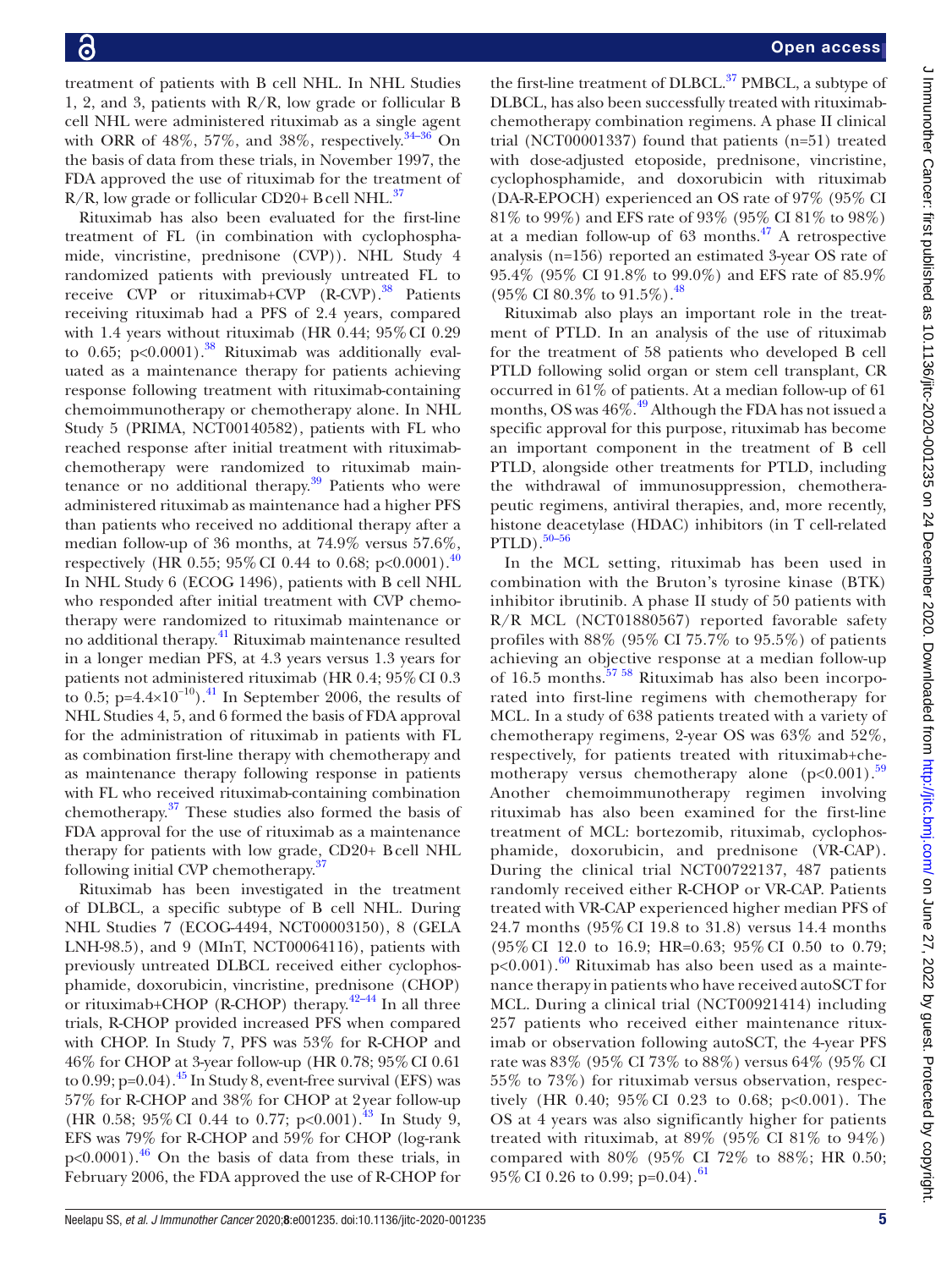treatment of patients with B cell NHL. In NHL Studies 1, 2, and 3, patients with R/R, low grade or follicular B cell NHL were administered rituximab as a single agent with ORR of 48%, 57%, and 38%, respectively.[34–36] On the basis of data from these trials, in November 1997, the FDA approved the use of rituximab for the treatment of R/R, low grade or follicular CD20+ B cell NHL.[37]

Rituximab has also been evaluated for the first-line treatment of FL (in combination with cyclophosphamide, vincristine, prednisone (CVP)). NHL Study 4 randomized patients with previously untreated FL to receive CVP or rituximab+CVP (R-CVP).[38] Patients receiving rituximab had a PFS of 2.4 years, compared with 1.4 years without rituximab (HR 0.44; 95% CI 0.29 to 0.65; p<0.0001).[38] Rituximab was additionally evaluated as a maintenance therapy for patients achieving response following treatment with rituximab-containing chemoimmunotherapy or chemotherapy alone. In NHL Study 5 (PRIMA, NCT00140582), patients with FL who reached response after initial treatment with rituximab-chemotherapy were randomized to rituximab maintenance or no additional therapy.[39] Patients who were administered rituximab as maintenance had a higher PFS than patients who received no additional therapy after a median follow-up of 36 months, at 74.9% versus 57.6%, respectively (HR 0.55; 95% CI 0.44 to 0.68; p<0.0001).[40] In NHL Study 6 (ECOG 1496), patients with B cell NHL who responded after initial treatment with CVP chemotherapy were randomized to rituximab maintenance or no additional therapy.[41] Rituximab maintenance resulted in a longer median PFS, at 4.3 years versus 1.3 years for patients not administered rituximab (HR 0.4; 95% CI 0.3 to 0.5; $p=4.4\times10^{-10}$).[41] In September 2006, the results of NHL Studies 4, 5, and 6 formed the basis of FDA approval for the administration of rituximab in patients with FL as combination first-line therapy with chemotherapy and as maintenance therapy following response in patients with FL who received rituximab-containing combination chemotherapy.[37] These studies also formed the basis of FDA approval for the use of rituximab as a maintenance therapy for patients with low grade, CD20+ B cell NHL following initial CVP chemotherapy.[37]

Rituximab has been investigated in the treatment of DLBCL, a specific subtype of B cell NHL. During NHL Studies 7 (ECOG-4494, NCT00003150), 8 (GELA LNH-98.5), and 9 (MInT, NCT00064116), patients with previously untreated DLBCL received either cyclophosphamide, doxorubicin, vincristine, prednisone (CHOP) or rituximab+CHOP (R-CHOP) therapy.[42–44] In all three trials, R-CHOP provided increased PFS when compared with CHOP. In Study 7, PFS was 53% for R-CHOP and 46% for CHOP at 3-year follow-up (HR 0.78; 95% CI 0.61 to 0.99; p=0.04).[45] In Study 8, event-free survival (EFS) was 57% for R-CHOP and 38% for CHOP at 2 year follow-up (HR 0.58; 95% CI 0.44 to 0.77; p<0.001).[43] In Study 9, EFS was 79% for R-CHOP and 59% for CHOP (log-rank p<0.0001).[46] On the basis of data from these trials, in February 2006, the FDA approved the use of R-CHOP for the first-line treatment of DLBCL.[37] PMBCL, a subtype of DLBCL, has also been successfully treated with rituximab-chemotherapy combination regimens. A phase II clinical trial (NCT00001337) found that patients (n=51) treated with dose-adjusted etoposide, prednisone, vincristine, cyclophosphamide, and doxorubicin with rituximab (DA-R-EPOCH) experienced an OS rate of 97% (95% CI 81% to 99%) and EFS rate of 93% (95% CI 81% to 98%) at a median follow-up of 63 months.[47] A retrospective analysis (n=156) reported an estimated 3-year OS rate of 95.4% (95% CI 91.8% to 99.0%) and EFS rate of 85.9% (95% CI 80.3% to 91.5%).[48]

Rituximab also plays an important role in the treatment of PTLD. In an analysis of the use of rituximab for the treatment of 58 patients who developed B cell PTLD following solid organ or stem cell transplant, CR occurred in 61% of patients. At a median follow-up of 61 months, OS was 46%.[49] Although the FDA has not issued a specific approval for this purpose, rituximab has become an important component in the treatment of B cell PTLD, alongside other treatments for PTLD, including the withdrawal of immunosuppression, chemotherapeutic regimens, antiviral therapies, and, more recently, histone deacetylase (HDAC) inhibitors (in T cell-related PTLD).[50–56]

In the MCL setting, rituximab has been used in combination with the Bruton's tyrosine kinase (BTK) inhibitor ibrutinib. A phase II study of 50 patients with R/R MCL (NCT01880567) reported favorable safety profiles with 88% (95% CI 75.7% to 95.5%) of patients achieving an objective response at a median follow-up of 16.5 months.[57 58] Rituximab has also been incorporated into first-line regimens with chemotherapy for MCL. In a study of 638 patients treated with a variety of chemotherapy regimens, 2-year OS was 63% and 52%, respectively, for patients treated with rituximab+chemotherapy versus chemotherapy alone (p<0.001).[59] Another chemoimmunotherapy regimen involving rituximab has also been examined for the first-line treatment of MCL: bortezomib, rituximab, cyclophosphamide, doxorubicin, and prednisone (VR-CAP). During the clinical trial NCT00722137, 487 patients randomly received either R-CHOP or VR-CAP. Patients treated with VR-CAP experienced higher median PFS of 24.7 months (95% CI 19.8 to 31.8) versus 14.4 months (95% CI 12.0 to 16.9; HR=0.63; 95% CI 0.50 to 0.79; p<0.001).[60] Rituximab has also been used as a maintenance therapy in patients who have received autoSCT for MCL. During a clinical trial (NCT00921414) including 257 patients who received either maintenance rituximab or observation following autoSCT, the 4-year PFS rate was 83% (95% CI 73% to 88%) versus 64% (95% CI 55% to 73%) for rituximab versus observation, respectively (HR 0.40; 95% CI 0.23 to 0.68; p<0.001). The OS at 4 years was also significantly higher for patients treated with rituximab, at 89% (95% CI 81% to 94%) compared with 80% (95% CI 72% to 88%; HR 0.50; 95% CI 0.26 to 0.99; p=0.04).[61]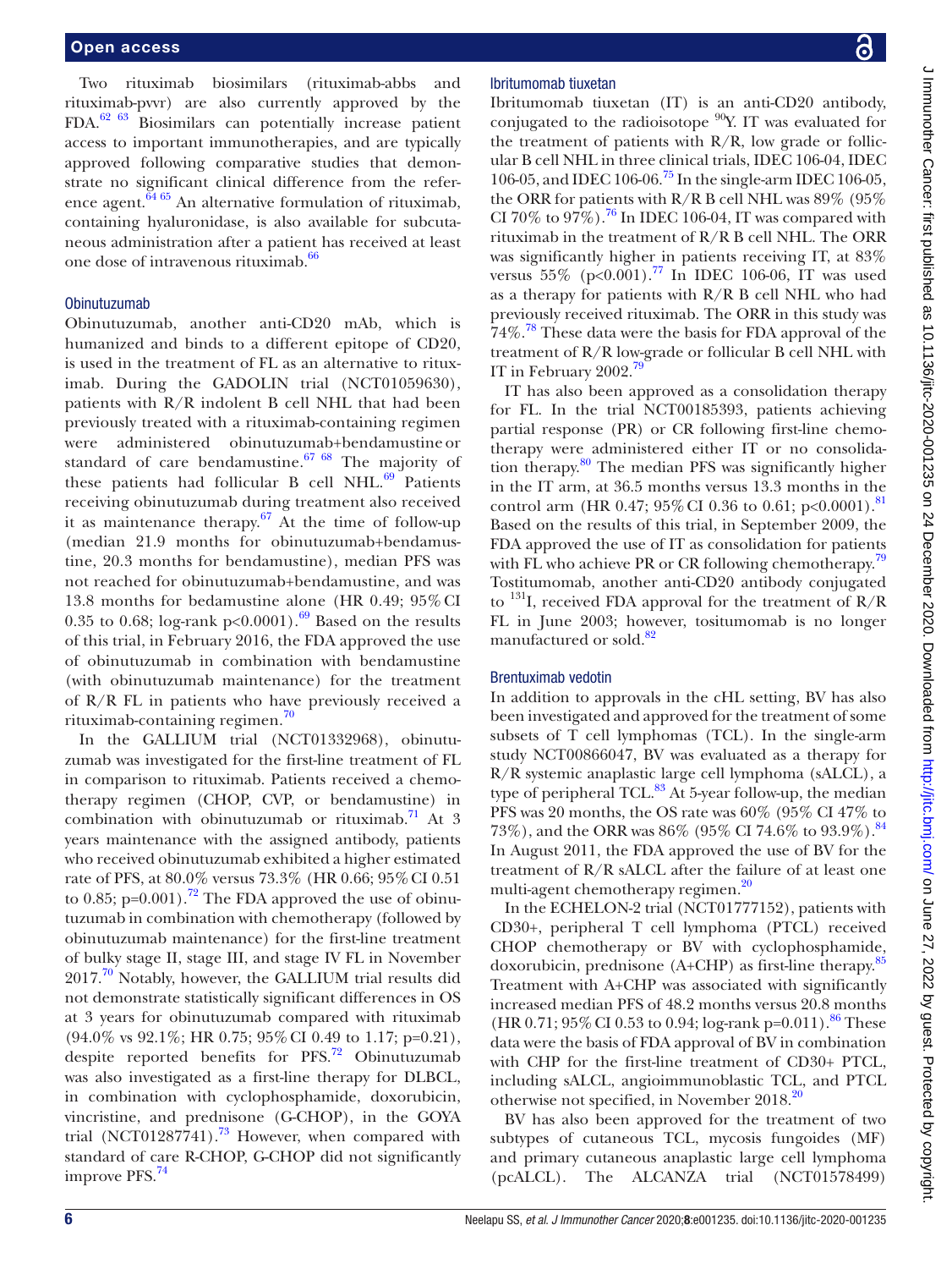Two rituximab biosimilars (rituximab-abbs and rituximab-pvvr) are also currently approved by the FDA.[62 63] Biosimilars can potentially increase patient access to important immunotherapies, and are typically approved following comparative studies that demonstrate no significant clinical difference from the reference agent.[64 65] An alternative formulation of rituximab, containing hyaluronidase, is also available for subcutaneous administration after a patient has received at least one dose of intravenous rituximab.[66]

### Obinutuzumab

Obinutuzumab, another anti-CD20 mAb, which is humanized and binds to a different epitope of CD20, is used in the treatment of FL as an alternative to rituximab. During the GADOLIN trial (NCT01059630), patients with R/R indolent B cell NHL that had been previously treated with a rituximab-containing regimen were administered obinutuzumab+bendamustine or standard of care bendamustine.[67 68] The majority of these patients had follicular B cell NHL.[69] Patients receiving obinutuzumab during treatment also received it as maintenance therapy.[67] At the time of follow-up (median 21.9 months for obinutuzumab+bendamustine, 20.3 months for bendamustine), median PFS was not reached for obinutuzumab+bendamustine, and was 13.8 months for bedamustine alone (HR 0.49; 95% CI 0.35 to 0.68; log-rank p<0.0001).[69] Based on the results of this trial, in February 2016, the FDA approved the use of obinutuzumab in combination with bendamustine (with obinutuzumab maintenance) for the treatment of R/R FL in patients who have previously received a rituximab-containing regimen.[70]

In the GALLIUM trial (NCT01332968), obinutuzumab was investigated for the first-line treatment of FL in comparison to rituximab. Patients received a chemotherapy regimen (CHOP, CVP, or bendamustine) in combination with obinutuzumab or rituximab.[71] At 3 years maintenance with the assigned antibody, patients who received obinutuzumab exhibited a higher estimated rate of PFS, at 80.0% versus 73.3% (HR 0.66; 95% CI 0.51 to 0.85; p=0.001).[72] The FDA approved the use of obinutuzumab in combination with chemotherapy (followed by obinutuzumab maintenance) for the first-line treatment of bulky stage II, stage III, and stage IV FL in November 2017.[70] Notably, however, the GALLIUM trial results did not demonstrate statistically significant differences in OS at 3 years for obinutuzumab compared with rituximab (94.0% vs 92.1%; HR 0.75; 95% CI 0.49 to 1.17; p=0.21), despite reported benefits for PFS.[72] Obinutuzumab was also investigated as a first-line therapy for DLBCL, in combination with cyclophosphamide, doxorubicin, vincristine, and prednisone (G-CHOP), in the GOYA trial (NCT01287741).[73] However, when compared with standard of care R-CHOP, G-CHOP did not significantly improve PFS.[74]

### Ibritumomab tiuxetan

Ibritumomab tiuxetan (IT) is an anti-CD20 antibody, conjugated to the radioisotope $^{90}$Y. IT was evaluated for the treatment of patients with R/R, low grade or follicular B cell NHL in three clinical trials, IDEC 106-04, IDEC 106-05, and IDEC 106-06.[75] In the single-arm IDEC 106-05, the ORR for patients with R/R B cell NHL was 89% (95% CI 70% to 97%).[76] In IDEC 106-04, IT was compared with rituximab in the treatment of R/R B cell NHL. The ORR was significantly higher in patients receiving IT, at 83% versus 55% (p<0.001).[77] In IDEC 106-06, IT was used as a therapy for patients with R/R B cell NHL who had previously received rituximab. The ORR in this study was 74%.[78] These data were the basis for FDA approval of the treatment of R/R low-grade or follicular B cell NHL with IT in February 2002.[79]

IT has also been approved as a consolidation therapy for FL. In the trial NCT00185393, patients achieving partial response (PR) or CR following first-line chemotherapy were administered either IT or no consolidation therapy.[80] The median PFS was significantly higher in the IT arm, at 36.5 months versus 13.3 months in the control arm (HR 0.47; 95% CI 0.36 to 0.61; p<0.0001).[81] Based on the results of this trial, in September 2009, the FDA approved the use of IT as consolidation for patients with FL who achieve PR or CR following chemotherapy.[79] Tostitumomab, another anti-CD20 antibody conjugated to $^{131}$I, received FDA approval for the treatment of R/R FL in June 2003; however, tositumomab is no longer manufactured or sold.[82]

### Brentuximab vedotin

In addition to approvals in the cHL setting, BV has also been investigated and approved for the treatment of some subsets of T cell lymphomas (TCL). In the single-arm study NCT00866047, BV was evaluated as a therapy for R/R systemic anaplastic large cell lymphoma (sALCL), a type of peripheral TCL.[83] At 5-year follow-up, the median PFS was 20 months, the OS rate was 60% (95% CI 47% to 73%), and the ORR was 86% (95% CI 74.6% to 93.9%).[84] In August 2011, the FDA approved the use of BV for the treatment of R/R sALCL after the failure of at least one multi-agent chemotherapy regimen.[20]

In the ECHELON-2 trial (NCT01777152), patients with CD30+, peripheral T cell lymphoma (PTCL) received CHOP chemotherapy or BV with cyclophosphamide, doxorubicin, prednisone (A+CHP) as first-line therapy.[85] Treatment with A+CHP was associated with significantly increased median PFS of 48.2 months versus 20.8 months (HR 0.71; 95% CI 0.53 to 0.94; log-rank p=0.011).[86] These data were the basis of FDA approval of BV in combination with CHP for the first-line treatment of CD30+ PTCL, including sALCL, angioimmunoblastic TCL, and PTCL otherwise not specified, in November 2018.[20]

BV has also been approved for the treatment of two subtypes of cutaneous TCL, mycosis fungoides (MF) and primary cutaneous anaplastic large cell lymphoma (pcALCL). The ALCANZA trial (NCT01578499)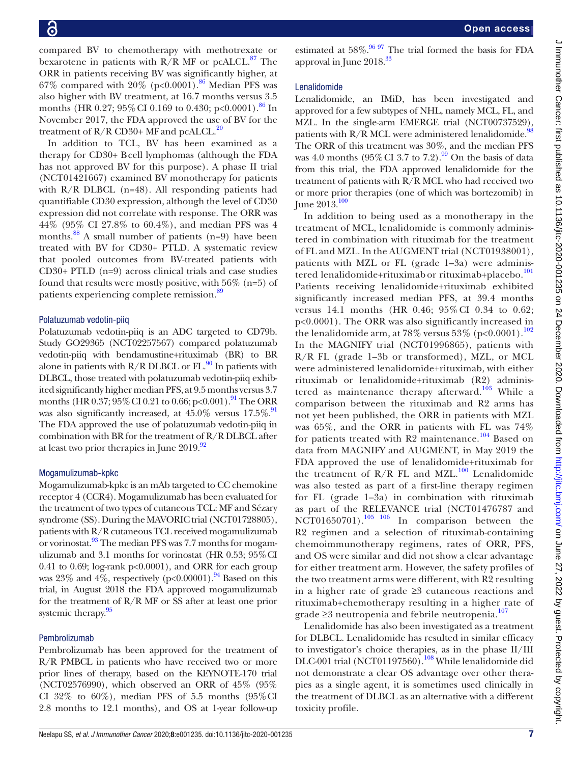compared BV to chemotherapy with methotrexate or bexarotene in patients with R/R MF or pcALCL.[87] The ORR in patients receiving BV was significantly higher, at 67% compared with 20% (p<0.0001).[86] Median PFS was also higher with BV treatment, at 16.7 months versus 3.5 months (HR 0.27; 95% CI 0.169 to 0.430; p<0.0001).[86] In November 2017, the FDA approved the use of BV for the treatment of R/R CD30+ MF and pcALCL.[20]

In addition to TCL, BV has been examined as a therapy for CD30+ B cell lymphomas (although the FDA has not approved BV for this purpose). A phase II trial (NCT01421667) examined BV monotherapy for patients with R/R DLBCL (n=48). All responding patients had quantifiable CD30 expression, although the level of CD30 expression did not correlate with response. The ORR was 44% (95% CI 27.8% to 60.4%), and median PFS was 4 months.[88] A small number of patients (n=9) have been treated with BV for CD30+ PTLD. A systematic review that pooled outcomes from BV-treated patients with CD30+ PTLD (n=9) across clinical trials and case studies found that results were mostly positive, with 56% (n=5) of patients experiencing complete remission.[89]

### Polatuzumab vedotin-piiq

Polatuzumab vedotin-piiq is an ADC targeted to CD79b. Study GO29365 (NCT02257567) compared polatuzumab vedotin-piiq with bendamustine+rituximab (BR) to BR alone in patients with R/R DLBCL or FL.[90] In patients with DLBCL, those treated with polatuzumab vedotin-piiq exhibited significantly higher median PFS, at 9.5 months versus 3.7 months (HR 0.37; 95% CI 0.21 to 0.66; p<0.001).[91] The ORR was also significantly increased, at 45.0% versus 17.5%.[91] The FDA approved the use of polatuzumab vedotin-piiq in combination with BR for the treatment of R/R DLBCL after at least two prior therapies in June 2019.[92]

### Mogamulizumab-kpkc

Mogamulizumab-kpkc is an mAb targeted to CC chemokine receptor 4 (CCR4). Mogamulizumab has been evaluated for the treatment of two types of cutaneous TCL: MF and Sézary syndrome (SS). During the MAVORIC trial (NCT01728805), patients with R/R cutaneous TCL received mogamulizumab or vorinostat.[93] The median PFS was 7.7 months for mogamulizumab and 3.1 months for vorinostat (HR 0.53; 95% CI 0.41 to 0.69; log-rank p<0.0001), and ORR for each group was 23% and 4%, respectively (p<0.00001).[94] Based on this trial, in August 2018 the FDA approved mogamulizumab for the treatment of R/R MF or SS after at least one prior systemic therapy.[95]

### Pembrolizumab

Pembrolizumab has been approved for the treatment of R/R PMBCL in patients who have received two or more prior lines of therapy, based on the KEYNOTE-170 trial (NCT02576990), which observed an ORR of 45% (95% CI 32% to 60%), median PFS of 5.5 months (95% CI 2.8 months to 12.1 months), and OS at 1-year follow-up estimated at 58%.[96,97] The trial formed the basis for FDA approval in June 2018.[33]

### Lenalidomide

Lenalidomide, an IMiD, has been investigated and approved for a few subtypes of NHL, namely MCL, FL, and MZL. In the single-arm EMERGE trial (NCT00737529), patients with R/R MCL were administered lenalidomide.[98] The ORR of this treatment was 30%, and the median PFS was 4.0 months (95% CI 3.7 to 7.2).[99] On the basis of data from this trial, the FDA approved lenalidomide for the treatment of patients with R/R MCL who had received two or more prior therapies (one of which was bortezomib) in June 2013.[100]

In addition to being used as a monotherapy in the treatment of MCL, lenalidomide is commonly administered in combination with rituximab for the treatment of FL and MZL. In the AUGMENT trial (NCT01938001), patients with MZL or FL (grade 1–3a) were administered lenalidomide+rituximab or rituximab+placebo.[101] Patients receiving lenalidomide+rituximab exhibited significantly increased median PFS, at 39.4 months versus 14.1 months (HR 0.46; 95% CI 0.34 to 0.62; p<0.0001). The ORR was also significantly increased in the lenalidomide arm, at 78% versus 53% (p<0.0001).[102] In the MAGNIFY trial (NCT01996865), patients with R/R FL (grade 1–3b or transformed), MZL, or MCL were administered lenalidomide+rituximab, with either rituximab or lenalidomide+rituximab (R2) administered as maintenance therapy afterward.[103] While a comparison between the rituximab and R2 arms has not yet been published, the ORR in patients with MZL was 65%, and the ORR in patients with FL was 74% for patients treated with R2 maintenance.[104] Based on data from MAGNIFY and AUGMENT, in May 2019 the FDA approved the use of lenalidomide+rituximab for the treatment of R/R FL and MZL.[100] Lenalidomide was also tested as part of a first-line therapy regimen for FL (grade 1–3a) in combination with rituximab as part of the RELEVANCE trial (NCT01476787 and NCT01650701).[105,106] In comparison between the R2 regimen and a selection of rituximab-containing chemoimmunotherapy regimens, rates of ORR, PFS, and OS were similar and did not show a clear advantage for either treatment arm. However, the safety profiles of the two treatment arms were different, with R2 resulting in a higher rate of grade ≥3 cutaneous reactions and rituximab+chemotherapy resulting in a higher rate of grade ≥3 neutropenia and febrile neutropenia.[107]

Lenalidomide has also been investigated as a treatment for DLBCL. Lenalidomide has resulted in similar efficacy to investigator's choice therapies, as in the phase II/III DLC-001 trial (NCT01197560).[108] While lenalidomide did not demonstrate a clear OS advantage over other therapies as a single agent, it is sometimes used clinically in the treatment of DLBCL as an alternative with a different toxicity profile.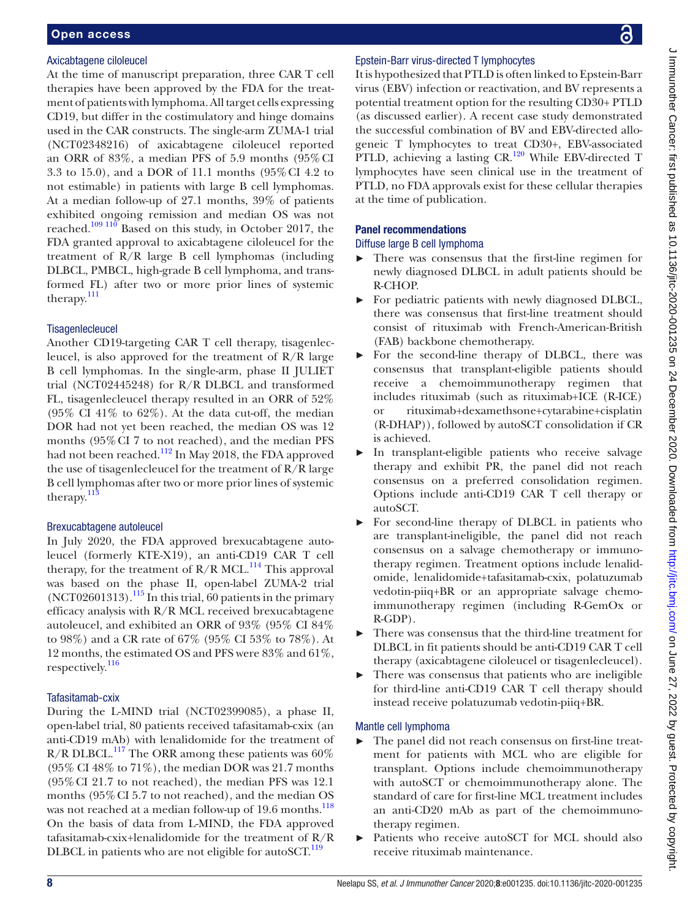### Axicabtagene ciloleucel

At the time of manuscript preparation, three CAR T cell therapies have been approved by the FDA for the treatment of patients with lymphoma. All target cells expressing CD19, but differ in the costimulatory and hinge domains used in the CAR constructs. The single-arm ZUMA-1 trial (NCT02348216) of axicabtagene ciloleucel reported an ORR of 83%, a median PFS of 5.9 months (95% CI 3.3 to 15.0), and a DOR of 11.1 months (95% CI 4.2 to not estimable) in patients with large B cell lymphomas. At a median follow-up of 27.1 months, 39% of patients exhibited ongoing remission and median OS was not reached.[109 110] Based on this study, in October 2017, the FDA granted approval to axicabtagene ciloleucel for the treatment of R/R large B cell lymphomas (including DLBCL, PMBCL, high-grade B cell lymphoma, and transformed FL) after two or more prior lines of systemic therapy.[111]

### Tisagenlecleucel

Another CD19-targeting CAR T cell therapy, tisagenlecleucel, is also approved for the treatment of R/R large B cell lymphomas. In the single-arm, phase II JULIET trial (NCT02445248) for R/R DLBCL and transformed FL, tisagenlecleucel therapy resulted in an ORR of 52% (95% CI 41% to 62%). At the data cut-off, the median DOR had not yet been reached, the median OS was 12 months (95% CI 7 to not reached), and the median PFS had not been reached.[112] In May 2018, the FDA approved the use of tisagenlecleucel for the treatment of R/R large B cell lymphomas after two or more prior lines of systemic therapy.[113]

### Brexucabtagene autoleucel

In July 2020, the FDA approved brexucabtagene autoleucel (formerly KTE-X19), an anti-CD19 CAR T cell therapy, for the treatment of R/R MCL.[114] This approval was based on the phase II, open-label ZUMA-2 trial (NCT02601313).[115] In this trial, 60 patients in the primary efficacy analysis with R/R MCL received brexucabtagene autoleucel, and exhibited an ORR of 93% (95% CI 84% to 98%) and a CR rate of 67% (95% CI 53% to 78%). At 12 months, the estimated OS and PFS were 83% and 61%, respectively.[116]

### Tafasitamab-cxix

During the L-MIND trial (NCT02399085), a phase II, open-label trial, 80 patients received tafasitamab-cxix (an anti-CD19 mAb) with lenalidomide for the treatment of R/R DLBCL.[117] The ORR among these patients was 60% (95% CI 48% to 71%), the median DOR was 21.7 months (95% CI 21.7 to not reached), the median PFS was 12.1 months (95% CI 5.7 to not reached), and the median OS was not reached at a median follow-up of 19.6 months.[118] On the basis of data from L-MIND, the FDA approved tafasitamab-cxix+lenalidomide for the treatment of R/R DLBCL in patients who are not eligible for autoSCT.[119]

### Epstein-Barr virus-directed T lymphocytes

It is hypothesized that PTLD is often linked to Epstein-Barr virus (EBV) infection or reactivation, and BV represents a potential treatment option for the resulting CD30+ PTLD (as discussed earlier). A recent case study demonstrated the successful combination of BV and EBV-directed allogeneic T lymphocytes to treat CD30+, EBV-associated PTLD, achieving a lasting CR.[120] While EBV-directed T lymphocytes have seen clinical use in the treatment of PTLD, no FDA approvals exist for these cellular therapies at the time of publication.

## Panel recommendations

### Diffuse large B cell lymphoma

- There was consensus that the first-line regimen for newly diagnosed DLBCL in adult patients should be R-CHOP.
- For pediatric patients with newly diagnosed DLBCL, there was consensus that first-line treatment should consist of rituximab with French-American-British (FAB) backbone chemotherapy.
- For the second-line therapy of DLBCL, there was consensus that transplant-eligible patients should receive a chemoimmunotherapy regimen that includes rituximab (such as rituximab+ICE (R-ICE) or rituximab+dexamethsone+cytarabine+cisplatin (R-DHAP)), followed by autoSCT consolidation if CR is achieved.
- In transplant-eligible patients who receive salvage therapy and exhibit PR, the panel did not reach consensus on a preferred consolidation regimen. Options include anti-CD19 CAR T cell therapy or autoSCT.
- For second-line therapy of DLBCL in patients who are transplant-ineligible, the panel did not reach consensus on a salvage chemotherapy or immunotherapy regimen. Treatment options include lenalidomide, lenalidomide+tafasitamab-cxix, polatuzumab vedotin-piiq+BR or an appropriate salvage chemoimmunotherapy regimen (including R-GemOx or R-GDP).
- There was consensus that the third-line treatment for DLBCL in fit patients should be anti-CD19 CAR T cell therapy (axicabtagene ciloleucel or tisagenlecleucel).
- There was consensus that patients who are ineligible for third-line anti-CD19 CAR T cell therapy should instead receive polatuzumab vedotin-piiq+BR.

### Mantle cell lymphoma

- The panel did not reach consensus on first-line treatment for patients with MCL who are eligible for transplant. Options include chemoimmunotherapy with autoSCT or chemoimmunotherapy alone. The standard of care for first-line MCL treatment includes an anti-CD20 mAb as part of the chemoimmunotherapy regimen.
- Patients who receive autoSCT for MCL should also receive rituximab maintenance.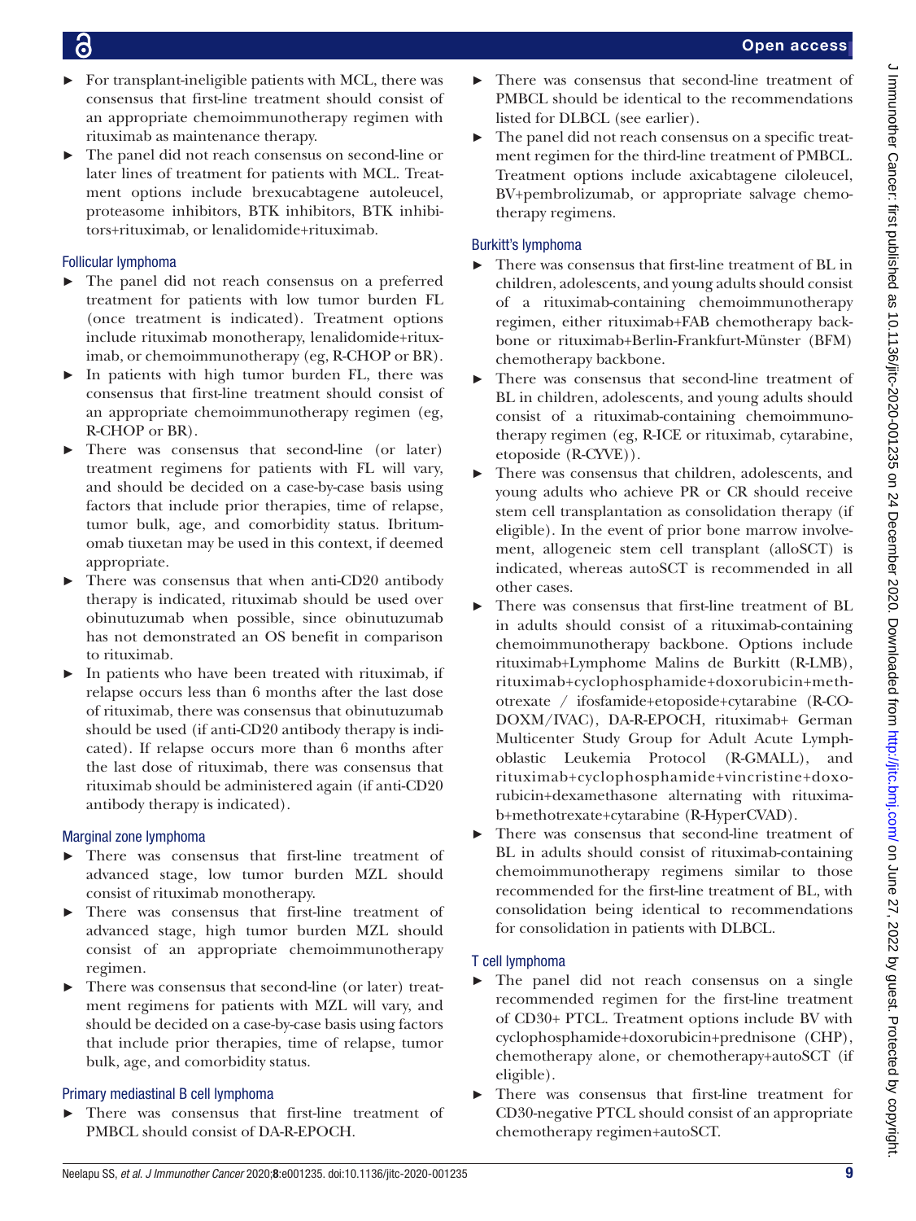- For transplant-ineligible patients with MCL, there was consensus that first-line treatment should consist of an appropriate chemoimmunotherapy regimen with rituximab as maintenance therapy.
- The panel did not reach consensus on second-line or later lines of treatment for patients with MCL. Treatment options include brexucabtagene autoleucel, proteasome inhibitors, BTK inhibitors, BTK inhibitors+rituximab, or lenalidomide+rituximab.

#### Follicular lymphoma

- The panel did not reach consensus on a preferred treatment for patients with low tumor burden FL (once treatment is indicated). Treatment options include rituximab monotherapy, lenalidomide+rituximab, or chemoimmunotherapy (eg, R-CHOP or BR).
- In patients with high tumor burden FL, there was consensus that first-line treatment should consist of an appropriate chemoimmunotherapy regimen (eg, R-CHOP or BR).
- There was consensus that second-line (or later) treatment regimens for patients with FL will vary, and should be decided on a case-by-case basis using factors that include prior therapies, time of relapse, tumor bulk, age, and comorbidity status. Ibritumomab tiuxetan may be used in this context, if deemed appropriate.
- There was consensus that when anti-CD20 antibody therapy is indicated, rituximab should be used over obinutuzumab when possible, since obinutuzumab has not demonstrated an OS benefit in comparison to rituximab.
- In patients who have been treated with rituximab, if relapse occurs less than 6 months after the last dose of rituximab, there was consensus that obinutuzumab should be used (if anti-CD20 antibody therapy is indicated). If relapse occurs more than 6 months after the last dose of rituximab, there was consensus that rituximab should be administered again (if anti-CD20 antibody therapy is indicated).

#### Marginal zone lymphoma

- There was consensus that first-line treatment of advanced stage, low tumor burden MZL should consist of rituximab monotherapy.
- There was consensus that first-line treatment of advanced stage, high tumor burden MZL should consist of an appropriate chemoimmunotherapy regimen.
- There was consensus that second-line (or later) treatment regimens for patients with MZL will vary, and should be decided on a case-by-case basis using factors that include prior therapies, time of relapse, tumor bulk, age, and comorbidity status.

#### Primary mediastinal B cell lymphoma

- There was consensus that first-line treatment of PMBCL should consist of DA-R-EPOCH.
- There was consensus that second-line treatment of PMBCL should be identical to the recommendations listed for DLBCL (see earlier).
- The panel did not reach consensus on a specific treatment regimen for the third-line treatment of PMBCL. Treatment options include axicabtagene ciloleucel, BV+pembrolizumab, or appropriate salvage chemotherapy regimens.

#### Burkitt's lymphoma

- There was consensus that first-line treatment of BL in children, adolescents, and young adults should consist of a rituximab-containing chemoimmunotherapy regimen, either rituximab+FAB chemotherapy backbone or rituximab+Berlin-Frankfurt-Münster (BFM) chemotherapy backbone.
- There was consensus that second-line treatment of BL in children, adolescents, and young adults should consist of a rituximab-containing chemoimmunotherapy regimen (eg, R-ICE or rituximab, cytarabine, etoposide (R-CYVE)).
- There was consensus that children, adolescents, and young adults who achieve PR or CR should receive stem cell transplantation as consolidation therapy (if eligible). In the event of prior bone marrow involvement, allogeneic stem cell transplant (alloSCT) is indicated, whereas autoSCT is recommended in all other cases.
- There was consensus that first-line treatment of BL in adults should consist of a rituximab-containing chemoimmunotherapy backbone. Options include rituximab+Lymphome Malins de Burkitt (R-LMB), rituximab+cyclophosphamide+doxorubicin+methotrexate / ifosfamide+etoposide+cytarabine (R-CODOXM/IVAC), DA-R-EPOCH, rituximab+ German Multicenter Study Group for Adult Acute Lymphoblastic Leukemia Protocol (R-GMALL), and rituximab+cyclophosphamide+vincristine+doxorubicin+dexamethasone alternating with rituximab+methotrexate+cytarabine (R-HyperCVAD).
- There was consensus that second-line treatment of BL in adults should consist of rituximab-containing chemoimmunotherapy regimens similar to those recommended for the first-line treatment of BL, with consolidation being identical to recommendations for consolidation in patients with DLBCL.

#### T cell lymphoma

- The panel did not reach consensus on a single recommended regimen for the first-line treatment of CD30+ PTCL. Treatment options include BV with cyclophosphamide+doxorubicin+prednisone (CHP), chemotherapy alone, or chemotherapy+autoSCT (if eligible).
- There was consensus that first-line treatment for CD30-negative PTCL should consist of an appropriate chemotherapy regimen+autoSCT.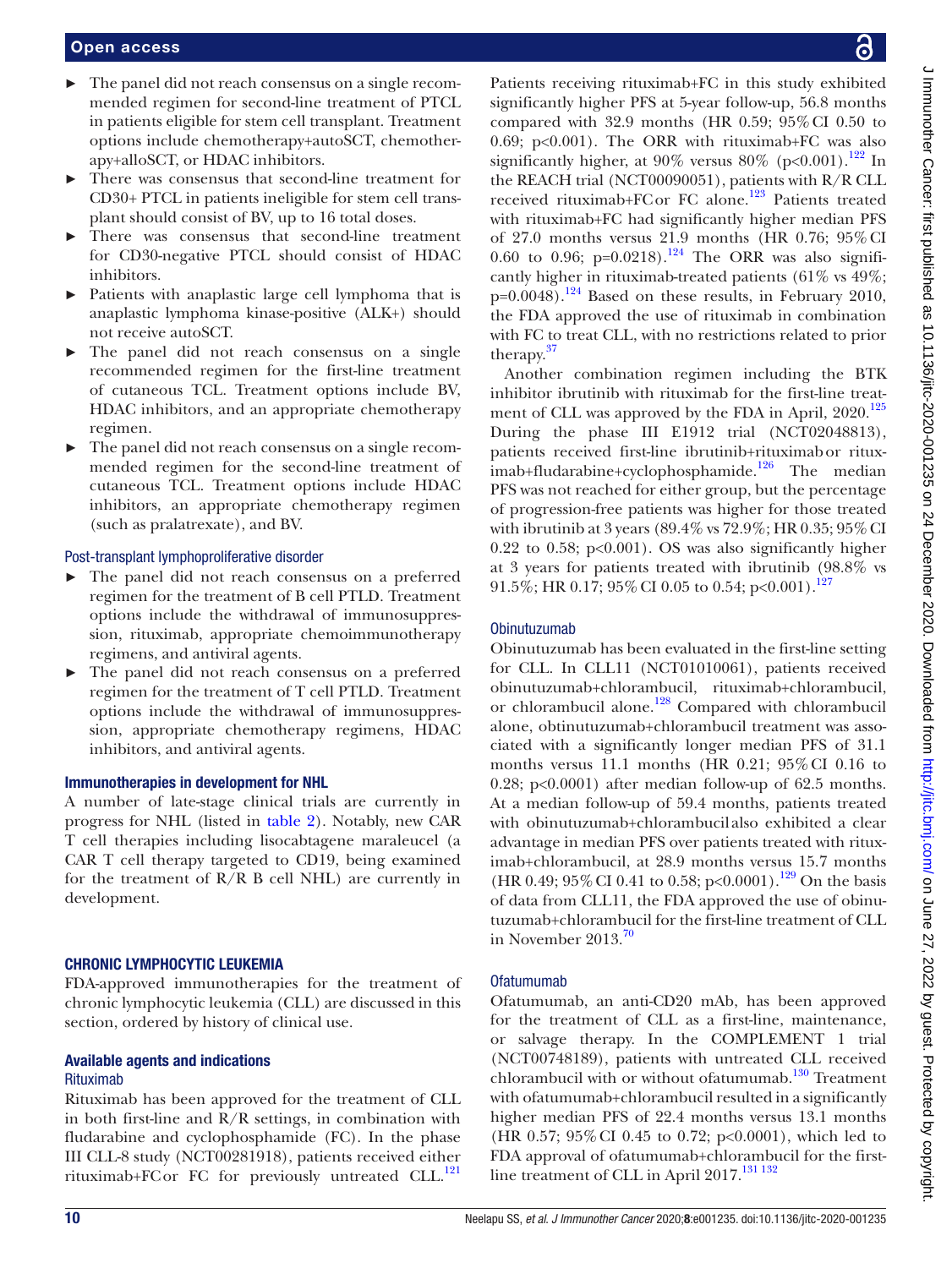- The panel did not reach consensus on a single recommended regimen for second-line treatment of PTCL in patients eligible for stem cell transplant. Treatment options include chemotherapy+autoSCT, chemotherapy+alloSCT, or HDAC inhibitors.
- There was consensus that second-line treatment for CD30+ PTCL in patients ineligible for stem cell transplant should consist of BV, up to 16 total doses.
- There was consensus that second-line treatment for CD30-negative PTCL should consist of HDAC inhibitors.
- Patients with anaplastic large cell lymphoma that is anaplastic lymphoma kinase-positive (ALK+) should not receive autoSCT.
- The panel did not reach consensus on a single recommended regimen for the first-line treatment of cutaneous TCL. Treatment options include BV, HDAC inhibitors, and an appropriate chemotherapy regimen.
- The panel did not reach consensus on a single recommended regimen for the second-line treatment of cutaneous TCL. Treatment options include HDAC inhibitors, an appropriate chemotherapy regimen (such as pralatrexate), and BV.

#### Post-transplant lymphoproliferative disorder

- The panel did not reach consensus on a preferred regimen for the treatment of B cell PTLD. Treatment options include the withdrawal of immunosuppression, rituximab, appropriate chemoimmunotherapy regimens, and antiviral agents.
- The panel did not reach consensus on a preferred regimen for the treatment of T cell PTLD. Treatment options include the withdrawal of immunosuppression, appropriate chemotherapy regimens, HDAC inhibitors, and antiviral agents.

### Immunotherapies in development for NHL

A number of late-stage clinical trials are currently in progress for NHL (listed in table 2). Notably, new CAR T cell therapies including lisocabtagene maraleucel (a CAR T cell therapy targeted to CD19, being examined for the treatment of R/R B cell NHL) are currently in development.

## CHRONIC LYMPHOCYTIC LEUKEMIA

FDA-approved immunotherapies for the treatment of chronic lymphocytic leukemia (CLL) are discussed in this section, ordered by history of clinical use.

### Available agents and indications

#### Rituximab

Rituximab has been approved for the treatment of CLL in both first-line and R/R settings, in combination with fludarabine and cyclophosphamide (FC). In the phase III CLL-8 study (NCT00281918), patients received either rituximab+FC or FC for previously untreated CLL.[121] Patients receiving rituximab+FC in this study exhibited significantly higher PFS at 5-year follow-up, 56.8 months compared with 32.9 months (HR 0.59; 95% CI 0.50 to 0.69; p<0.001). The ORR with rituximab+FC was also significantly higher, at 90% versus 80% (p<0.001).[122] In the REACH trial (NCT00090051), patients with R/R CLL received rituximab+FC or FC alone.[123] Patients treated with rituximab+FC had significantly higher median PFS of 27.0 months versus 21.9 months (HR 0.76; 95% CI 0.60 to 0.96; p=0.0218).[124] The ORR was also significantly higher in rituximab-treated patients (61% vs 49%; p=0.0048).[124] Based on these results, in February 2010, the FDA approved the use of rituximab in combination with FC to treat CLL, with no restrictions related to prior therapy.[37]

Another combination regimen including the BTK inhibitor ibrutinib with rituximab for the first-line treatment of CLL was approved by the FDA in April, 2020.[125] During the phase III E1912 trial (NCT02048813), patients received first-line ibrutinib+rituximab or rituximab+fludarabine+cyclophosphamide.[126] The median PFS was not reached for either group, but the percentage of progression-free patients was higher for those treated with ibrutinib at 3 years (89.4% vs 72.9%; HR 0.35; 95% CI 0.22 to 0.58; p<0.001). OS was also significantly higher at 3 years for patients treated with ibrutinib (98.8% vs 91.5%; HR 0.17; 95% CI 0.05 to 0.54; p<0.001).[127]

#### Obinutuzumab

Obinutuzumab has been evaluated in the first-line setting for CLL. In CLL11 (NCT01010061), patients received obinutuzumab+chlorambucil, rituximab+chlorambucil, or chlorambucil alone.[128] Compared with chlorambucil alone, obtinutuzumab+chlorambucil treatment was associated with a significantly longer median PFS of 31.1 months versus 11.1 months (HR 0.21; 95% CI 0.16 to 0.28; p<0.0001) after median follow-up of 62.5 months. At a median follow-up of 59.4 months, patients treated with obinutuzumab+chlorambucil also exhibited a clear advantage in median PFS over patients treated with rituximab+chlorambucil, at 28.9 months versus 15.7 months (HR 0.49; 95% CI 0.41 to 0.58; p<0.0001).[129] On the basis of data from CLL11, the FDA approved the use of obinutuzumab+chlorambucil for the first-line treatment of CLL in November 2013.[70]

#### Ofatumumab

Ofatumumab, an anti-CD20 mAb, has been approved for the treatment of CLL as a first-line, maintenance, or salvage therapy. In the COMPLEMENT 1 trial (NCT00748189), patients with untreated CLL received chlorambucil with or without ofatumumab.[130] Treatment with ofatumumab+chlorambucil resulted in a significantly higher median PFS of 22.4 months versus 13.1 months (HR 0.57; 95% CI 0.45 to 0.72; p<0.0001), which led to FDA approval of ofatumumab+chlorambucil for the first-line treatment of CLL in April 2017.[131,132]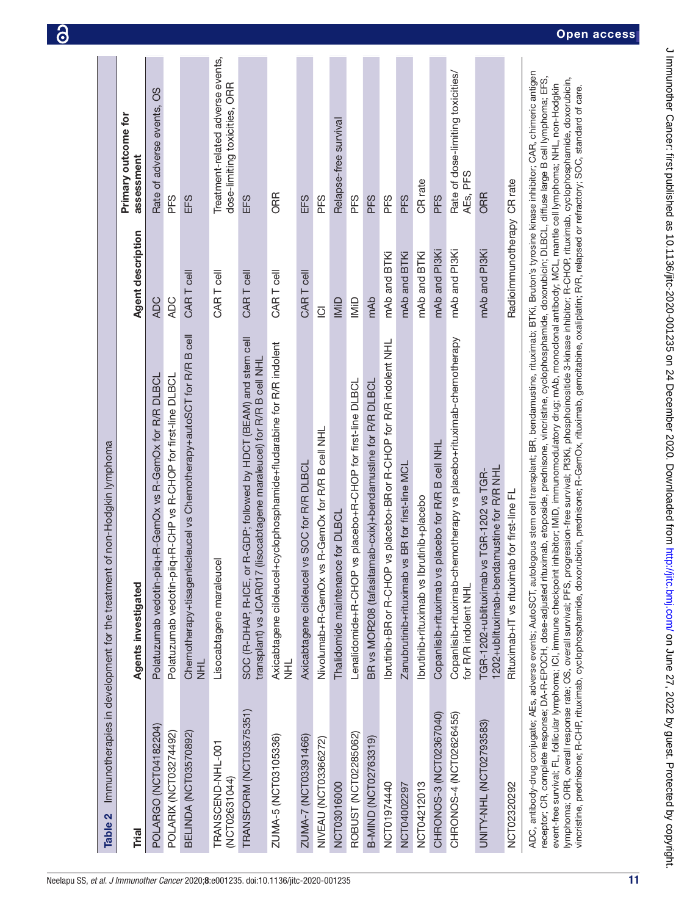**Table 2** Immunotherapies in development for the treatment of non-Hodgkin lymphoma

| Trial | Agents investigated | Agent description | Primary outcome for assessment |
|---|---|---|---|
| POLARGO (NCT04182204) | Polatuzumab vedotin-piiq+R-GemOx vs R-GemOx for R/R DLBCL | ADC | Rate of adverse events, OS |
| POLARIX (NCT03274492) | Polatuzumab vedotin-piiq+R-CHP vs R-CHOP for first-line DLBCL | ADC | PFS |
| BELINDA (NCT03570892) | Chemotherapy+tisagenlecleucel vs Chemotherapy+autoSCT for R/R B cell NHL | CAR T cell | EFS |
| TRANSCEND-NHL-001 (NCT02631044) | Lisocabtagene maraleucel | CAR T cell | Treatment-related adverse events, dose-limiting toxicities, ORR |
| TRANSFORM (NCT03575351) | SOC (R-DHAP, R-ICE, or R-GDP; followed by HDCT (BEAM) and stem cell transplant) vs JCAR017 (lisocabtagene maraleucel) for R/R B cell NHL | CAR T cell | EFS |
| ZUMA-5 (NCT03105336) | Axicabtagene ciloleucel+cyclophosphamide+fludarabine for R/R indolent NHL | CAR T cell | ORR |
| ZUMA-7 (NCT03391466) | Axicabtagene ciloleucel vs SOC for R/R DLBCL | CAR T cell | EFS |
| NIVEAU (NCT03366272) | Nivolumab+R-GemOx vs R-GemOx for R/R B cell NHL | ICI | PFS |
| NCT03016000 | Thalidomide maintenance for DLBCL | IMiD | Relapse-free survival |
| ROBUST (NCT02285062) | Lenalidomide+R-CHOP vs placebo+R-CHOP for first-line DLBCL | IMiD | PFS |
| B-MIND (NCT02763319) | BR vs MOR208 (tafasitamab-cxix)+bendamustine for R/R DLBCL | mAb | PFS |
| NCT01974440 | Ibrutinib+BR or R-CHOP vs placebo+BR or R-CHOP for R/R indolent NHL | mAb and BTKi | PFS |
| NCT04002297 | Zanubrutinib+rituximab vs BR for first-line MCL | mAb and BTKi | PFS |
| NCT04212013 | Ibrutinib+rituximab vs Ibrutinib+placebo | mAb and BTKi | CR rate |
| CHRONOS-3 (NCT02367040) | Copanlisib+rituximab vs placebo for R/R B cell NHL | mAb and PI3Ki | PFS |
| CHRONOS-4 (NCT02626455) | Copanlisib+rituximab-chemotherapy vs placebo+rituximab-chemotherapy for R/R indolent NHL | mAb and PI3Ki | Rate of dose-limiting toxicities/AEs, PFS |
| UNITY-NHL (NCT02793583) | TGR-1202+ublituximab vs TGR-1202+ublituximab+bendamustine for R/R NHL | mAb and PI3Ki | ORR |
| NCT02320292 | Rituximab+IT vs rituximab for first-line FL | Radioimmunotherapy | CR rate |

ADC, antibody-drug conjugate; AEs, adverse events; AutoSCT, autologous stem cell transplant; BR, bendamustine, rituximab; BTKi, Bruton's tyrosine kinase inhibitor; CAR, chimeric antigen receptor; CR, complete response; DA-R-EPOCH, dose-adjusted rituximab, etoposide, prednisone, vincristine, cyclophosphamide, doxorubicin; DLBCL, diffuse large B cell lymphoma; EFS, event-free survival; FL, follicular lymphoma; ICI, immune checkpoint inhibitor; IMiD, immunomodulatory drug; mAb, monoclonal antibody; MCL, mantle cell lymphoma; NHL, non-Hodgkin lymphoma; ORR, overall response rate; OS, overall survival; PFS, progression-free survival; PI3Ki, phosphoinositide 3-kinase inhibitor; R-CHOP, rituximab, cyclophosphamide, doxorubicin, vincristine, prednisone; R-CHP, rituximab, cyclophosphamide, doxorubicin, prednisone; R-GemOx, rituximab, gemcitabine, oxaliplatin; R/R, relapsed or refractory; SOC, standard of care.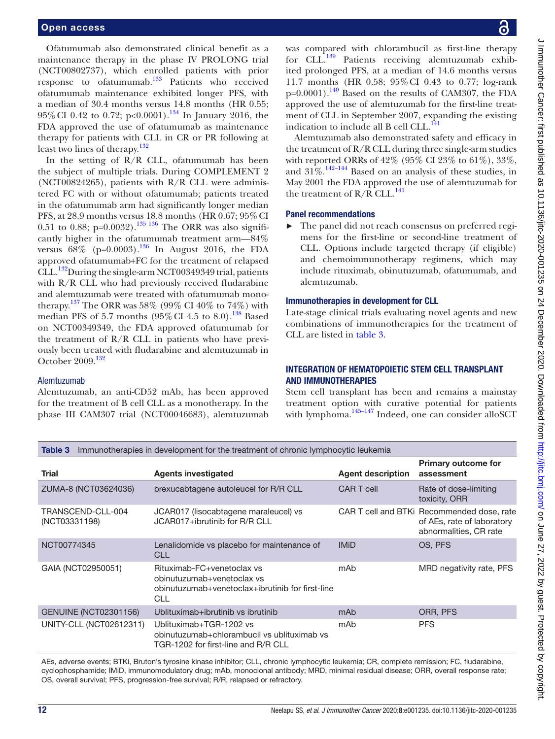Ofatumumab also demonstrated clinical benefit as a maintenance therapy in the phase IV PROLONG trial (NCT00802737), which enrolled patients with prior response to ofatumumab.[133] Patients who received ofatumumab maintenance exhibited longer PFS, with a median of 30.4 months versus 14.8 months (HR 0.55; 95% CI 0.42 to 0.72; p<0.0001).[134] In January 2016, the FDA approved the use of ofatumumab as maintenance therapy for patients with CLL in CR or PR following at least two lines of therapy.[132]

In the setting of R/R CLL, ofatumumab has been the subject of multiple trials. During COMPLEMENT 2 (NCT00824265), patients with R/R CLL were administered FC with or without ofatumumab; patients treated in the ofatumumab arm had significantly longer median PFS, at 28.9 months versus 18.8 months (HR 0.67; 95% CI 0.51 to 0.88; p=0.0032).[135 136] The ORR was also significantly higher in the ofatumumab treatment arm—84% versus 68% (p=0.0003).[136] In August 2016, the FDA approved ofatumumab+FC for the treatment of relapsed CLL.[132] During the single-arm NCT00349349 trial, patients with R/R CLL who had previously received fludarabine and alemtuzumab were treated with ofatumumab monotherapy.[137] The ORR was 58% (99% CI 40% to 74%) with median PFS of 5.7 months (95% CI 4.5 to 8.0).[138] Based on NCT00349349, the FDA approved ofatumumab for the treatment of R/R CLL in patients who have previously been treated with fludarabine and alemtuzumab in October 2009.[132]

### Alemtuzumab

Alemtuzumab, an anti-CD52 mAb, has been approved for the treatment of B cell CLL as a monotherapy. In the phase III CAM307 trial (NCT00046683), alemtuzumab was compared with chlorambucil as first-line therapy for CLL.[139] Patients receiving alemtuzumab exhibited prolonged PFS, at a median of 14.6 months versus 11.7 months (HR 0.58; 95% CI 0.43 to 0.77; log-rank p=0.0001).[140] Based on the results of CAM307, the FDA approved the use of alemtuzumab for the first-line treatment of CLL in September 2007, expanding the existing indication to include all B cell CLL.[141]

Alemtuzumab also demonstrated safety and efficacy in the treatment of R/R CLL during three single-arm studies with reported ORRs of 42% (95% CI 23% to 61%), 33%, and 31%.[142–144] Based on an analysis of these studies, in May 2001 the FDA approved the use of alemtuzumab for the treatment of R/R CLL.[141]

### Panel recommendations

- The panel did not reach consensus on preferred regimens for the first-line or second-line treatment of CLL. Options include targeted therapy (if eligible) and chemoimmunotherapy regimens, which may include rituximab, obinutuzumab, ofatumumab, and alemtuzumab.

### Immunotherapies in development for CLL

Late-stage clinical trials evaluating novel agents and new combinations of immunotherapies for the treatment of CLL are listed in table 3.

## INTEGRATION OF HEMATOPOIETIC STEM CELL TRANSPLANT AND IMMUNOTHERAPIES

Stem cell transplant has been and remains a mainstay treatment option with curative potential for patients with lymphoma.[145–147] Indeed, one can consider alloSCT

Table 3 Immunotherapies in development for the treatment of chronic lymphocytic leukemia

| Trial | Agents investigated | Agent description | Primary outcome for assessment |
|---|---|---|---|
| ZUMA-8 (NCT03624036) | brexucabtagene autoleucel for R/R CLL | CAR T cell | Rate of dose-limiting toxicity, ORR |
| TRANSCEND-CLL-004 (NCT03331198) | JCAR017 (lisocabtagene maraleucel) vs JCAR017+ibrutinib for R/R CLL | CAR T cell and BTKi | Recommended dose, rate of AEs, rate of laboratory abnormalities, CR rate |
| NCT00774345 | Lenalidomide vs placebo for maintenance of CLL | IMiD | OS, PFS |
| GAIA (NCT02950051) | Rituximab-FC+venetoclax vs obinutuzumab+venetoclax vs obinutuzumab+venetoclax+ibrutinib for first-line CLL | mAb | MRD negativity rate, PFS |
| GENUINE (NCT02301156) | Ublituximab+ibrutinib vs ibrutinib | mAb | ORR, PFS |
| UNITY-CLL (NCT02612311) | Ublituximab+TGR-1202 vs obinutuzumab+chlorambucil vs ublituximab vs TGR-1202 for first-line and R/R CLL | mAb | PFS |

AEs, adverse events; BTKi, Bruton's tyrosine kinase inhibitor; CLL, chronic lymphocytic leukemia; CR, complete remission; FC, fludarabine, cyclophosphamide; IMiD, immunomodulatory drug; mAb, monoclonal antibody; MRD, minimal residual disease; ORR, overall response rate; OS, overall survival; PFS, progression-free survival; R/R, relapsed or refractory.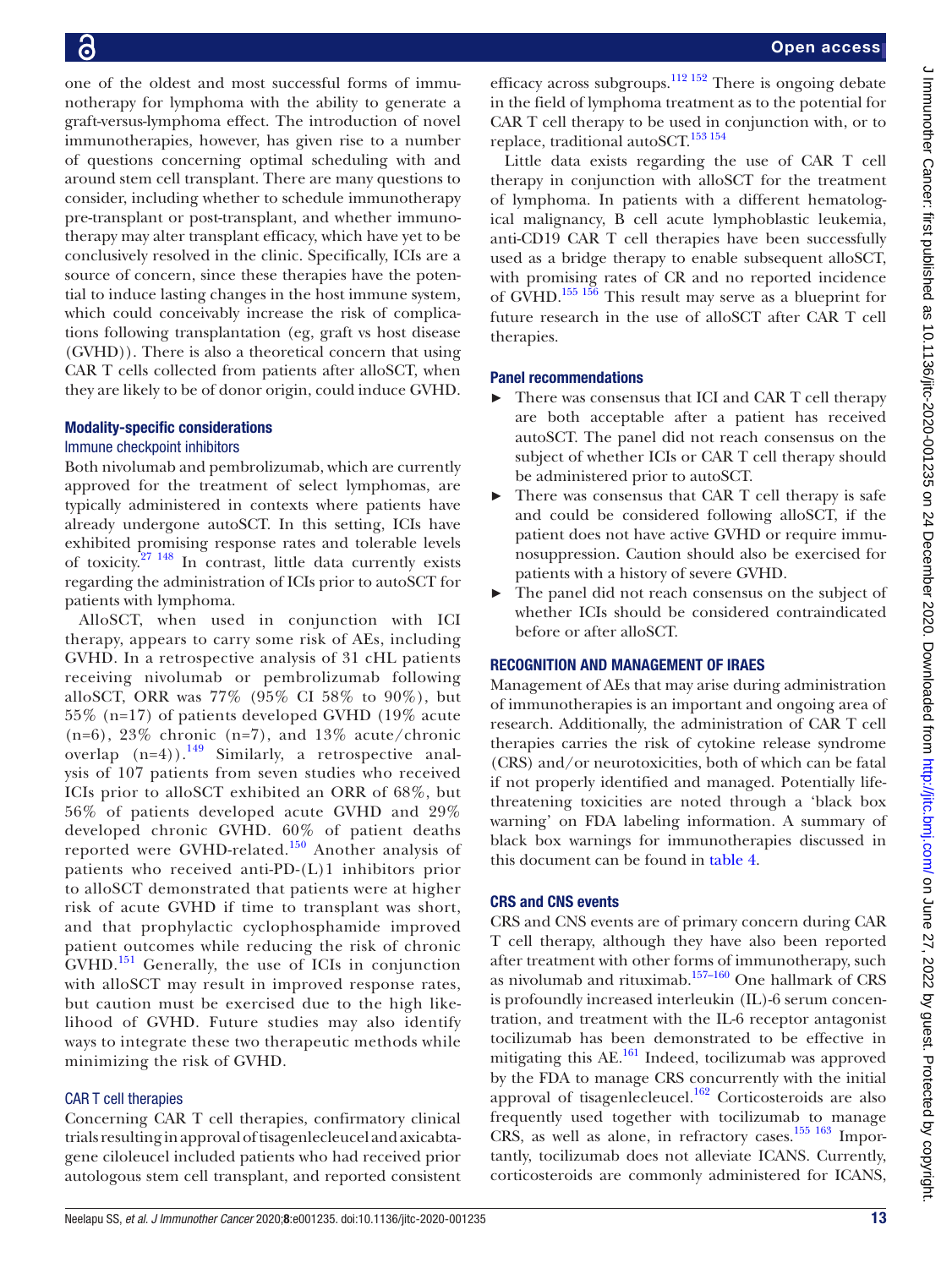one of the oldest and most successful forms of immunotherapy for lymphoma with the ability to generate a graft-versus-lymphoma effect. The introduction of novel immunotherapies, however, has given rise to a number of questions concerning optimal scheduling with and around stem cell transplant. There are many questions to consider, including whether to schedule immunotherapy pre-transplant or post-transplant, and whether immunotherapy may alter transplant efficacy, which have yet to be conclusively resolved in the clinic. Specifically, ICIs are a source of concern, since these therapies have the potential to induce lasting changes in the host immune system, which could conceivably increase the risk of complications following transplantation (eg, graft vs host disease (GVHD)). There is also a theoretical concern that using CAR T cells collected from patients after alloSCT, when they are likely to be of donor origin, could induce GVHD.

### Modality-specific considerations

#### Immune checkpoint inhibitors

Both nivolumab and pembrolizumab, which are currently approved for the treatment of select lymphomas, are typically administered in contexts where patients have already undergone autoSCT. In this setting, ICIs have exhibited promising response rates and tolerable levels of toxicity.[27 148] In contrast, little data currently exists regarding the administration of ICIs prior to autoSCT for patients with lymphoma.

AlloSCT, when used in conjunction with ICI therapy, appears to carry some risk of AEs, including GVHD. In a retrospective analysis of 31 cHL patients receiving nivolumab or pembrolizumab following alloSCT, ORR was 77% (95% CI 58% to 90%), but 55% (n=17) of patients developed GVHD (19% acute (n=6), 23% chronic (n=7), and 13% acute/chronic overlap (n=4)).[149] Similarly, a retrospective analysis of 107 patients from seven studies who received ICIs prior to alloSCT exhibited an ORR of 68%, but 56% of patients developed acute GVHD and 29% developed chronic GVHD. 60% of patient deaths reported were GVHD-related.[150] Another analysis of patients who received anti-PD-(L)1 inhibitors prior to alloSCT demonstrated that patients were at higher risk of acute GVHD if time to transplant was short, and that prophylactic cyclophosphamide improved patient outcomes while reducing the risk of chronic GVHD.[151] Generally, the use of ICIs in conjunction with alloSCT may result in improved response rates, but caution must be exercised due to the high likelihood of GVHD. Future studies may also identify ways to integrate these two therapeutic methods while minimizing the risk of GVHD.

#### CAR T cell therapies

Concerning CAR T cell therapies, confirmatory clinical trials resulting in approval of tisagenlecleucel and axicabtagene ciloleucel included patients who had received prior autologous stem cell transplant, and reported consistent efficacy across subgroups.[112 152] There is ongoing debate in the field of lymphoma treatment as to the potential for CAR T cell therapy to be used in conjunction with, or to replace, traditional autoSCT.[153 154]

Little data exists regarding the use of CAR T cell therapy in conjunction with alloSCT for the treatment of lymphoma. In patients with a different hematological malignancy, B cell acute lymphoblastic leukemia, anti-CD19 CAR T cell therapies have been successfully used as a bridge therapy to enable subsequent alloSCT, with promising rates of CR and no reported incidence of GVHD.[155 156] This result may serve as a blueprint for future research in the use of alloSCT after CAR T cell therapies.

### Panel recommendations

- There was consensus that ICI and CAR T cell therapy are both acceptable after a patient has received autoSCT. The panel did not reach consensus on the subject of whether ICIs or CAR T cell therapy should be administered prior to autoSCT.
- There was consensus that CAR T cell therapy is safe and could be considered following alloSCT, if the patient does not have active GVHD or require immunosuppression. Caution should also be exercised for patients with a history of severe GVHD.
- The panel did not reach consensus on the subject of whether ICIs should be considered contraindicated before or after alloSCT.

## RECOGNITION AND MANAGEMENT OF IRAES

Management of AEs that may arise during administration of immunotherapies is an important and ongoing area of research. Additionally, the administration of CAR T cell therapies carries the risk of cytokine release syndrome (CRS) and/or neurotoxicities, both of which can be fatal if not properly identified and managed. Potentially life-threatening toxicities are noted through a 'black box warning' on FDA labeling information. A summary of black box warnings for immunotherapies discussed in this document can be found in table 4.

### CRS and CNS events

CRS and CNS events are of primary concern during CAR T cell therapy, although they have also been reported after treatment with other forms of immunotherapy, such as nivolumab and rituximab.[157–160] One hallmark of CRS is profoundly increased interleukin (IL)-6 serum concentration, and treatment with the IL-6 receptor antagonist tocilizumab has been demonstrated to be effective in mitigating this AE.[161] Indeed, tocilizumab was approved by the FDA to manage CRS concurrently with the initial approval of tisagenlecleucel.[162] Corticosteroids are also frequently used together with tocilizumab to manage CRS, as well as alone, in refractory cases.[155 163] Importantly, tocilizumab does not alleviate ICANS. Currently, corticosteroids are commonly administered for ICANS,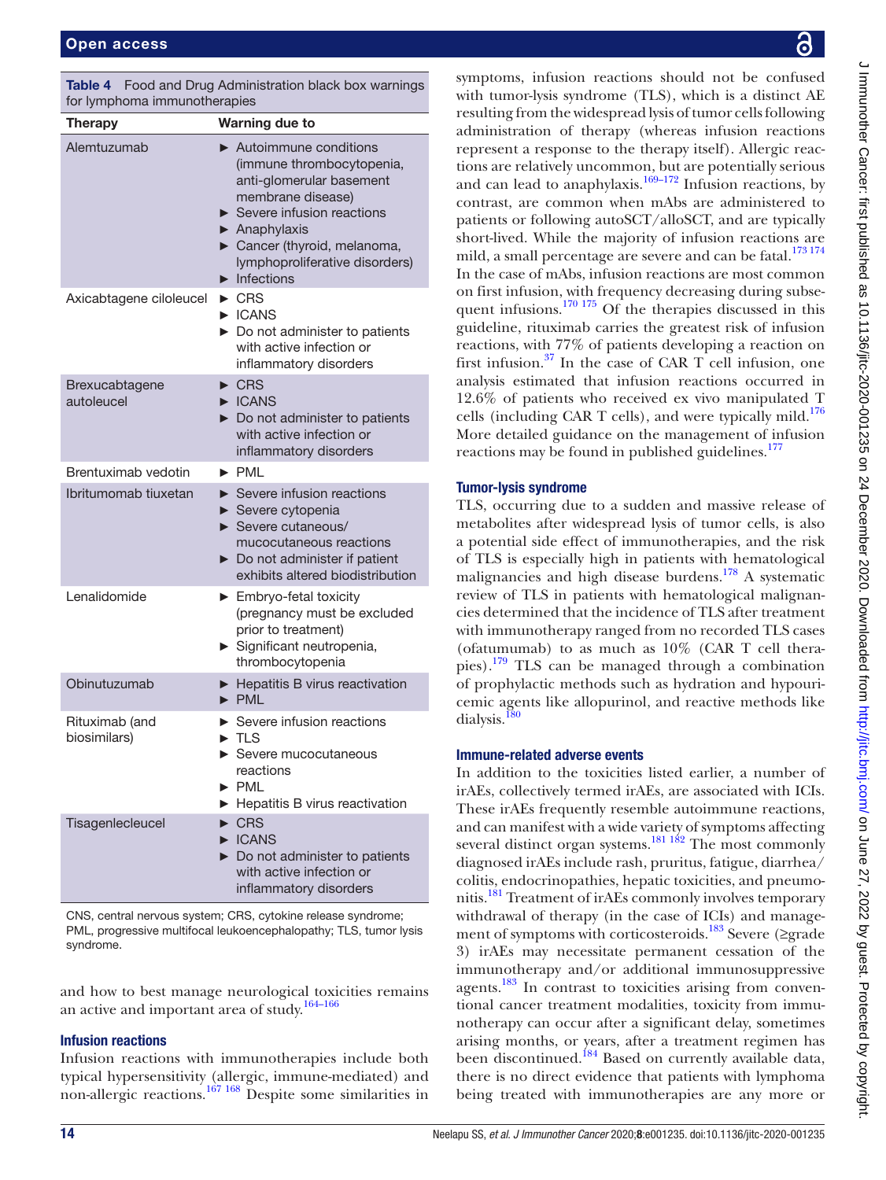**Table 4** Food and Drug Administration black box warnings for lymphoma immunotherapies

| Therapy | Warning due to |
|---|---|
| Alemtuzumab | ► Autoimmune conditions (immune thrombocytopenia, anti-glomerular basement membrane disease)<br>► Severe infusion reactions<br>► Anaphylaxis<br>► Cancer (thyroid, melanoma, lymphoproliferative disorders)<br>► Infections |
| Axicabtagene ciloleucel | ► CRS<br>► ICANS<br>► Do not administer to patients with active infection or inflammatory disorders |
| Brexucabtagene autoleucel | ► CRS<br>► ICANS<br>► Do not administer to patients with active infection or inflammatory disorders |
| Brentuximab vedotin | ► PML |
| Ibritumomab tiuxetan | ► Severe infusion reactions<br>► Severe cytopenia<br>► Severe cutaneous/mucocutaneous reactions<br>► Do not administer if patient exhibits altered biodistribution |
| Lenalidomide | ► Embryo-fetal toxicity (pregnancy must be excluded prior to treatment)<br>► Significant neutropenia, thrombocytopenia |
| Obinutuzumab | ► Hepatitis B virus reactivation<br>► PML |
| Rituximab (and biosimilars) | ► Severe infusion reactions<br>► TLS<br>► Severe mucocutaneous reactions<br>► PML<br>► Hepatitis B virus reactivation |
| Tisagenlecleucel | ► CRS<br>► ICANS<br>► Do not administer to patients with active infection or inflammatory disorders |

CNS, central nervous system; CRS, cytokine release syndrome; PML, progressive multifocal leukoencephalopathy; TLS, tumor lysis syndrome.

and how to best manage neurological toxicities remains an active and important area of study.[164–166]

### Infusion reactions

Infusion reactions with immunotherapies include both typical hypersensitivity (allergic, immune-mediated) and non-allergic reactions.[167 168] Despite some similarities in symptoms, infusion reactions should not be confused with tumor-lysis syndrome (TLS), which is a distinct AE resulting from the widespread lysis of tumor cells following administration of therapy (whereas infusion reactions represent a response to the therapy itself). Allergic reactions are relatively uncommon, but are potentially serious and can lead to anaphylaxis.[169–172] Infusion reactions, by contrast, are common when mAbs are administered to patients or following autoSCT/alloSCT, and are typically short-lived. While the majority of infusion reactions are mild, a small percentage are severe and can be fatal.[173 174] In the case of mAbs, infusion reactions are most common on first infusion, with frequency decreasing during subsequent infusions.[170 175] Of the therapies discussed in this guideline, rituximab carries the greatest risk of infusion reactions, with 77% of patients developing a reaction on first infusion.[37] In the case of CAR T cell infusion, one analysis estimated that infusion reactions occurred in 12.6% of patients who received ex vivo manipulated T cells (including CAR T cells), and were typically mild.[176] More detailed guidance on the management of infusion reactions may be found in published guidelines.[177]

### Tumor-lysis syndrome

TLS, occurring due to a sudden and massive release of metabolites after widespread lysis of tumor cells, is also a potential side effect of immunotherapies, and the risk of TLS is especially high in patients with hematological malignancies and high disease burdens.[178] A systematic review of TLS in patients with hematological malignancies determined that the incidence of TLS after treatment with immunotherapy ranged from no recorded TLS cases (ofatumumab) to as much as 10% (CAR T cell therapies).[179] TLS can be managed through a combination of prophylactic methods such as hydration and hypouricemic agents like allopurinol, and reactive methods like dialysis.[180]

### Immune-related adverse events

In addition to the toxicities listed earlier, a number of irAEs, collectively termed irAEs, are associated with ICIs. These irAEs frequently resemble autoimmune reactions, and can manifest with a wide variety of symptoms affecting several distinct organ systems.[181 182] The most commonly diagnosed irAEs include rash, pruritus, fatigue, diarrhea/colitis, endocrinopathies, hepatic toxicities, and pneumonitis.[181] Treatment of irAEs commonly involves temporary withdrawal of therapy (in the case of ICIs) and management of symptoms with corticosteroids.[183] Severe (≥grade 3) irAEs may necessitate permanent cessation of the immunotherapy and/or additional immunosuppressive agents.[183] In contrast to toxicities arising from conventional cancer treatment modalities, toxicity from immunotherapy can occur after a significant delay, sometimes arising months, or years, after a treatment regimen has been discontinued.[184] Based on currently available data, there is no direct evidence that patients with lymphoma being treated with immunotherapies are any more or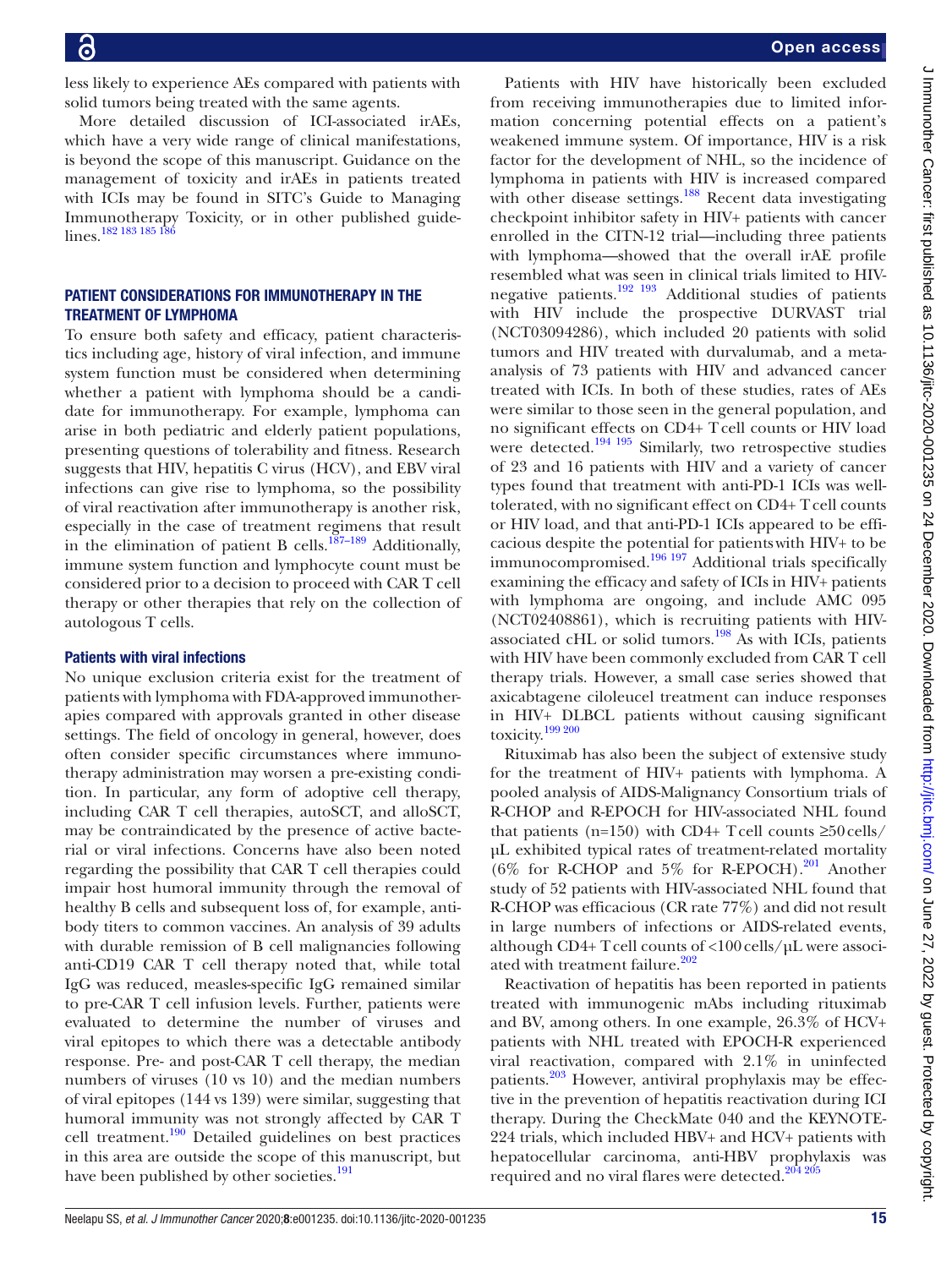less likely to experience AEs compared with patients with solid tumors being treated with the same agents.

More detailed discussion of ICI-associated irAEs, which have a very wide range of clinical manifestations, is beyond the scope of this manuscript. Guidance on the management of toxicity and irAEs in patients treated with ICIs may be found in SITC's Guide to Managing Immunotherapy Toxicity, or in other published guidelines.[182 183 185 186]

## PATIENT CONSIDERATIONS FOR IMMUNOTHERAPY IN THE TREATMENT OF LYMPHOMA

To ensure both safety and efficacy, patient characteristics including age, history of viral infection, and immune system function must be considered when determining whether a patient with lymphoma should be a candidate for immunotherapy. For example, lymphoma can arise in both pediatric and elderly patient populations, presenting questions of tolerability and fitness. Research suggests that HIV, hepatitis C virus (HCV), and EBV viral infections can give rise to lymphoma, so the possibility of viral reactivation after immunotherapy is another risk, especially in the case of treatment regimens that result in the elimination of patient B cells.[187–189] Additionally, immune system function and lymphocyte count must be considered prior to a decision to proceed with CAR T cell therapy or other therapies that rely on the collection of autologous T cells.

### Patients with viral infections

No unique exclusion criteria exist for the treatment of patients with lymphoma with FDA-approved immunotherapies compared with approvals granted in other disease settings. The field of oncology in general, however, does often consider specific circumstances where immunotherapy administration may worsen a pre-existing condition. In particular, any form of adoptive cell therapy, including CAR T cell therapies, autoSCT, and alloSCT, may be contraindicated by the presence of active bacterial or viral infections. Concerns have also been noted regarding the possibility that CAR T cell therapies could impair host humoral immunity through the removal of healthy B cells and subsequent loss of, for example, antibody titers to common vaccines. An analysis of 39 adults with durable remission of B cell malignancies following anti-CD19 CAR T cell therapy noted that, while total IgG was reduced, measles-specific IgG remained similar to pre-CAR T cell infusion levels. Further, patients were evaluated to determine the number of viruses and viral epitopes to which there was a detectable antibody response. Pre- and post-CAR T cell therapy, the median numbers of viruses (10 vs 10) and the median numbers of viral epitopes (144 vs 139) were similar, suggesting that humoral immunity was not strongly affected by CAR T cell treatment.[190] Detailed guidelines on best practices in this area are outside the scope of this manuscript, but have been published by other societies.[191]

Patients with HIV have historically been excluded from receiving immunotherapies due to limited information concerning potential effects on a patient's weakened immune system. Of importance, HIV is a risk factor for the development of NHL, so the incidence of lymphoma in patients with HIV is increased compared with other disease settings.[188] Recent data investigating checkpoint inhibitor safety in HIV+ patients with cancer enrolled in the CITN-12 trial—including three patients with lymphoma—showed that the overall irAE profile resembled what was seen in clinical trials limited to HIV-negative patients.[192 193] Additional studies of patients with HIV include the prospective DURVAST trial (NCT03094286), which included 20 patients with solid tumors and HIV treated with durvalumab, and a meta-analysis of 73 patients with HIV and advanced cancer treated with ICIs. In both of these studies, rates of AEs were similar to those seen in the general population, and no significant effects on CD4+ T cell counts or HIV load were detected.[194 195] Similarly, two retrospective studies of 23 and 16 patients with HIV and a variety of cancer types found that treatment with anti-PD-1 ICIs was well-tolerated, with no significant effect on CD4+ T cell counts or HIV load, and that anti-PD-1 ICIs appeared to be efficacious despite the potential for patients with HIV+ to be immunocompromised.[196 197] Additional trials specifically examining the efficacy and safety of ICIs in HIV+ patients with lymphoma are ongoing, and include AMC 095 (NCT02408861), which is recruiting patients with HIV-associated cHL or solid tumors.[198] As with ICIs, patients with HIV have been commonly excluded from CAR T cell therapy trials. However, a small case series showed that axicabtagene ciloleucel treatment can induce responses in HIV+ DLBCL patients without causing significant toxicity.[199 200]

Rituximab has also been the subject of extensive study for the treatment of HIV+ patients with lymphoma. A pooled analysis of AIDS-Malignancy Consortium trials of R-CHOP and R-EPOCH for HIV-associated NHL found that patients (n=150) with CD4+ T cell counts ≥50 cells/µL exhibited typical rates of treatment-related mortality (6% for R-CHOP and 5% for R-EPOCH).[201] Another study of 52 patients with HIV-associated NHL found that R-CHOP was efficacious (CR rate 77%) and did not result in large numbers of infections or AIDS-related events, although CD4+ T cell counts of <100 cells/µL were associated with treatment failure.[202]

Reactivation of hepatitis has been reported in patients treated with immunogenic mAbs including rituximab and BV, among others. In one example, 26.3% of HCV+ patients with NHL treated with EPOCH-R experienced viral reactivation, compared with 2.1% in uninfected patients.[203] However, antiviral prophylaxis may be effective in the prevention of hepatitis reactivation during ICI therapy. During the CheckMate 040 and the KEYNOTE-224 trials, which included HBV+ and HCV+ patients with hepatocellular carcinoma, anti-HBV prophylaxis was required and no viral flares were detected.[204 205]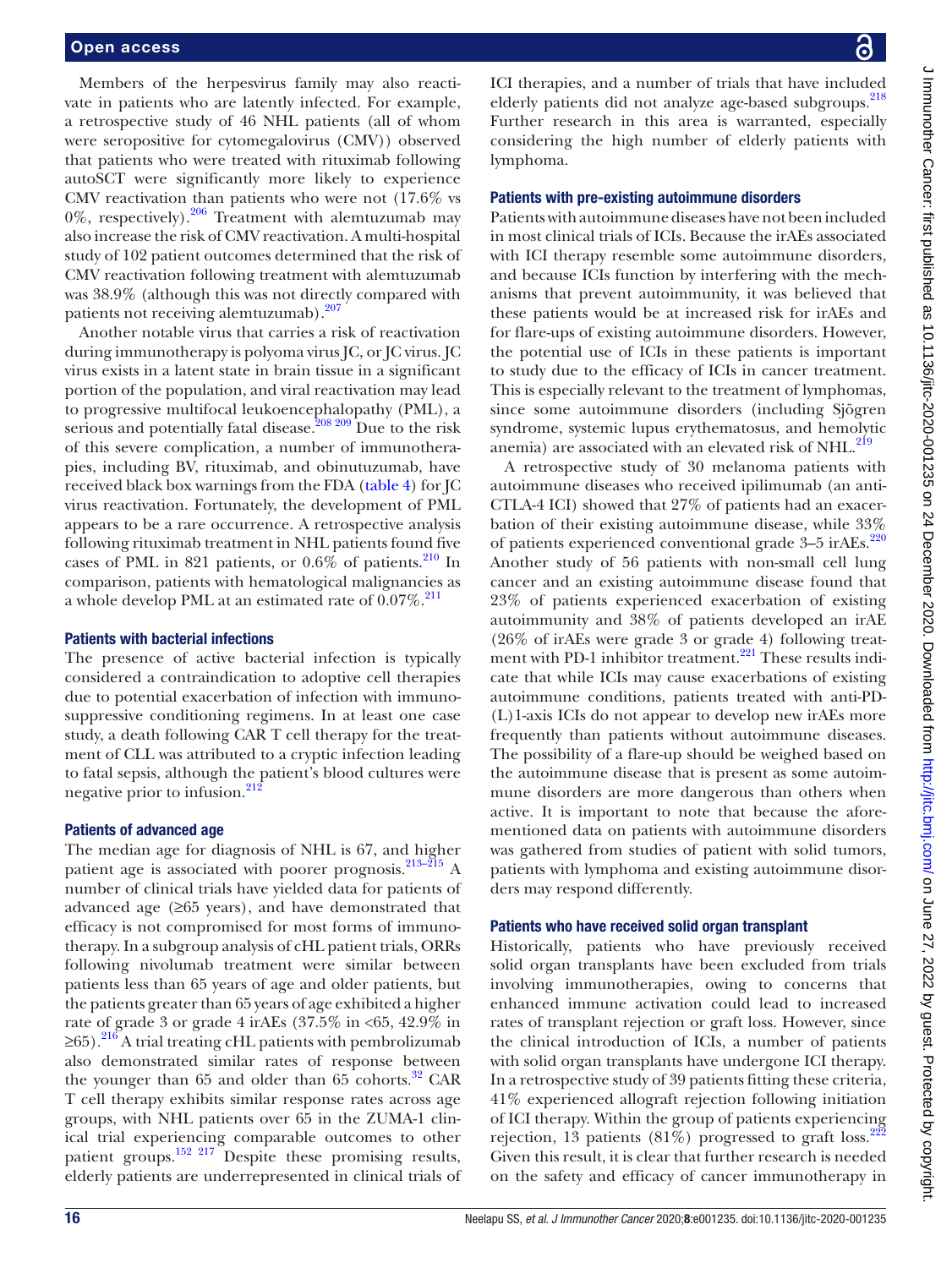Members of the herpesvirus family may also reactivate in patients who are latently infected. For example, a retrospective study of 46 NHL patients (all of whom were seropositive for cytomegalovirus (CMV)) observed that patients who were treated with rituximab following autoSCT were significantly more likely to experience CMV reactivation than patients who were not (17.6% vs 0%, respectively).[206] Treatment with alemtuzumab may also increase the risk of CMV reactivation. A multi-hospital study of 102 patient outcomes determined that the risk of CMV reactivation following treatment with alemtuzumab was 38.9% (although this was not directly compared with patients not receiving alemtuzumab).[207]

Another notable virus that carries a risk of reactivation during immunotherapy is polyoma virus JC, or JC virus. JC virus exists in a latent state in brain tissue in a significant portion of the population, and viral reactivation may lead to progressive multifocal leukoencephalopathy (PML), a serious and potentially fatal disease.[208 209] Due to the risk of this severe complication, a number of immunotherapies, including BV, rituximab, and obinutuzumab, have received black box warnings from the FDA (table 4) for JC virus reactivation. Fortunately, the development of PML appears to be a rare occurrence. A retrospective analysis following rituximab treatment in NHL patients found five cases of PML in 821 patients, or 0.6% of patients.[210] In comparison, patients with hematological malignancies as a whole develop PML at an estimated rate of 0.07%.[211]

### Patients with bacterial infections

The presence of active bacterial infection is typically considered a contraindication to adoptive cell therapies due to potential exacerbation of infection with immunosuppressive conditioning regimens. In at least one case study, a death following CAR T cell therapy for the treatment of CLL was attributed to a cryptic infection leading to fatal sepsis, although the patient's blood cultures were negative prior to infusion.[212]

### Patients of advanced age

The median age for diagnosis of NHL is 67, and higher patient age is associated with poorer prognosis.[213–215] A number of clinical trials have yielded data for patients of advanced age (≥65 years), and have demonstrated that efficacy is not compromised for most forms of immunotherapy. In a subgroup analysis of cHL patient trials, ORRs following nivolumab treatment were similar between patients less than 65 years of age and older patients, but the patients greater than 65 years of age exhibited a higher rate of grade 3 or grade 4 irAEs (37.5% in <65, 42.9% in ≥65).[216] A trial treating cHL patients with pembrolizumab also demonstrated similar rates of response between the younger than 65 and older than 65 cohorts.[32] CAR T cell therapy exhibits similar response rates across age groups, with NHL patients over 65 in the ZUMA-1 clinical trial experiencing comparable outcomes to other patient groups.[152 217] Despite these promising results, elderly patients are underrepresented in clinical trials of ICI therapies, and a number of trials that have included elderly patients did not analyze age-based subgroups.[218] Further research in this area is warranted, especially considering the high number of elderly patients with lymphoma.

### Patients with pre-existing autoimmune disorders

Patients with autoimmune diseases have not been included in most clinical trials of ICIs. Because the irAEs associated with ICI therapy resemble some autoimmune disorders, and because ICIs function by interfering with the mechanisms that prevent autoimmunity, it was believed that these patients would be at increased risk for irAEs and for flare-ups of existing autoimmune disorders. However, the potential use of ICIs in these patients is important to study due to the efficacy of ICIs in cancer treatment. This is especially relevant to the treatment of lymphomas, since some autoimmune disorders (including Sjögren syndrome, systemic lupus erythematosus, and hemolytic anemia) are associated with an elevated risk of NHL.[219]

A retrospective study of 30 melanoma patients with autoimmune diseases who received ipilimumab (an anti-CTLA-4 ICI) showed that 27% of patients had an exacerbation of their existing autoimmune disease, while 33% of patients experienced conventional grade 3–5 irAEs.[220] Another study of 56 patients with non-small cell lung cancer and an existing autoimmune disease found that 23% of patients experienced exacerbation of existing autoimmunity and 38% of patients developed an irAE (26% of irAEs were grade 3 or grade 4) following treatment with PD-1 inhibitor treatment.[221] These results indicate that while ICIs may cause exacerbations of existing autoimmune conditions, patients treated with anti-PD-(L)1-axis ICIs do not appear to develop new irAEs more frequently than patients without autoimmune diseases. The possibility of a flare-up should be weighed based on the autoimmune disease that is present as some autoimmune disorders are more dangerous than others when active. It is important to note that because the aforementioned data on patients with autoimmune disorders was gathered from studies of patient with solid tumors, patients with lymphoma and existing autoimmune disorders may respond differently.

### Patients who have received solid organ transplant

Historically, patients who have previously received solid organ transplants have been excluded from trials involving immunotherapies, owing to concerns that enhanced immune activation could lead to increased rates of transplant rejection or graft loss. However, since the clinical introduction of ICIs, a number of patients with solid organ transplants have undergone ICI therapy. In a retrospective study of 39 patients fitting these criteria, 41% experienced allograft rejection following initiation of ICI therapy. Within the group of patients experiencing rejection, 13 patients (81%) progressed to graft loss.[222] Given this result, it is clear that further research is needed on the safety and efficacy of cancer immunotherapy in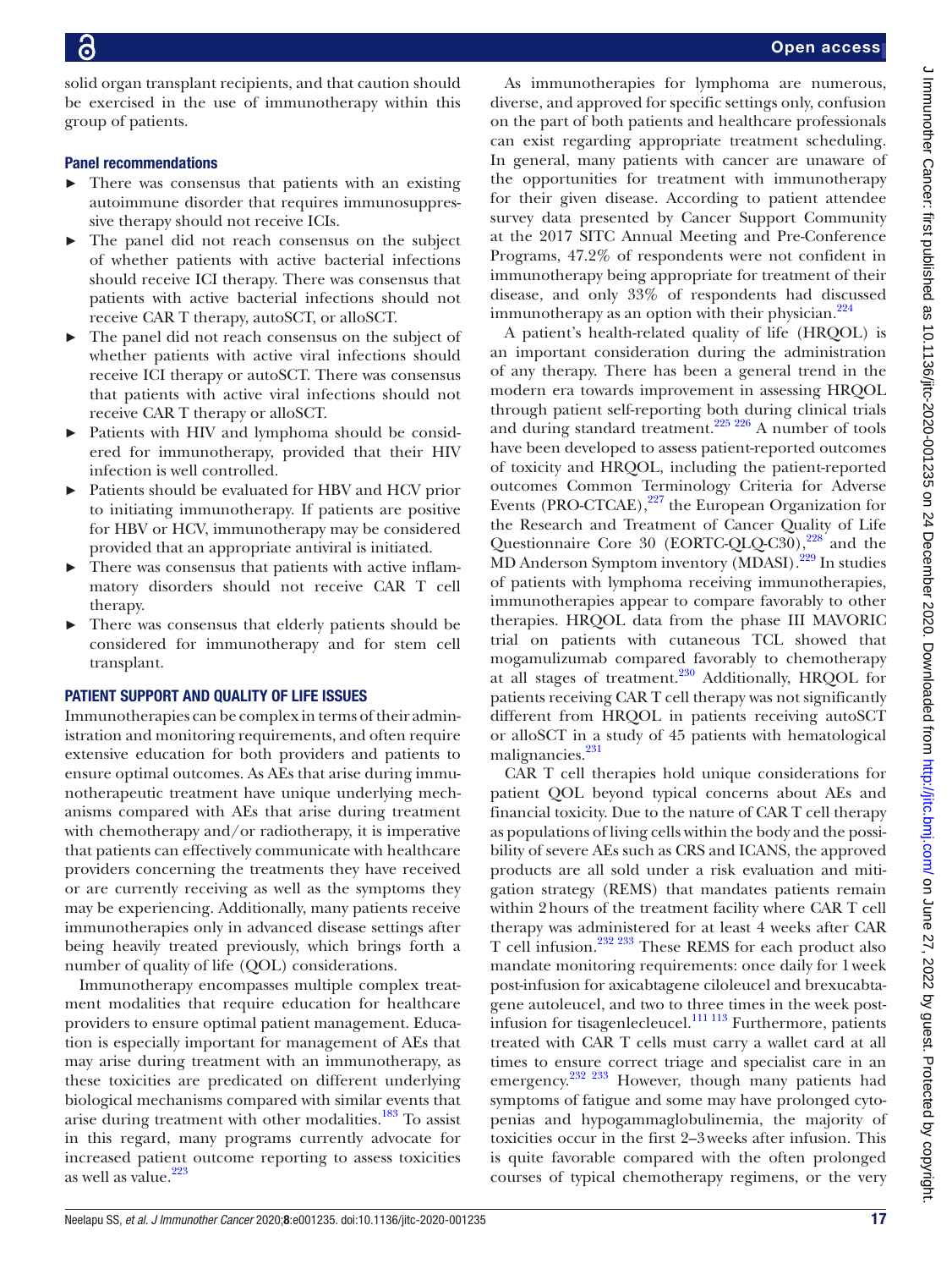solid organ transplant recipients, and that caution should be exercised in the use of immunotherapy within this group of patients.

### Panel recommendations

- There was consensus that patients with an existing autoimmune disorder that requires immunosuppressive therapy should not receive ICIs.
- The panel did not reach consensus on the subject of whether patients with active bacterial infections should receive ICI therapy. There was consensus that patients with active bacterial infections should not receive CAR T therapy, autoSCT, or alloSCT.
- The panel did not reach consensus on the subject of whether patients with active viral infections should receive ICI therapy or autoSCT. There was consensus that patients with active viral infections should not receive CAR T therapy or alloSCT.
- Patients with HIV and lymphoma should be considered for immunotherapy, provided that their HIV infection is well controlled.
- Patients should be evaluated for HBV and HCV prior to initiating immunotherapy. If patients are positive for HBV or HCV, immunotherapy may be considered provided that an appropriate antiviral is initiated.
- There was consensus that patients with active inflammatory disorders should not receive CAR T cell therapy.
- There was consensus that elderly patients should be considered for immunotherapy and for stem cell transplant.

## PATIENT SUPPORT AND QUALITY OF LIFE ISSUES

Immunotherapies can be complex in terms of their administration and monitoring requirements, and often require extensive education for both providers and patients to ensure optimal outcomes. As AEs that arise during immunotherapeutic treatment have unique underlying mechanisms compared with AEs that arise during treatment with chemotherapy and/or radiotherapy, it is imperative that patients can effectively communicate with healthcare providers concerning the treatments they have received or are currently receiving as well as the symptoms they may be experiencing. Additionally, many patients receive immunotherapies only in advanced disease settings after being heavily treated previously, which brings forth a number of quality of life (QOL) considerations.

Immunotherapy encompasses multiple complex treatment modalities that require education for healthcare providers to ensure optimal patient management. Education is especially important for management of AEs that may arise during treatment with an immunotherapy, as these toxicities are predicated on different underlying biological mechanisms compared with similar events that arise during treatment with other modalities.[183] To assist in this regard, many programs currently advocate for increased patient outcome reporting to assess toxicities as well as value.[223]

As immunotherapies for lymphoma are numerous, diverse, and approved for specific settings only, confusion on the part of both patients and healthcare professionals can exist regarding appropriate treatment scheduling. In general, many patients with cancer are unaware of the opportunities for treatment with immunotherapy for their given disease. According to patient attendee survey data presented by Cancer Support Community at the 2017 SITC Annual Meeting and Pre-Conference Programs, 47.2% of respondents were not confident in immunotherapy being appropriate for treatment of their disease, and only 33% of respondents had discussed immunotherapy as an option with their physician.[224]

A patient's health-related quality of life (HRQOL) is an important consideration during the administration of any therapy. There has been a general trend in the modern era towards improvement in assessing HRQOL through patient self-reporting both during clinical trials and during standard treatment.[225 226] A number of tools have been developed to assess patient-reported outcomes of toxicity and HRQOL, including the patient-reported outcomes Common Terminology Criteria for Adverse Events (PRO-CTCAE),[227] the European Organization for the Research and Treatment of Cancer Quality of Life Questionnaire Core 30 (EORTC-QLQ-C30),[228] and the MD Anderson Symptom inventory (MDASI).[229] In studies of patients with lymphoma receiving immunotherapies, immunotherapies appear to compare favorably to other therapies. HRQOL data from the phase III MAVORIC trial on patients with cutaneous TCL showed that mogamulizumab compared favorably to chemotherapy at all stages of treatment.[230] Additionally, HRQOL for patients receiving CAR T cell therapy was not significantly different from HRQOL in patients receiving autoSCT or alloSCT in a study of 45 patients with hematological malignancies.[231]

CAR T cell therapies hold unique considerations for patient QOL beyond typical concerns about AEs and financial toxicity. Due to the nature of CAR T cell therapy as populations of living cells within the body and the possibility of severe AEs such as CRS and ICANS, the approved products are all sold under a risk evaluation and mitigation strategy (REMS) that mandates patients remain within 2 hours of the treatment facility where CAR T cell therapy was administered for at least 4 weeks after CAR T cell infusion.[232 233] These REMS for each product also mandate monitoring requirements: once daily for 1 week post-infusion for axicabtagene ciloleucel and brexucabtagene autoleucel, and two to three times in the week post-infusion for tisagenlecleucel.[111 113] Furthermore, patients treated with CAR T cells must carry a wallet card at all times to ensure correct triage and specialist care in an emergency.[232 233] However, though many patients had symptoms of fatigue and some may have prolonged cytopenias and hypogammaglobulinemia, the majority of toxicities occur in the first 2–3 weeks after infusion. This is quite favorable compared with the often prolonged courses of typical chemotherapy regimens, or the very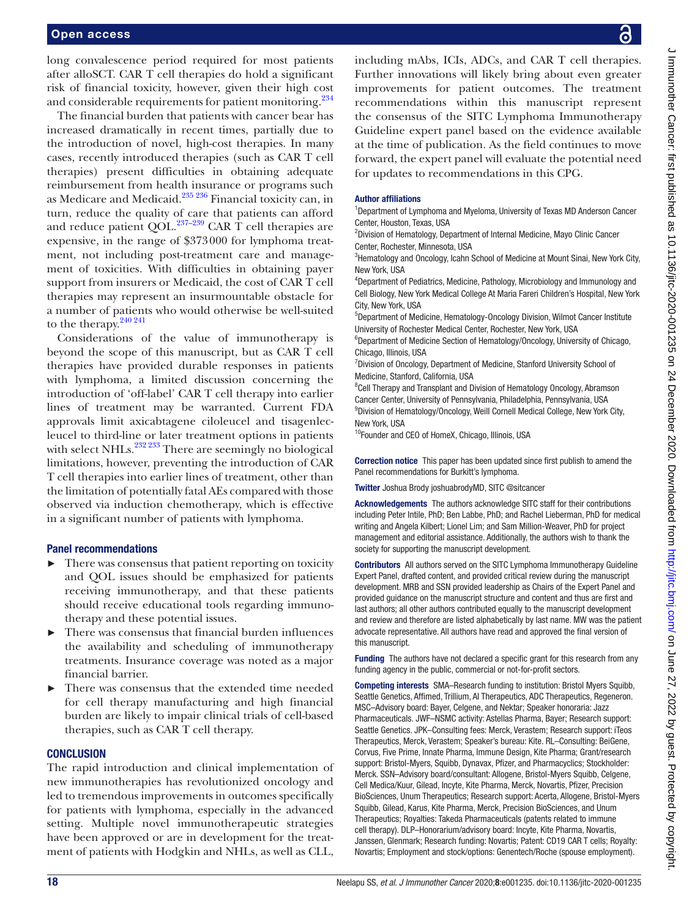long convalescence period required for most patients after alloSCT. CAR T cell therapies do hold a significant risk of financial toxicity, however, given their high cost and considerable requirements for patient monitoring.[234]

The financial burden that patients with cancer bear has increased dramatically in recent times, partially due to the introduction of novel, high-cost therapies. In many cases, recently introduced therapies (such as CAR T cell therapies) present difficulties in obtaining adequate reimbursement from health insurance or programs such as Medicare and Medicaid.[235 236] Financial toxicity can, in turn, reduce the quality of care that patients can afford and reduce patient QOL.[237–239] CAR T cell therapies are expensive, in the range of \$373 000 for lymphoma treatment, not including post-treatment care and management of toxicities. With difficulties in obtaining payer support from insurers or Medicaid, the cost of CAR T cell therapies may represent an insurmountable obstacle for a number of patients who would otherwise be well-suited to the therapy.[240 241]

Considerations of the value of immunotherapy is beyond the scope of this manuscript, but as CAR T cell therapies have provided durable responses in patients with lymphoma, a limited discussion concerning the introduction of 'off-label' CAR T cell therapy into earlier lines of treatment may be warranted. Current FDA approvals limit axicabtagene ciloleucel and tisagenlecleucel to third-line or later treatment options in patients with select NHLs.[232 233] There are seemingly no biological limitations, however, preventing the introduction of CAR T cell therapies into earlier lines of treatment, other than the limitation of potentially fatal AEs compared with those observed via induction chemotherapy, which is effective in a significant number of patients with lymphoma.

### Panel recommendations

- There was consensus that patient reporting on toxicity and QOL issues should be emphasized for patients receiving immunotherapy, and that these patients should receive educational tools regarding immunotherapy and these potential issues.
- There was consensus that financial burden influences the availability and scheduling of immunotherapy treatments. Insurance coverage was noted as a major financial barrier.
- There was consensus that the extended time needed for cell therapy manufacturing and high financial burden are likely to impair clinical trials of cell-based therapies, such as CAR T cell therapy.

## CONCLUSION

The rapid introduction and clinical implementation of new immunotherapies has revolutionized oncology and led to tremendous improvements in outcomes specifically for patients with lymphoma, especially in the advanced setting. Multiple novel immunotherapeutic strategies have been approved or are in development for the treatment of patients with Hodgkin and NHLs, as well as CLL, including mAbs, ICIs, ADCs, and CAR T cell therapies. Further innovations will likely bring about even greater improvements for patient outcomes. The treatment recommendations within this manuscript represent the consensus of the SITC Lymphoma Immunotherapy Guideline expert panel based on the evidence available at the time of publication. As the field continues to move forward, the expert panel will evaluate the potential need for updates to recommendations in this CPG.

**Author affiliations**

[1]Department of Lymphoma and Myeloma, University of Texas MD Anderson Cancer Center, Houston, Texas, USA
[2]Division of Hematology, Department of Internal Medicine, Mayo Clinic Cancer Center, Rochester, Minnesota, USA
[3]Hematology and Oncology, Icahn School of Medicine at Mount Sinai, New York City, New York, USA
[4]Department of Pediatrics, Medicine, Pathology, Microbiology and Immunology and Cell Biology, New York Medical College At Maria Fareri Children's Hospital, New York City, New York, USA
[5]Department of Medicine, Hematology-Oncology Division, Wilmot Cancer Institute University of Rochester Medical Center, Rochester, New York, USA
[6]Department of Medicine Section of Hematology/Oncology, University of Chicago, Chicago, Illinois, USA
[7]Division of Oncology, Department of Medicine, Stanford University School of Medicine, Stanford, California, USA
[8]Cell Therapy and Transplant and Division of Hematology Oncology, Abramson Cancer Center, University of Pennsylvania, Philadelphia, Pennsylvania, USA
[9]Division of Hematology/Oncology, Weill Cornell Medical College, New York City, New York, USA
[10]Founder and CEO of HomeX, Chicago, Illinois, USA

**Correction notice** This paper has been updated since first publish to amend the Panel recommendations for Burkitt's lymphoma.

**Twitter** Joshua Brody joshuabrodyMD, SITC @sitcancer

**Acknowledgements** The authors acknowledge SITC staff for their contributions including Peter Intile, PhD; Ben Labbe, PhD; and Rachel Lieberman, PhD for medical writing and Angela Kilbert; Lionel Lim; and Sam Million-Weaver, PhD for project management and editorial assistance. Additionally, the authors wish to thank the society for supporting the manuscript development.

**Contributors** All authors served on the SITC Lymphoma Immunotherapy Guideline Expert Panel, drafted content, and provided critical review during the manuscript development. MRB and SSN provided leadership as Chairs of the Expert Panel and provided guidance on the manuscript structure and content and thus are first and last authors; all other authors contributed equally to the manuscript development and review and therefore are listed alphabetically by last name. MW was the patient advocate representative. All authors have read and approved the final version of this manuscript.

**Funding** The authors have not declared a specific grant for this research from any funding agency in the public, commercial or not-for-profit sectors.

**Competing interests** SMA–Research funding to institution: Bristol Myers Squibb, Seattle Genetics, Affimed, Trillium, AI Therapeutics, ADC Therapeutics, Regeneron. MSC–Advisory board: Bayer, Celgene, and Nektar; Speaker honoraria: Jazz Pharmaceuticals. JWF–NSMC activity: Astellas Pharma, Bayer; Research support: Seattle Genetics. JPK–Consulting fees: Merck, Verastem; Research support: iTeos Therapeutics, Merck, Verastem; Speaker's bureau: Kite. RL–Consulting: BeiGene, Corvus, Five Prime, Innate Pharma, Immune Design, Kite Pharma; Grant/research support: Bristol-Myers, Squibb, Dynavax, Pfizer, and Pharmacyclics; Stockholder: Merck. SSN–Advisory board/consultant: Allogene, Bristol-Myers Squibb, Celgene, Cell Medica/Kuur, Gilead, Incyte, Kite Pharma, Merck, Novartis, Pfizer, Precision BioSciences, Unum Therapeutics; Research support: Acerta, Allogene, Bristol-Myers Squibb, Gilead, Karus, Kite Pharma, Merck, Precision BioSciences, and Unum Therapeutics; Royalties: Takeda Pharmaceuticals (patents related to immune cell therapy). DLP–Honorarium/advisory board: Incyte, Kite Pharma, Novartis, Janssen, Glenmark; Research funding: Novartis; Patent: CD19 CAR T cells; Royalty: Novartis; Employment and stock/options: Genentech/Roche (spouse employment).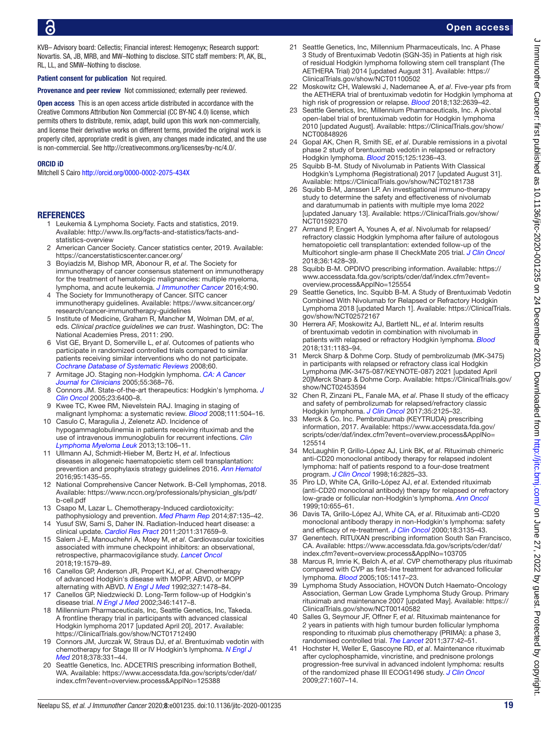KVB– Advisory board: Cellectis; Financial interest: Hemogenyx; Research support: Novartis. SA, JB, MRB, and MW–Nothing to disclose. SITC staff members: PI, AK, BL, RL, LL, and SMW–Nothing to disclose.

**Patient consent for publication** Not required.

**Provenance and peer review** Not commissioned; externally peer reviewed.

**Open access** This is an open access article distributed in accordance with the Creative Commons Attribution Non Commercial (CC BY-NC 4.0) license, which permits others to distribute, remix, adapt, build upon this work non-commercially, and license their derivative works on different terms, provided the original work is properly cited, appropriate credit is given, any changes made indicated, and the use is non-commercial. See http://creativecommons.org/licenses/by-nc/4.0/.

**ORCID iD**

Mitchell S Cairo http://orcid.org/0000-0002-2075-434X

## REFERENCES

1. Leukemia & Lymphoma Society. Facts and statistics, 2019. Available: http://www.lls.org/facts-and-statistics/facts-and-statistics-overview
2. American Cancer Society. Cancer statistics center, 2019. Available: https://cancerstatisticscenter.cancer.org/
3. Boyiadzis M, Bishop MR, Abonour R, *et al*. The Society for immunotherapy of cancer consensus statement on immunotherapy for the treatment of hematologic malignancies: multiple myeloma, lymphoma, and acute leukemia. *J Immunother Cancer* 2016;4:90.
4. The Society for Immunotherapy of Cancer. SITC cancer immunotherapy guidelines. Available: https://www.sitcancer.org/research/cancer-immunotherapy-guidelines
5. Institute of Medicine, Graham R, Mancher M, Wolman DM, *et al*, eds. *Clinical practice guidelines we can trust*. Washington, DC: The National Academies Press, 2011: 290.
6. Vist GE, Bryant D, Somerville L, *et al*. Outcomes of patients who participate in randomized controlled trials compared to similar patients receiving similar interventions who do not participate. *Cochrane Database of Systematic Reviews* 2008;60.
7. Armitage JO. Staging non-Hodgkin lymphoma. *CA: A Cancer Journal for Clinicians* 2005;55:368–76.
8. Connors JM. State-of-the-art therapeutics: Hodgkin's lymphoma. *J Clin Oncol* 2005;23:6400–8.
9. Kwee TC, Kwee RM, Nievelstein RAJ. Imaging in staging of malignant lymphoma: a systematic review. *Blood* 2008;111:504–16.
10. Casulo C, Maragulia J, Zelenetz AD. Incidence of hypogammaglobulinemia in patients receiving rituximab and the use of intravenous immunoglobulin for recurrent infections. *Clin Lymphoma Myeloma Leuk* 2013;13:106–11.
11. Ullmann AJ, Schmidt-Hieber M, Bertz H, *et al*. Infectious diseases in allogeneic haematopoietic stem cell transplantation: prevention and prophylaxis strategy guidelines 2016. *Ann Hematol* 2016;95:1435–55.
12. National Comprehensive Cancer Network. B-Cell lymphomas, 2018. Available: https://www.nccn.org/professionals/physician_gls/pdf/b-cell.pdf
13. Csapo M, Lazar L. Chemotherapy-Induced cardiotoxicity: pathophysiology and prevention. *Med Pharm Rep* 2014;87:135–42.
14. Yusuf SW, Sami S, Daher IN. Radiation-Induced heart disease: a clinical update. *Cardiol Res Pract* 2011;2011:317659–9.
15. Salem J-E, Manouchehri A, Moey M, *et al*. Cardiovascular toxicities associated with immune checkpoint inhibitors: an observational, retrospective, pharmacovigilance study. *Lancet Oncol* 2018;19:1579–89.
16. Canellos GP, Anderson JR, Propert KJ, *et al*. Chemotherapy of advanced Hodgkin's disease with MOPP, ABVD, or MOPP alternating with ABVD. *N Engl J Med* 1992;327:1478–84.
17. Canellos GP, Niedzwiecki D. Long-Term follow-up of Hodgkin's disease trial. *N Engl J Med* 2002;346:1417–8.
18. Millennium Pharmaceuticals, Inc, Seattle Genetics, Inc, Takeda. A frontline therapy trial in participants with advanced classical Hodgkin lymphoma 2017 [updated April 20], 2017. Available: https://ClinicalTrials.gov/show/NCT01712490
19. Connors JM, Jurczak W, Straus DJ, *et al*. Brentuximab vedotin with chemotherapy for Stage III or IV Hodgkin's lymphoma. *N Engl J Med* 2018;378:331–44.
20. Seattle Genetics, Inc. ADCETRIS prescribing information Bothell, WA. Available: https://www.accessdata.fda.gov/scripts/cder/daf/index.cfm?event=overview.process&ApplNo=125388
21. Seattle Genetics, Inc, Millennium Pharmaceuticals, Inc. A Phase 3 Study of Brentuximab Vedotin (SGN-35) in Patients at high risk of residual Hodgkin lymphoma following stem cell transplant (The AETHERA Trial) 2014 [updated August 31]. Available: https://ClinicalTrials.gov/show/NCT01100502
22. Moskowitz CH, Walewski J, Nademanee A, *et al*. Five-year pfs from the AETHERA trial of brentuximab vedotin for Hodgkin lymphoma at high risk of progression or relapse. *Blood* 2018;132:2639–42.
23. Seattle Genetics, Inc, Millennium Pharmaceuticals, Inc. A pivotal open-label trial of brentuximab vedotin for Hodgkin lymphoma 2010 [updated August]. Available: https://ClinicalTrials.gov/show/NCT00848926
24. Gopal AK, Chen R, Smith SE, *et al*. Durable remissions in a pivotal phase 2 study of brentuximab vedotin in relapsed or refractory Hodgkin lymphoma. *Blood* 2015;125:1236–43.
25. Squibb B-M. Study of Nivolumab in Patients With Classical Hodgkin's Lymphoma (Registrational) 2017 [updated August 31]. Available: https://ClinicalTrials.gov/show/NCT02181738
26. Squibb B-M, Janssen LP. An investigational immuno-therapy study to determine the safety and effectiveness of nivolumab and daratumumab in patients with multiple mye loma 2022 [updated January 13]. Available: https://ClinicalTrials.gov/show/NCT01592370
27. Armand P, Engert A, Younes A, *et al*. Nivolumab for relapsed/refractory classic Hodgkin lymphoma after failure of autologous hematopoietic cell transplantation: extended follow-up of the Multicohort single-arm phase II CheckMate 205 trial. *J Clin Oncol* 2018;36:1428–39.
28. Squibb B-M. OPDIVO prescribing information. Available: https://www.accessdata.fda.gov/scripts/cder/daf/index.cfm?event=overview.process&ApplNo=125554
29. Seattle Genetics, Inc. Squibb B-M. A Study of Brentuximab Vedotin Combined With Nivolumab for Relapsed or Refractory Hodgkin Lymphoma 2018 [updated March 1]. Available: https://ClinicalTrials.gov/show/NCT02572167
30. Herrera AF, Moskowitz AJ, Bartlett NL, *et al*. Interim results of brentuximab vedotin in combination with nivolumab in patients with relapsed or refractory Hodgkin lymphoma. *Blood* 2018;131:1183–94.
31. Merck Sharp & Dohme Corp. Study of pembrolizumab (MK-3475) in participants with relapsed or refractory class ical Hodgkin Lymphoma (MK-3475-087/KEYNOTE-087) 2021 [updated April 20]Merck Sharp & Dohme Corp. Available: https://ClinicalTrials.gov/show/NCT02453594
32. Chen R, Zinzani PL, Fanale MA, *et al*. Phase II study of the efficacy and safety of pembrolizumab for relapsed/refractory classic Hodgkin lymphoma. *J Clin Oncol* 2017;35:2125–32.
33. Merck & Co. Inc. Pembrolizumab (KEYTRUDA) prescribing information, 2017. Available: https://www.accessdata.fda.gov/scripts/cder/daf/index.cfm?event=overview.process&ApplNo=125514
34. McLaughlin P, Grillo-López AJ, Link BK, *et al*. Rituximab chimeric anti-CD20 monoclonal antibody therapy for relapsed indolent lymphoma: half of patients respond to a four-dose treatment program. *J Clin Oncol* 1998;16:2825–33.
35. Piro LD, White CA, Grillo-López AJ, *et al*. Extended rituximab (anti-CD20 monoclonal antibody) therapy for relapsed or refractory low-grade or follicular non-Hodgkin's lymphoma. *Ann Oncol* 1999;10:655–61.
36. Davis TA, Grillo-López AJ, White CA, *et al*. Rituximab anti-CD20 monoclonal antibody therapy in non-Hodgkin's lymphoma: safety and efficacy of re-treatment. *J Clin Oncol* 2000;18:3135–43.
37. Genentech. RITUXAN prescribing information South San Francisco, CA. Available: https://www.accessdata.fda.gov/scripts/cder/daf/index.cfm?event=overview.process&ApplNo=103705
38. Marcus R, Imrie K, Belch A, *et al*. CVP chemotherapy plus rituximab compared with CVP as first-line treatment for advanced follicular lymphoma. *Blood* 2005;105:1417–23.
39. Lymphoma Study Association, HOVON Dutch Haemato-Oncology Association, German Low Grade Lymphoma Study Group. Primary rituximab and maintenance 2007 [updated May]. Available: https://ClinicalTrials.gov/show/NCT00140582
40. Salles G, Seymour JF, Offner F, *et al*. Rituximab maintenance for 2 years in patients with high tumour burden follicular lymphoma responding to rituximab plus chemotherapy (PRIMA): a phase 3, randomised controlled trial. *The Lancet* 2011;377:42–51.
41. Hochster H, Weller E, Gascoyne RD, *et al*. Maintenance rituximab after cyclophosphamide, vincristine, and prednisone prolongs progression-free survival in advanced indolent lymphoma: results of the randomized phase III ECOG1496 study. *J Clin Oncol* 2009;27:1607–14.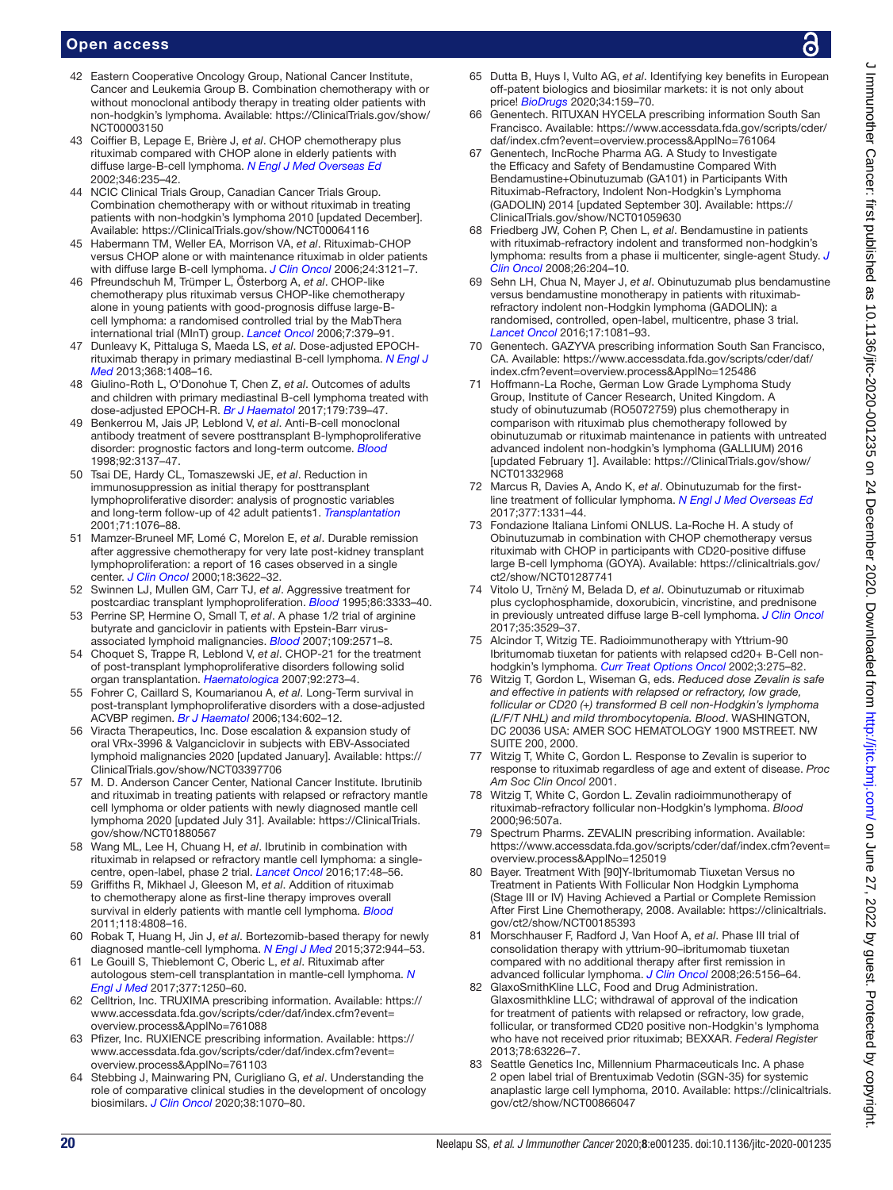42 Eastern Cooperative Oncology Group, National Cancer Institute, Cancer and Leukemia Group B. Combination chemotherapy with or without monoclonal antibody therapy in treating older patients with non-hodgkin's lymphoma. Available: https://ClinicalTrials.gov/show/NCT00003150
43 Coiffier B, Lepage E, Brière J, *et al*. CHOP chemotherapy plus rituximab compared with CHOP alone in elderly patients with diffuse large-B-cell lymphoma. *N Engl J Med Overseas Ed* 2002;346:235–42.
44 NCIC Clinical Trials Group, Canadian Cancer Trials Group. Combination chemotherapy with or without rituximab in treating patients with non-hodgkin's lymphoma 2010 [updated December]. Available: https://ClinicalTrials.gov/show/NCT00064116
45 Habermann TM, Weller EA, Morrison VA, *et al*. Rituximab-CHOP versus CHOP alone or with maintenance rituximab in older patients with diffuse large B-cell lymphoma. *J Clin Oncol* 2006;24:3121–7.
46 Pfreundschuh M, Trümper L, Österborg A, *et al*. CHOP-like chemotherapy plus rituximab versus CHOP-like chemotherapy alone in young patients with good-prognosis diffuse large-B-cell lymphoma: a randomised controlled trial by the MabThera international trial (MInT) group. *Lancet Oncol* 2006;7:379–91.
47 Dunleavy K, Pittaluga S, Maeda LS, *et al*. Dose-adjusted EPOCH-rituximab therapy in primary mediastinal B-cell lymphoma. *N Engl J Med* 2013;368:1408–16.
48 Giulino-Roth L, O'Donohue T, Chen Z, *et al*. Outcomes of adults and children with primary mediastinal B-cell lymphoma treated with dose-adjusted EPOCH-R. *Br J Haematol* 2017;179:739–47.
49 Benkerrou M, Jais JP, Leblond V, *et al*. Anti-B-cell monoclonal antibody treatment of severe posttransplant B-lymphoproliferative disorder: prognostic factors and long-term outcome. *Blood* 1998;92:3137–47.
50 Tsai DE, Hardy CL, Tomaszewski JE, *et al*. Reduction in immunosuppression as initial therapy for posttransplant lymphoproliferative disorder: analysis of prognostic variables and long-term follow-up of 42 adult patients1. *Transplantation* 2001;71:1076–88.
51 Mamzer-Bruneel MF, Lomé C, Morelon E, *et al*. Durable remission after aggressive chemotherapy for very late post-kidney transplant lymphoproliferation: a report of 16 cases observed in a single center. *J Clin Oncol* 2000;18:3622–32.
52 Swinnen LJ, Mullen GM, Carr TJ, *et al*. Aggressive treatment for postcardiac transplant lymphoproliferation. *Blood* 1995;86:3333–40.
53 Perrine SP, Hermine O, Small T, *et al*. A phase 1/2 trial of arginine butyrate and ganciclovir in patients with Epstein-Barr virus-associated lymphoid malignancies. *Blood* 2007;109:2571–8.
54 Choquet S, Trappe R, Leblond V, *et al*. CHOP-21 for the treatment of post-transplant lymphoproliferative disorders following solid organ transplantation. *Haematologica* 2007;92:273–4.
55 Fohrer C, Caillard S, Koumarianou A, *et al*. Long-Term survival in post-transplant lymphoproliferative disorders with a dose-adjusted ACVBP regimen. *Br J Haematol* 2006;134:602–12.
56 Viracta Therapeutics, Inc. Dose escalation & expansion study of oral VRx-3996 & Valganciclovir in subjects with EBV-Associated lymphoid malignancies 2020 [updated January]. Available: https://ClinicalTrials.gov/show/NCT03397706
57 M. D. Anderson Cancer Center, National Cancer Institute. Ibrutinib and rituximab in treating patients with relapsed or refractory mantle cell lymphoma or older patients with newly diagnosed mantle cell lymphoma 2020 [updated July 31]. Available: https://ClinicalTrials.gov/show/NCT01880567
58 Wang ML, Lee H, Chuang H, *et al*. Ibrutinib in combination with rituximab in relapsed or refractory mantle cell lymphoma: a single-centre, open-label, phase 2 trial. *Lancet Oncol* 2016;17:48–56.
59 Griffiths R, Mikhael J, Gleeson M, *et al*. Addition of rituximab to chemotherapy alone as first-line therapy improves overall survival in elderly patients with mantle cell lymphoma. *Blood* 2011;118:4808–16.
60 Robak T, Huang H, Jin J, *et al*. Bortezomib-based therapy for newly diagnosed mantle-cell lymphoma. *N Engl J Med* 2015;372:944–53.
61 Le Gouill S, Thieblemont C, Oberic L, *et al*. Rituximab after autologous stem-cell transplantation in mantle-cell lymphoma. *N Engl J Med* 2017;377:1250–60.
62 Celltrion, Inc. TRUXIMA prescribing information. Available: https://www.accessdata.fda.gov/scripts/cder/daf/index.cfm?event=overview.process&ApplNo=761088
63 Pfizer, Inc. RUXIENCE prescribing information. Available: https://www.accessdata.fda.gov/scripts/cder/daf/index.cfm?event=overview.process&ApplNo=761103
64 Stebbing J, Mainwaring PN, Curigliano G, *et al*. Understanding the role of comparative clinical studies in the development of oncology biosimilars. *J Clin Oncol* 2020;38:1070–80.
65 Dutta B, Huys I, Vulto AG, *et al*. Identifying key benefits in European off-patent biologics and biosimilar markets: it is not only about price! *BioDrugs* 2020;34:159–70.
66 Genentech. RITUXAN HYCELA prescribing information South San Francisco. Available: https://www.accessdata.fda.gov/scripts/cder/daf/index.cfm?event=overview.process&ApplNo=761064
67 Genentech, IncRoche Pharma AG. A Study to Investigate the Efficacy and Safety of Bendamustine Compared With Bendamustine+Obinutuzumab (GA101) in Participants With Rituximab-Refractory, Indolent Non-Hodgkin's Lymphoma (GADOLIN) 2014 [updated September 30]. Available: https://ClinicalTrials.gov/show/NCT01059630
68 Friedberg JW, Cohen P, Chen L, *et al*. Bendamustine in patients with rituximab-refractory indolent and transformed non-hodgkin's lymphoma: results from a phase ii multicenter, single-agent Study. *J Clin Oncol* 2008;26:204–10.
69 Sehn LH, Chua N, Mayer J, *et al*. Obinutuzumab plus bendamustine versus bendamustine monotherapy in patients with rituximab-refractory indolent non-Hodgkin lymphoma (GADOLIN): a randomised, controlled, open-label, multicentre, phase 3 trial. *Lancet Oncol* 2016;17:1081–93.
70 Genentech. GAZYVA prescribing information South San Francisco, CA. Available: https://www.accessdata.fda.gov/scripts/cder/daf/index.cfm?event=overview.process&ApplNo=125486
71 Hoffmann-La Roche, German Low Grade Lymphoma Study Group, Institute of Cancer Research, United Kingdom. A study of obinutuzumab (RO5072759) plus chemotherapy in comparison with rituximab plus chemotherapy followed by obinutuzumab or rituximab maintenance in patients with untreated advanced indolent non-hodgkin's lymphoma (GALLIUM) 2016 [updated February 1]. Available: https://ClinicalTrials.gov/show/NCT01332968
72 Marcus R, Davies A, Ando K, *et al*. Obinutuzumab for the first-line treatment of follicular lymphoma. *N Engl J Med Overseas Ed* 2017;377:1331–44.
73 Fondazione Italiana Linfomi ONLUS. La-Roche H. A study of Obinutuzumab in combination with CHOP chemotherapy versus rituximab with CHOP in participants with CD20-positive diffuse large B-cell lymphoma (GOYA). Available: https://clinicaltrials.gov/ct2/show/NCT01287741
74 Vitolo U, Trněný M, Belada D, *et al*. Obinutuzumab or rituximab plus cyclophosphamide, doxorubicin, vincristine, and prednisone in previously untreated diffuse large B-cell lymphoma. *J Clin Oncol* 2017;35:3529–37.
75 Alcindor T, Witzig TE. Radioimmunotherapy with Yttrium-90 Ibritumomab tiuxetan for patients with relapsed cd20+ B-Cell non-hodgkin's lymphoma. *Curr Treat Options Oncol* 2002;3:275–82.
76 Witzig T, Gordon L, Wiseman G, eds. *Reduced dose Zevalin is safe and effective in patients with relapsed or refractory, low grade, follicular or CD20 (+) transformed B cell non-Hodgkin's lymphoma (L/F/T NHL) and mild thrombocytopenia. Blood*. WASHINGTON, DC 20036 USA: AMER SOC HEMATOLOGY 1900 MSTREET. NW SUITE 200, 2000.
77 Witzig T, White C, Gordon L. Response to Zevalin is superior to response to rituximab regardless of age and extent of disease. *Proc Am Soc Clin Oncol* 2001.
78 Witzig T, White C, Gordon L. Zevalin radioimmunotherapy of rituximab-refractory follicular non-Hodgkin's lymphoma. *Blood* 2000;96:507a.
79 Spectrum Pharms. ZEVALIN prescribing information. Available: https://www.accessdata.fda.gov/scripts/cder/daf/index.cfm?event=overview.process&ApplNo=125019
80 Bayer. Treatment With [90]Y-Ibritumomab Tiuxetan Versus no Treatment in Patients With Follicular Non Hodgkin Lymphoma (Stage III or IV) Having Achieved a Partial or Complete Remission After First Line Chemotherapy, 2008. Available: https://clinicaltrials.gov/ct2/show/NCT00185393
81 Morschhauser F, Radford J, Van Hoof A, *et al*. Phase III trial of consolidation therapy with yttrium-90–ibritumomab tiuxetan compared with no additional therapy after first remission in advanced follicular lymphoma. *J Clin Oncol* 2008;26:5156–64.
82 GlaxoSmithKline LLC, Food and Drug Administration. Glaxosmithkline LLC; withdrawal of approval of the indication for treatment of patients with relapsed or refractory, low grade, follicular, or transformed CD20 positive non-Hodgkin's lymphoma who have not received prior rituximab; BEXXAR. *Federal Register* 2013;78:63226–7.
83 Seattle Genetics Inc, Millennium Pharmaceuticals Inc. A phase 2 open label trial of Brentuximab Vedotin (SGN-35) for systemic anaplastic large cell lymphoma, 2010. Available: https://clinicaltrials.gov/ct2/show/NCT00866047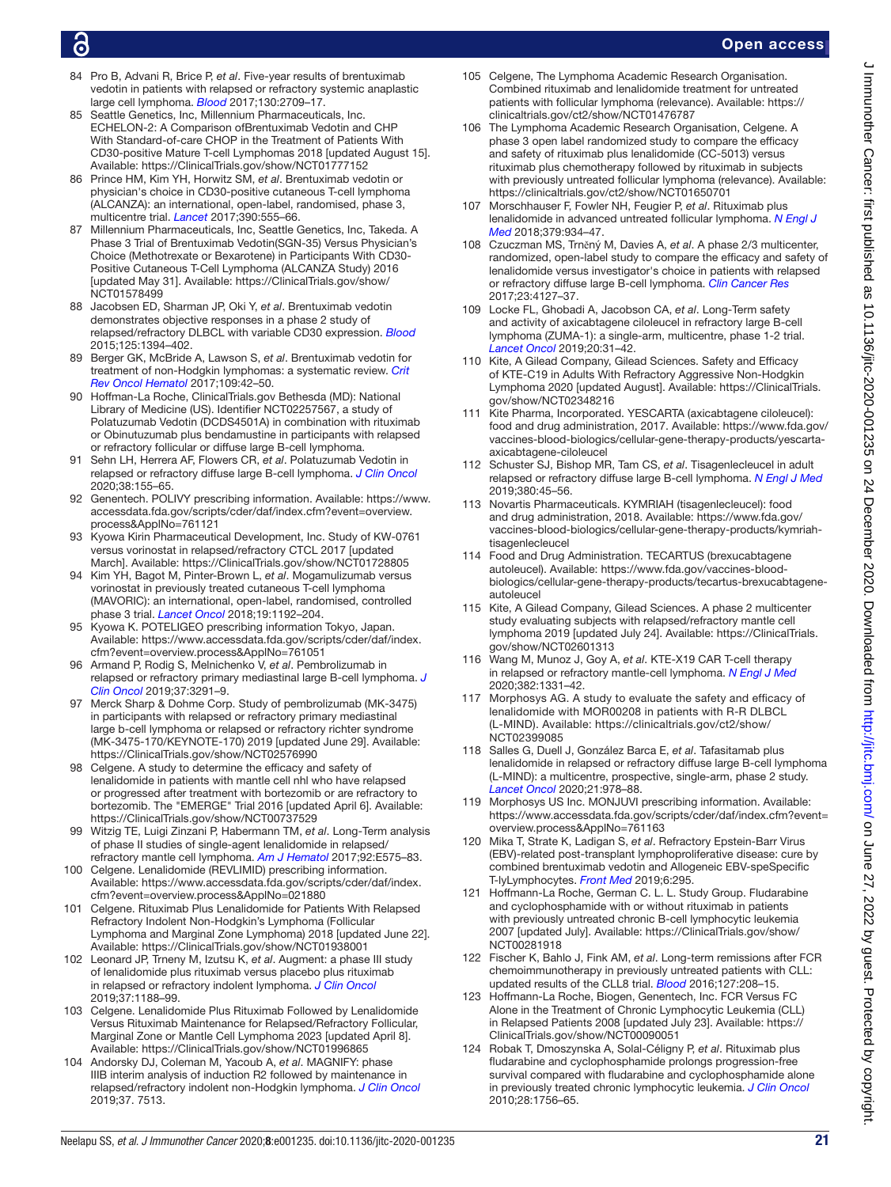84 Pro B, Advani R, Brice P, *et al*. Five-year results of brentuximab vedotin in patients with relapsed or refractory systemic anaplastic large cell lymphoma. *Blood* 2017;130:2709–17.

85 Seattle Genetics, Inc, Millennium Pharmaceuticals, Inc. ECHELON-2: A Comparison ofBrentuximab Vedotin and CHP With Standard-of-care CHOP in the Treatment of Patients With CD30-positive Mature T-cell Lymphomas 2018 [updated August 15]. Available: https://ClinicalTrials.gov/show/NCT01777152

86 Prince HM, Kim YH, Horwitz SM, *et al*. Brentuximab vedotin or physician's choice in CD30-positive cutaneous T-cell lymphoma (ALCANZA): an international, open-label, randomised, phase 3, multicentre trial. *Lancet* 2017;390:555–66.

87 Millennium Pharmaceuticals, Inc, Seattle Genetics, Inc, Takeda. A Phase 3 Trial of Brentuximab Vedotin(SGN-35) Versus Physician's Choice (Methotrexate or Bexarotene) in Participants With CD30-Positive Cutaneous T-Cell Lymphoma (ALCANZA Study) 2016 [updated May 31]. Available: https://ClinicalTrials.gov/show/NCT01578499

88 Jacobsen ED, Sharman JP, Oki Y, *et al*. Brentuximab vedotin demonstrates objective responses in a phase 2 study of relapsed/refractory DLBCL with variable CD30 expression. *Blood* 2015;125:1394–402.

89 Berger GK, McBride A, Lawson S, *et al*. Brentuximab vedotin for treatment of non-Hodgkin lymphomas: a systematic review. *Crit Rev Oncol Hematol* 2017;109:42–50.

90 Hoffman-La Roche, ClinicalTrials.gov Bethesda (MD): National Library of Medicine (US). Identifier NCT02257567, a study of Polatuzumab Vedotin (DCDS4501A) in combination with rituximab or Obinutuzumab plus bendamustine in participants with relapsed or refractory follicular or diffuse large B-cell lymphoma.

91 Sehn LH, Herrera AF, Flowers CR, *et al*. Polatuzumab Vedotin in relapsed or refractory diffuse large B-cell lymphoma. *J Clin Oncol* 2020;38:155–65.

92 Genentech. POLIVY prescribing information. Available: https://www.accessdata.fda.gov/scripts/cder/daf/index.cfm?event=overview.process&ApplNo=761121

93 Kyowa Kirin Pharmaceutical Development, Inc. Study of KW-0761 versus vorinostat in relapsed/refractory CTCL 2017 [updated March]. Available: https://ClinicalTrials.gov/show/NCT01728805

94 Kim YH, Bagot M, Pinter-Brown L, *et al*. Mogamulizumab versus vorinostat in previously treated cutaneous T-cell lymphoma (MAVORIC): an international, open-label, randomised, controlled phase 3 trial. *Lancet Oncol* 2018;19:1192–204.

95 Kyowa K. POTELIGEO prescribing information Tokyo, Japan. Available: https://www.accessdata.fda.gov/scripts/cder/daf/index.cfm?event=overview.process&ApplNo=761051

96 Armand P, Rodig S, Melnichenko V, *et al*. Pembrolizumab in relapsed or refractory primary mediastinal large B-cell lymphoma. *J Clin Oncol* 2019;37:3291–9.

97 Merck Sharp & Dohme Corp. Study of pembrolizumab (MK-3475) in participants with relapsed or refractory primary mediastinal large b-cell lymphoma or relapsed or refractory richter syndrome (MK-3475-170/KEYNOTE-170) 2019 [updated June 29]. Available: https://ClinicalTrials.gov/show/NCT02576990

98 Celgene. A study to determine the efficacy and safety of lenalidomide in patients with mantle cell nhl who have relapsed or progressed after treatment with bortezomib or are refractory to bortezomib. The "EMERGE" Trial 2016 [updated April 6]. Available: https://ClinicalTrials.gov/show/NCT00737529

99 Witzig TE, Luigi Zinzani P, Habermann TM, *et al*. Long-Term analysis of phase II studies of single-agent lenalidomide in relapsed/refractory mantle cell lymphoma. *Am J Hematol* 2017;92:E575–83.

100 Celgene. Lenalidomide (REVLIMID) prescribing information. Available: https://www.accessdata.fda.gov/scripts/cder/daf/index.cfm?event=overview.process&ApplNo=021880

101 Celgene. Rituximab Plus Lenalidomide for Patients With Relapsed Refractory Indolent Non-Hodgkin's Lymphoma (Follicular Lymphoma and Marginal Zone Lymphoma) 2018 [updated June 22]. Available: https://ClinicalTrials.gov/show/NCT01938001

102 Leonard JP, Trneny M, Izutsu K, *et al*. Augment: a phase III study of lenalidomide plus rituximab versus placebo plus rituximab in relapsed or refractory indolent lymphoma. *J Clin Oncol* 2019;37:1188–99.

103 Celgene. Lenalidomide Plus Rituximab Followed by Lenalidomide Versus Rituximab Maintenance for Relapsed/Refractory Follicular, Marginal Zone or Mantle Cell Lymphoma 2023 [updated April 8]. Available: https://ClinicalTrials.gov/show/NCT01996865

104 Andorsky DJ, Coleman M, Yacoub A, *et al*. MAGNIFY: phase IIIB interim analysis of induction R2 followed by maintenance in relapsed/refractory indolent non-Hodgkin lymphoma. *J Clin Oncol* 2019;37. 7513.

105 Celgene, The Lymphoma Academic Research Organisation. Combined rituximab and lenalidomide treatment for untreated patients with follicular lymphoma (relevance). Available: https://clinicaltrials.gov/ct2/show/NCT01476787

106 The Lymphoma Academic Research Organisation, Celgene. A phase 3 open label randomized study to compare the efficacy and safety of rituximab plus lenalidomide (CC-5013) versus rituximab plus chemotherapy followed by rituximab in subjects with previously untreated follicular lymphoma (relevance). Available: https://clinicaltrials.gov/ct2/show/NCT01650701

107 Morschhauser F, Fowler NH, Feugier P, *et al*. Rituximab plus lenalidomide in advanced untreated follicular lymphoma. *N Engl J Med* 2018;379:934–47.

108 Czuczman MS, Trněný M, Davies A, *et al*. A phase 2/3 multicenter, randomized, open-label study to compare the efficacy and safety of lenalidomide versus investigator's choice in patients with relapsed or refractory diffuse large B-cell lymphoma. *Clin Cancer Res* 2017;23:4127–37.

109 Locke FL, Ghobadi A, Jacobson CA, *et al*. Long-Term safety and activity of axicabtagene ciloleucel in refractory large B-cell lymphoma (ZUMA-1): a single-arm, multicentre, phase 1-2 trial. *Lancet Oncol* 2019;20:31–42.

110 Kite, A Gilead Company, Gilead Sciences. Safety and Efficacy of KTE-C19 in Adults With Refractory Aggressive Non-Hodgkin Lymphoma 2020 [updated August]. Available: https://ClinicalTrials.gov/show/NCT02348216

111 Kite Pharma, Incorporated. YESCARTA (axicabtagene ciloleucel): food and drug administration, 2017. Available: https://www.fda.gov/vaccines-blood-biologics/cellular-gene-therapy-products/yescarta-axicabtagene-ciloleucel

112 Schuster SJ, Bishop MR, Tam CS, *et al*. Tisagenlecleucel in adult relapsed or refractory diffuse large B-cell lymphoma. *N Engl J Med* 2019;380:45–56.

113 Novartis Pharmaceuticals. KYMRIAH (tisagenlecleucel): food and drug administration, 2018. Available: https://www.fda.gov/vaccines-blood-biologics/cellular-gene-therapy-products/kymriah-tisagenlecleucel

114 Food and Drug Administration. TECARTUS (brexucabtagene autoleucel). Available: https://www.fda.gov/vaccines-blood-biologics/cellular-gene-therapy-products/tecartus-brexucabtagene-autoleucel

115 Kite, A Gilead Company, Gilead Sciences. A phase 2 multicenter study evaluating subjects with relapsed/refractory mantle cell lymphoma 2019 [updated July 24]. Available: https://ClinicalTrials.gov/show/NCT02601313

116 Wang M, Munoz J, Goy A, *et al*. KTE-X19 CAR T-cell therapy in relapsed or refractory mantle-cell lymphoma. *N Engl J Med* 2020;382:1331–42.

117 Morphosys AG. A study to evaluate the safety and efficacy of lenalidomide with MOR00208 in patients with R-R DLBCL (L-MIND). Available: https://clinicaltrials.gov/ct2/show/NCT02399085

118 Salles G, Duell J, González Barca E, *et al*. Tafasitamab plus lenalidomide in relapsed or refractory diffuse large B-cell lymphoma (L-MIND): a multicentre, prospective, single-arm, phase 2 study. *Lancet Oncol* 2020;21:978–88.

119 Morphosys US Inc. MONJUVI prescribing information. Available: https://www.accessdata.fda.gov/scripts/cder/daf/index.cfm?event=overview.process&ApplNo=761163

120 Mika T, Strate K, Ladigan S, *et al*. Refractory Epstein-Barr Virus (EBV)-related post-transplant lymphoproliferative disease: cure by combined brentuximab vedotin and Allogeneic EBV-speSpecific T-lyLymphocytes. *Front Med* 2019;6:295.

121 Hoffmann-La Roche, German C. L. L. Study Group. Fludarabine and cyclophosphamide with or without rituximab in patients with previously untreated chronic B-cell lymphocytic leukemia 2007 [updated July]. Available: https://ClinicalTrials.gov/show/NCT00281918

122 Fischer K, Bahlo J, Fink AM, *et al*. Long-term remissions after FCR chemoimmunotherapy in previously untreated patients with CLL: updated results of the CLL8 trial. *Blood* 2016;127:208–15.

123 Hoffmann-La Roche, Biogen, Genentech, Inc. FCR Versus FC Alone in the Treatment of Chronic Lymphocytic Leukemia (CLL) in Relapsed Patients 2008 [updated July 23]. Available: https://ClinicalTrials.gov/show/NCT00090051

124 Robak T, Dmoszynska A, Solal-Céligny P, *et al*. Rituximab plus fludarabine and cyclophosphamide prolongs progression-free survival compared with fludarabine and cyclophosphamide alone in previously treated chronic lymphocytic leukemia. *J Clin Oncol* 2010;28:1756–65.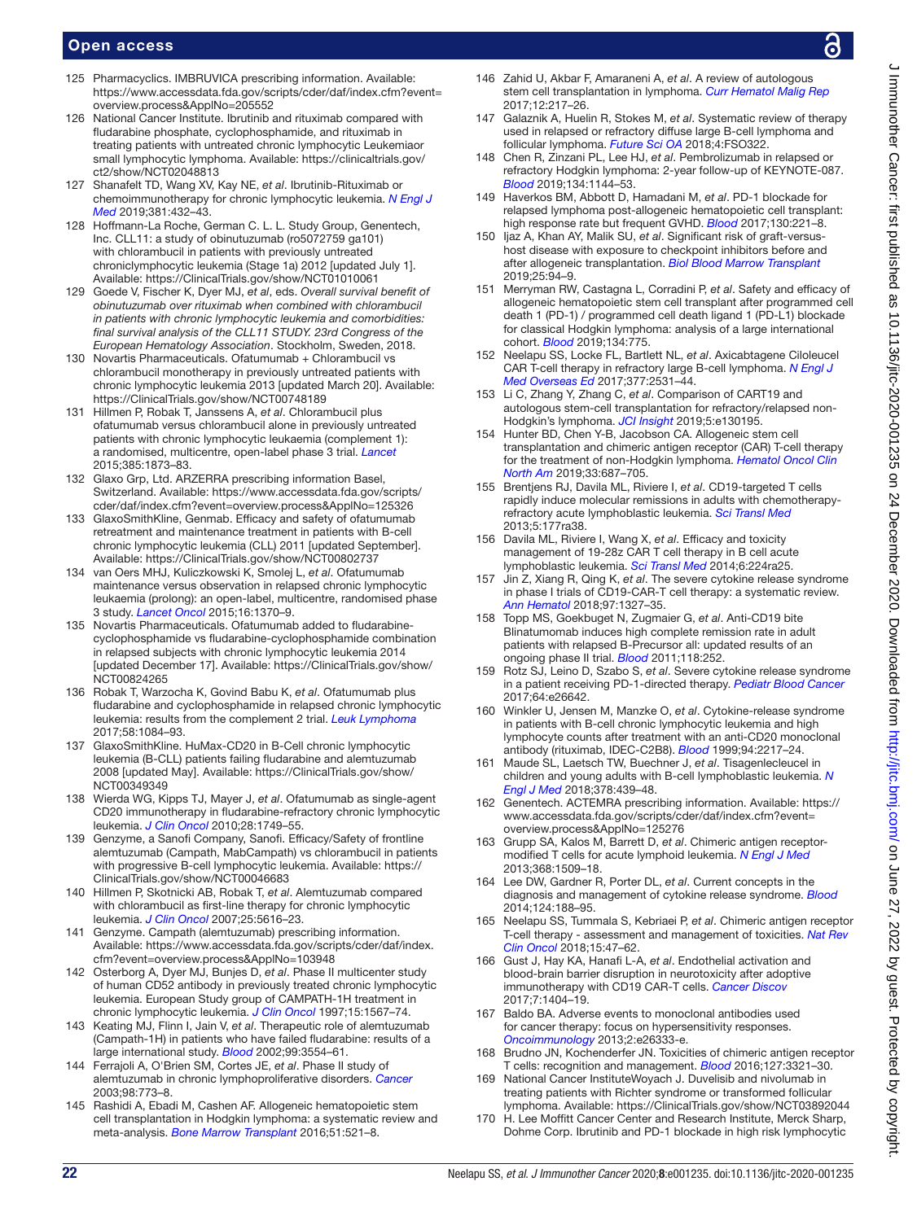125 Pharmacyclics. IMBRUVICA prescribing information. Available: https://www.accessdata.fda.gov/scripts/cder/daf/index.cfm?event=overview.process&ApplNo=205552

126 National Cancer Institute. Ibrutinib and rituximab compared with fludarabine phosphate, cyclophosphamide, and rituximab in treating patients with untreated chronic lymphocytic Leukemiaor small lymphocytic lymphoma. Available: https://clinicaltrials.gov/ct2/show/NCT02048813

127 Shanafelt TD, Wang XV, Kay NE, *et al*. Ibrutinib-Rituximab or chemoimmunotherapy for chronic lymphocytic leukemia. *N Engl J Med* 2019;381:432–43.

128 Hoffmann-La Roche, German C. L. L. Study Group, Genentech, Inc. CLL11: a study of obinutuzumab (ro5072759 ga101) with chlorambucil in patients with previously untreated chroniclymphocytic leukemia (Stage 1a) 2012 [updated July 1]. Available: https://ClinicalTrials.gov/show/NCT01010061

129 Goede V, Fischer K, Dyer MJ, *et al*, eds. *Overall survival benefit of obinutuzumab over rituximab when combined with chlorambucil in patients with chronic lymphocytic leukemia and comorbidities: final survival analysis of the CLL11 STUDY. 23rd Congress of the European Hematology Association*. Stockholm, Sweden, 2018.

130 Novartis Pharmaceuticals. Ofatumumab + Chlorambucil vs chlorambucil monotherapy in previously untreated patients with chronic lymphocytic leukemia 2013 [updated March 20]. Available: https://ClinicalTrials.gov/show/NCT00748189

131 Hillmen P, Robak T, Janssens A, *et al*. Chlorambucil plus ofatumumab versus chlorambucil alone in previously untreated patients with chronic lymphocytic leukaemia (complement 1): a randomised, multicentre, open-label phase 3 trial. *Lancet* 2015;385:1873–83.

132 Glaxo Grp, Ltd. ARZERRA prescribing information Basel, Switzerland. Available: https://www.accessdata.fda.gov/scripts/cder/daf/index.cfm?event=overview.process&ApplNo=125326

133 GlaxoSmithKline, Genmab. Efficacy and safety of ofatumumab retreatment and maintenance treatment in patients with B-cell chronic lymphocytic leukemia (CLL) 2011 [updated September]. Available: https://ClinicalTrials.gov/show/NCT00802737

134 van Oers MHJ, Kuliczkowski K, Smolej L, *et al*. Ofatumumab maintenance versus observation in relapsed chronic lymphocytic leukaemia (prolong): an open-label, multicentre, randomised phase 3 study. *Lancet Oncol* 2015;16:1370–9.

135 Novartis Pharmaceuticals. Ofatumumab added to fludarabine-cyclophosphamide vs fludarabine-cyclophosphamide combination in relapsed subjects with chronic lymphocytic leukemia 2014 [updated December 17]. Available: https://ClinicalTrials.gov/show/NCT00824265

136 Robak T, Warzocha K, Govind Babu K, *et al*. Ofatumumab plus fludarabine and cyclophosphamide in relapsed chronic lymphocytic leukemia: results from the complement 2 trial. *Leuk Lymphoma* 2017;58:1084–93.

137 GlaxoSmithKline. HuMax-CD20 in B-Cell chronic lymphocytic leukemia (B-CLL) patients failing fludarabine and alemtuzumab 2008 [updated May]. Available: https://ClinicalTrials.gov/show/NCT00349349

138 Wierda WG, Kipps TJ, Mayer J, *et al*. Ofatumumab as single-agent CD20 immunotherapy in fludarabine-refractory chronic lymphocytic leukemia. *J Clin Oncol* 2010;28:1749–55.

139 Genzyme, a Sanofi Company, Sanofi. Efficacy/Safety of frontline alemtuzumab (Campath, MabCampath) vs chlorambucil in patients with progressive B-cell lymphocytic leukemia. Available: https://ClinicalTrials.gov/show/NCT00046683

140 Hillmen P, Skotnicki AB, Robak T, *et al*. Alemtuzumab compared with chlorambucil as first-line therapy for chronic lymphocytic leukemia. *J Clin Oncol* 2007;25:5616–23.

141 Genzyme. Campath (alemtuzumab) prescribing information. Available: https://www.accessdata.fda.gov/scripts/cder/daf/index.cfm?event=overview.process&ApplNo=103948

142 Osterborg A, Dyer MJ, Bunjes D, *et al*. Phase II multicenter study of human CD52 antibody in previously treated chronic lymphocytic leukemia. European Study group of CAMPATH-1H treatment in chronic lymphocytic leukemia. *J Clin Oncol* 1997;15:1567–74.

143 Keating MJ, Flinn I, Jain V, *et al*. Therapeutic role of alemtuzumab (Campath-1H) in patients who have failed fludarabine: results of a large international study. *Blood* 2002;99:3554–61.

144 Ferrajoli A, O'Brien SM, Cortes JE, *et al*. Phase II study of alemtuzumab in chronic lymphoproliferative disorders. *Cancer* 2003;98:773–8.

145 Rashidi A, Ebadi M, Cashen AF. Allogeneic hematopoietic stem cell transplantation in Hodgkin lymphoma: a systematic review and meta-analysis. *Bone Marrow Transplant* 2016;51:521–8.

146 Zahid U, Akbar F, Amaraneni A, *et al*. A review of autologous stem cell transplantation in lymphoma. *Curr Hematol Malig Rep* 2017;12:217–26.

147 Galaznik A, Huelin R, Stokes M, *et al*. Systematic review of therapy used in relapsed or refractory diffuse large B-cell lymphoma and follicular lymphoma. *Future Sci OA* 2018;4:FSO322.

148 Chen R, Zinzani PL, Lee HJ, *et al*. Pembrolizumab in relapsed or refractory Hodgkin lymphoma: 2-year follow-up of KEYNOTE-087. *Blood* 2019;134:1144–53.

149 Haverkos BM, Abbott D, Hamadani M, *et al*. PD-1 blockade for relapsed lymphoma post-allogeneic hematopoietic cell transplant: high response rate but frequent GVHD. *Blood* 2017;130:221–8.

150 Ijaz A, Khan AY, Malik SU, *et al*. Significant risk of graft-versus-host disease with exposure to checkpoint inhibitors before and after allogeneic transplantation. *Biol Blood Marrow Transplant* 2019;25:94–9.

151 Merryman RW, Castagna L, Corradini P, *et al*. Safety and efficacy of allogeneic hematopoietic stem cell transplant after programmed cell death 1 (PD-1) / programmed cell death ligand 1 (PD-L1) blockade for classical Hodgkin lymphoma: analysis of a large international cohort. *Blood* 2019;134:775.

152 Neelapu SS, Locke FL, Bartlett NL, *et al*. Axicabtagene Ciloleucel CAR T-cell therapy in refractory large B-cell lymphoma. *N Engl J Med Overseas Ed* 2017;377:2531–44.

153 Li C, Zhang Y, Zhang C, *et al*. Comparison of CART19 and autologous stem-cell transplantation for refractory/relapsed non-Hodgkin's lymphoma. *JCI Insight* 2019;5:e130195.

154 Hunter BD, Chen Y-B, Jacobson CA. Allogeneic stem cell transplantation and chimeric antigen receptor (CAR) T-cell therapy for the treatment of non-Hodgkin lymphoma. *Hematol Oncol Clin North Am* 2019;33:687–705.

155 Brentjens RJ, Davila ML, Riviere I, *et al*. CD19-targeted T cells rapidly induce molecular remissions in adults with chemotherapy-refractory acute lymphoblastic leukemia. *Sci Transl Med* 2013;5:177ra38.

156 Davila ML, Riviere I, Wang X, *et al*. Efficacy and toxicity management of 19-28z CAR T cell therapy in B cell acute lymphoblastic leukemia. *Sci Transl Med* 2014;6:224ra25.

157 Jin Z, Xiang R, Qing K, *et al*. The severe cytokine release syndrome in phase I trials of CD19-CAR-T cell therapy: a systematic review. *Ann Hematol* 2018;97:1327–35.

158 Topp MS, Goekbuget N, Zugmaier G, *et al*. Anti-CD19 bite Blinatumomab induces high complete remission rate in adult patients with relapsed B-Precursor all: updated results of an ongoing phase II trial. *Blood* 2011;118:252.

159 Rotz SJ, Leino D, Szabo S, *et al*. Severe cytokine release syndrome in a patient receiving PD-1-directed therapy. *Pediatr Blood Cancer* 2017;64:e26642.

160 Winkler U, Jensen M, Manzke O, *et al*. Cytokine-release syndrome in patients with B-cell chronic lymphocytic leukemia and high lymphocyte counts after treatment with an anti-CD20 monoclonal antibody (rituximab, IDEC-C2B8). *Blood* 1999;94:2217–24.

161 Maude SL, Laetsch TW, Buechner J, *et al*. Tisagenlecleucel in children and young adults with B-cell lymphoblastic leukemia. *N Engl J Med* 2018;378:439–48.

162 Genentech. ACTEMRA prescribing information. Available: https://www.accessdata.fda.gov/scripts/cder/daf/index.cfm?event=overview.process&ApplNo=125276

163 Grupp SA, Kalos M, Barrett D, *et al*. Chimeric antigen receptor-modified T cells for acute lymphoid leukemia. *N Engl J Med* 2013;368:1509–18.

164 Lee DW, Gardner R, Porter DL, *et al*. Current concepts in the diagnosis and management of cytokine release syndrome. *Blood* 2014;124:188–95.

165 Neelapu SS, Tummala S, Kebriaei P, *et al*. Chimeric antigen receptor T-cell therapy - assessment and management of toxicities. *Nat Rev Clin Oncol* 2018;15:47–62.

166 Gust J, Hay KA, Hanafi L-A, *et al*. Endothelial activation and blood-brain barrier disruption in neurotoxicity after adoptive immunotherapy with CD19 CAR-T cells. *Cancer Discov* 2017;7:1404–19.

167 Baldo BA. Adverse events to monoclonal antibodies used for cancer therapy: focus on hypersensitivity responses. *Oncoimmunology* 2013;2:e26333-e.

168 Brudno JN, Kochenderfer JN. Toxicities of chimeric antigen receptor T cells: recognition and management. *Blood* 2016;127:3321–30.

169 National Cancer InstituteWoyach J. Duvelisib and nivolumab in treating patients with Richter syndrome or transformed follicular lymphoma. Available: https://ClinicalTrials.gov/show/NCT03892044

170 H. Lee Moffitt Cancer Center and Research Institute, Merck Sharp, Dohme Corp. Ibrutinib and PD-1 blockade in high risk lymphocytic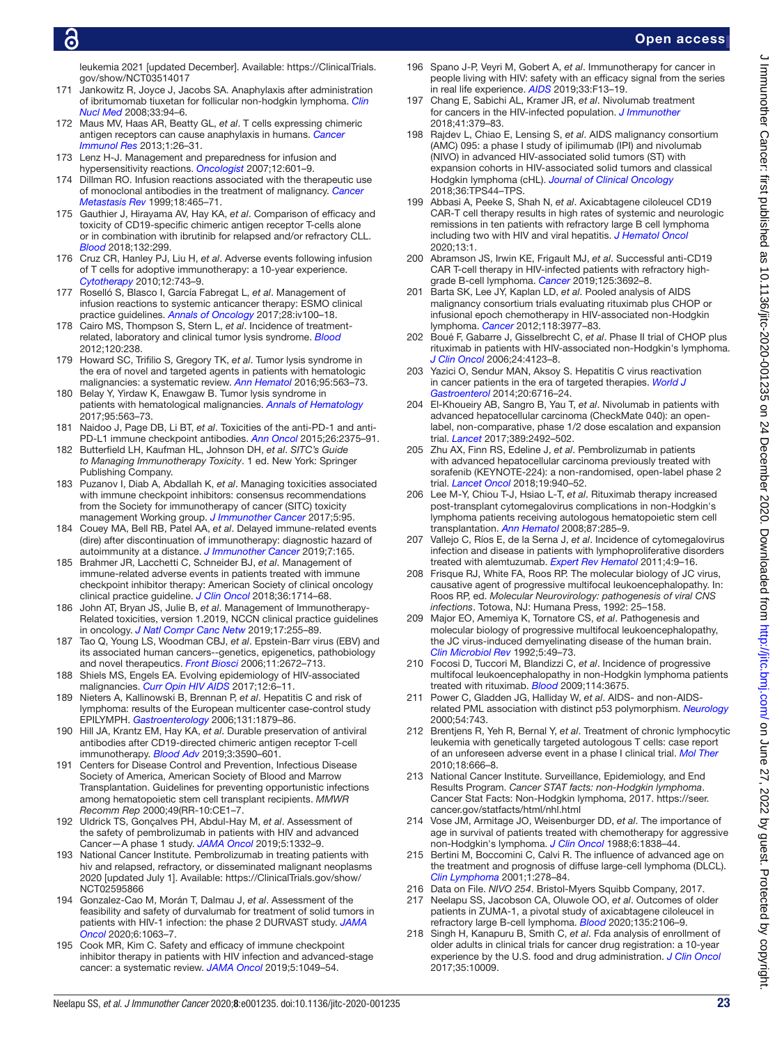leukemia 2021 [updated December]. Available: https://ClinicalTrials.gov/show/NCT03514017

171 Jankowitz R, Joyce J, Jacobs SA. Anaphylaxis after administration of ibritumomab tiuxetan for follicular non-hodgkin lymphoma. *Clin Nucl Med* 2008;33:94–6.
172 Maus MV, Haas AR, Beatty GL, *et al*. T cells expressing chimeric antigen receptors can cause anaphylaxis in humans. *Cancer Immunol Res* 2013;1:26–31.
173 Lenz H-J. Management and preparedness for infusion and hypersensitivity reactions. *Oncologist* 2007;12:601–9.
174 Dillman RO. Infusion reactions associated with the therapeutic use of monoclonal antibodies in the treatment of malignancy. *Cancer Metastasis Rev* 1999;18:465–71.
175 Gauthier J, Hirayama AV, Hay KA, *et al*. Comparison of efficacy and toxicity of CD19-specific chimeric antigen receptor T-cells alone or in combination with ibrutinib for relapsed and/or refractory CLL. *Blood* 2018;132:299.
176 Cruz CR, Hanley PJ, Liu H, *et al*. Adverse events following infusion of T cells for adoptive immunotherapy: a 10-year experience. *Cytotherapy* 2010;12:743–9.
177 Roselló S, Blasco I, García Fabregat L, *et al*. Management of infusion reactions to systemic anticancer therapy: ESMO clinical practice guidelines. *Annals of Oncology* 2017;28:iv100–18.
178 Cairo MS, Thompson S, Stern L, *et al*. Incidence of treatment-related, laboratory and clinical tumor lysis syndrome. *Blood* 2012;120:238.
179 Howard SC, Trifilio S, Gregory TK, *et al*. Tumor lysis syndrome in the era of novel and targeted agents in patients with hematologic malignancies: a systematic review. *Ann Hematol* 2016;95:563–73.
180 Belay Y, Yirdaw K, Enawgaw B. Tumor lysis syndrome in patients with hematological malignancies. *Annals of Hematology* 2017;95:563–73.
181 Naidoo J, Page DB, Li BT, *et al*. Toxicities of the anti-PD-1 and anti-PD-L1 immune checkpoint antibodies. *Ann Oncol* 2015;26:2375–91.
182 Butterfield LH, Kaufman HL, Johnson DH, *et al*. *SITC's Guide to Managing Immunotherapy Toxicity*. 1 ed. New York: Springer Publishing Company.
183 Puzanov I, Diab A, Abdallah K, *et al*. Managing toxicities associated with immune checkpoint inhibitors: consensus recommendations from the Society for immunotherapy of cancer (SITC) toxicity management Working group. *J Immunother Cancer* 2017;5:95.
184 Couey MA, Bell RB, Patel AA, *et al*. Delayed immune-related events (dire) after discontinuation of immunotherapy: diagnostic hazard of autoimmunity at a distance. *J Immunother Cancer* 2019;7:165.
185 Brahmer JR, Lacchetti C, Schneider BJ, *et al*. Management of immune-related adverse events in patients treated with immune checkpoint inhibitor therapy: American Society of clinical oncology clinical practice guideline. *J Clin Oncol* 2018;36:1714–68.
186 John AT, Bryan JS, Julie B, *et al*. Management of Immunotherapy-Related toxicities, version 1.2019, NCCN clinical practice guidelines in oncology. *J Natl Compr Canc Netw* 2019;17:255–89.
187 Tao Q, Young LS, Woodman CBJ, *et al*. Epstein-Barr virus (EBV) and its associated human cancers--genetics, epigenetics, pathobiology and novel therapeutics. *Front Biosci* 2006;11:2672–713.
188 Shiels MS, Engels EA. Evolving epidemiology of HIV-associated malignancies. *Curr Opin HIV AIDS* 2017;12:6–11.
189 Nieters A, Kallinowski B, Brennan P, *et al*. Hepatitis C and risk of lymphoma: results of the European multicenter case-control study EPILYMPH. *Gastroenterology* 2006;131:1879–86.
190 Hill JA, Krantz EM, Hay KA, *et al*. Durable preservation of antiviral antibodies after CD19-directed chimeric antigen receptor T-cell immunotherapy. *Blood Adv* 2019;3:3590–601.
191 Centers for Disease Control and Prevention, Infectious Disease Society of America, American Society of Blood and Marrow Transplantation. Guidelines for preventing opportunistic infections among hematopoietic stem cell transplant recipients. *MMWR Recomm Rep* 2000;49(RR-10:CE1–7.
192 Uldrick TS, Gonçalves PH, Abdul-Hay M, *et al*. Assessment of the safety of pembrolizumab in patients with HIV and advanced Cancer—A phase 1 study. *JAMA Oncol* 2019;5:1332–9.
193 National Cancer Institute. Pembrolizumab in treating patients with hiv and relapsed, refractory, or disseminated malignant neoplasms 2020 [updated July 1]. Available: https://ClinicalTrials.gov/show/NCT02595866
194 Gonzalez-Cao M, Morán T, Dalmau J, *et al*. Assessment of the feasibility and safety of durvalumab for treatment of solid tumors in patients with HIV-1 infection: the phase 2 DURVAST study. *JAMA Oncol* 2020;6:1063–7.
195 Cook MR, Kim C. Safety and efficacy of immune checkpoint inhibitor therapy in patients with HIV infection and advanced-stage cancer: a systematic review. *JAMA Oncol* 2019;5:1049–54.
196 Spano J-P, Veyri M, Gobert A, *et al*. Immunotherapy for cancer in people living with HIV: safety with an efficacy signal from the series in real life experience. *AIDS* 2019;33:F13–19.
197 Chang E, Sabichi AL, Kramer JR, *et al*. Nivolumab treatment for cancers in the HIV-infected population. *J Immunother* 2018;41:379–83.
198 Rajdev L, Chiao E, Lensing S, *et al*. AIDS malignancy consortium (AMC) 095: a phase I study of ipilimumab (IPI) and nivolumab (NIVO) in advanced HIV-associated solid tumors (ST) with expansion cohorts in HIV-associated solid tumors and classical Hodgkin lymphoma (cHL). *Journal of Clinical Oncology* 2018;36:TPS44–TPS.
199 Abbasi A, Peeke S, Shah N, *et al*. Axicabtagene ciloleucel CD19 CAR-T cell therapy results in high rates of systemic and neurologic remissions in ten patients with refractory large B cell lymphoma including two with HIV and viral hepatitis. *J Hematol Oncol* 2020;13:1.
200 Abramson JS, Irwin KE, Frigault MJ, *et al*. Successful anti-CD19 CAR T-cell therapy in HIV-infected patients with refractory high-grade B-cell lymphoma. *Cancer* 2019;125:3692–8.
201 Barta SK, Lee JY, Kaplan LD, *et al*. Pooled analysis of AIDS malignancy consortium trials evaluating rituximab plus CHOP or infusional epoch chemotherapy in HIV-associated non-Hodgkin lymphoma. *Cancer* 2012;118:3977–83.
202 Boué F, Gabarre J, Gisselbrecht C, *et al*. Phase II trial of CHOP plus rituximab in patients with HIV-associated non-Hodgkin's lymphoma. *J Clin Oncol* 2006;24:4123–8.
203 Yazici O, Sendur MAN, Aksoy S. Hepatitis C virus reactivation in cancer patients in the era of targeted therapies. *World J Gastroenterol* 2014;20:6716–24.
204 El-Khoueiry AB, Sangro B, Yau T, *et al*. Nivolumab in patients with advanced hepatocellular carcinoma (CheckMate 040): an open-label, non-comparative, phase 1/2 dose escalation and expansion trial. *Lancet* 2017;389:2492–502.
205 Zhu AX, Finn RS, Edeline J, *et al*. Pembrolizumab in patients with advanced hepatocellular carcinoma previously treated with sorafenib (KEYNOTE-224): a non-randomised, open-label phase 2 trial. *Lancet Oncol* 2018;19:940–52.
206 Lee M-Y, Chiou T-J, Hsiao L-T, *et al*. Rituximab therapy increased post-transplant cytomegalovirus complications in non-Hodgkin's lymphoma patients receiving autologous hematopoietic stem cell transplantation. *Ann Hematol* 2008;87:285–9.
207 Vallejo C, Ríos E, de la Serna J, *et al*. Incidence of cytomegalovirus infection and disease in patients with lymphoproliferative disorders treated with alemtuzumab. *Expert Rev Hematol* 2011;4:9–16.
208 Frisque RJ, White FA, Roos RP. The molecular biology of JC virus, causative agent of progressive multifocal leukoencephalopathy. In: Roos RP, ed. *Molecular Neurovirology: pathogenesis of viral CNS infections*. Totowa, NJ: Humana Press, 1992: 25–158.
209 Major EO, Amemiya K, Tornatore CS, *et al*. Pathogenesis and molecular biology of progressive multifocal leukoencephalopathy, the JC virus-induced demyelinating disease of the human brain. *Clin Microbiol Rev* 1992;5:49–73.
210 Focosi D, Tuccori M, Blandizzi C, *et al*. Incidence of progressive multifocal leukoencephalopathy in non-Hodgkin lymphoma patients treated with rituximab. *Blood* 2009;114:3675.
211 Power C, Gladden JG, Halliday W, *et al*. AIDS- and non-AIDS-related PML association with distinct p53 polymorphism. *Neurology* 2000;54:743.
212 Brentjens R, Yeh R, Bernal Y, *et al*. Treatment of chronic lymphocytic leukemia with genetically targeted autologous T cells: case report of an unforeseen adverse event in a phase I clinical trial. *Mol Ther* 2010;18:666–8.
213 National Cancer Institute. Surveillance, Epidemiology, and End Results Program. *Cancer STAT facts: non-Hodgkin lymphoma*. Cancer Stat Facts: Non-Hodgkin lymphoma, 2017. https://seer.cancer.gov/statfacts/html/nhl.html
214 Vose JM, Armitage JO, Weisenburger DD, *et al*. The importance of age in survival of patients treated with chemotherapy for aggressive non-Hodgkin's lymphoma. *J Clin Oncol* 1988;6:1838–44.
215 Bertini M, Boccomini C, Calvi R. The influence of advanced age on the treatment and prognosis of diffuse large-cell lymphoma (DLCL). *Clin Lymphoma* 2001;1:278–84.
216 Data on File. *NIVO 254*. Bristol-Myers Squibb Company, 2017.
217 Neelapu SS, Jacobson CA, Oluwole OO, *et al*. Outcomes of older patients in ZUMA-1, a pivotal study of axicabtagene ciloleucel in refractory large B-cell lymphoma. *Blood* 2020;135:2106–9.
218 Singh H, Kanapuru B, Smith C, *et al*. Fda analysis of enrollment of older adults in clinical trials for cancer drug registration: a 10-year experience by the U.S. food and drug administration. *J Clin Oncol* 2017;35:10009.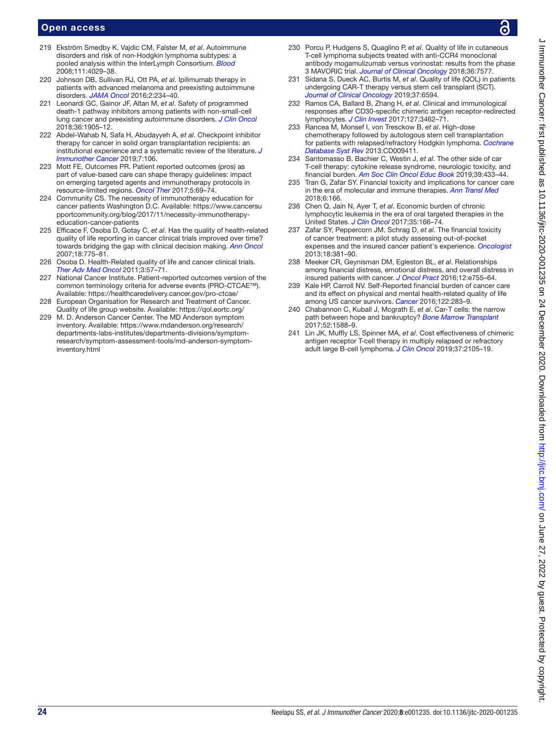219 Ekström Smedby K, Vajdic CM, Falster M, *et al*. Autoimmune disorders and risk of non-Hodgkin lymphoma subtypes: a pooled analysis within the InterLymph Consortium. *Blood* 2008;111:4029–38.

220 Johnson DB, Sullivan RJ, Ott PA, *et al*. Ipilimumab therapy in patients with advanced melanoma and preexisting autoimmune disorders. *JAMA Oncol* 2016;2:234–40.

221 Leonardi GC, Gainor JF, Altan M, *et al*. Safety of programmed death-1 pathway inhibitors among patients with non-small-cell lung cancer and preexisting autoimmune disorders. *J Clin Oncol* 2018;36:1905–12.

222 Abdel-Wahab N, Safa H, Abudayyeh A, *et al*. Checkpoint inhibitor therapy for cancer in solid organ transplantation recipients: an institutional experience and a systematic review of the literature. *J Immunother Cancer* 2019;7:106.

223 Mott FE, Outcomes PR. Patient reported outcomes (pros) as part of value-based care can shape therapy guidelines: impact on emerging targeted agents and immunotherapy protocols in resource-limited regions. *Oncol Ther* 2017;5:69–74.

224 Community CS. The necessity of immunotherapy education for cancer patients Washington D.C. Available: https://www.cancersupportcommunity.org/blog/2017/11/necessity-immunotherapy-education-cancer-patients

225 Efficace F, Osoba D, Gotay C, *et al*. Has the quality of health-related quality of life reporting in cancer clinical trials improved over time? towards bridging the gap with clinical decision making. *Ann Oncol* 2007;18:775–81.

226 Osoba D. Health-Related quality of life and cancer clinical trials. *Ther Adv Med Oncol* 2011;3:57–71.

227 National Cancer Institute. Patient-reported outcomes version of the common terminology criteria for adverse events (PRO-CTCAE™). Available: https://healthcaredelivery.cancer.gov/pro-ctcae/

228 European Organisation for Research and Treatment of Cancer. Quality of life group website. Available: https://qol.eortc.org/

229 M. D. Anderson Cancer Center. The MD Anderson symptom inventory. Available: https://www.mdanderson.org/research/departments-labs-institutes/departments-divisions/symptom-research/symptom-assessment-tools/md-anderson-symptom-inventory.html

230 Porcu P, Hudgens S, Quaglino P, *et al*. Quality of life in cutaneous T-cell lymphoma subjects treated with anti-CCR4 monoclonal antibody mogamulizumab versus vorinostat: results from the phase 3 MAVORIC trial. *Journal of Clinical Oncology* 2018;36:7577.

231 Sidana S, Dueck AC, Burtis M, *et al*. Quality of life (QOL) in patients undergoing CAR-T therapy versus stem cell transplant (SCT). *Journal of Clinical Oncology* 2019;37:6594.

232 Ramos CA, Ballard B, Zhang H, *et al*. Clinical and immunological responses after CD30-specific chimeric antigen receptor-redirected lymphocytes. *J Clin Invest* 2017;127:3462–71.

233 Rancea M, Monsef I, von Tresckow B, *et al*. High-dose chemotherapy followed by autologous stem cell transplantation for patients with relapsed/refractory Hodgkin lymphoma. *Cochrane Database Syst Rev* 2013:CD009411.

234 Santomasso B, Bachier C, Westin J, *et al*. The other side of car T-cell therapy: cytokine release syndrome, neurologic toxicity, and financial burden. *Am Soc Clin Oncol Educ Book* 2019;39:433–44.

235 Tran G, Zafar SY. Financial toxicity and implications for cancer care in the era of molecular and immune therapies. *Ann Transl Med* 2018;6:166.

236 Chen Q, Jain N, Ayer T, *et al*. Economic burden of chronic lymphocytic leukemia in the era of oral targeted therapies in the United States. *J Clin Oncol* 2017;35:166–74.

237 Zafar SY, Peppercorn JM, Schrag D, *et al*. The financial toxicity of cancer treatment: a pilot study assessing out-of-pocket expenses and the insured cancer patient's experience. *Oncologist* 2013;18:381–90.

238 Meeker CR, Geynisman DM, Egleston BL, *et al*. Relationships among financial distress, emotional distress, and overall distress in insured patients with cancer. *J Oncol Pract* 2016;12:e755–64.

239 Kale HP, Carroll NV. Self-Reported financial burden of cancer care and its effect on physical and mental health-related quality of life among US cancer survivors. *Cancer* 2016;122:283–9.

240 Chabannon C, Kuball J, Mcgrath E, *et al*. Car-T cells: the narrow path between hope and bankruptcy? *Bone Marrow Transplant* 2017;52:1588–9.

241 Lin JK, Muffly LS, Spinner MA, *et al*. Cost effectiveness of chimeric antigen receptor T-cell therapy in multiply relapsed or refractory adult large B-cell lymphoma. *J Clin Oncol* 2019;37:2105–19.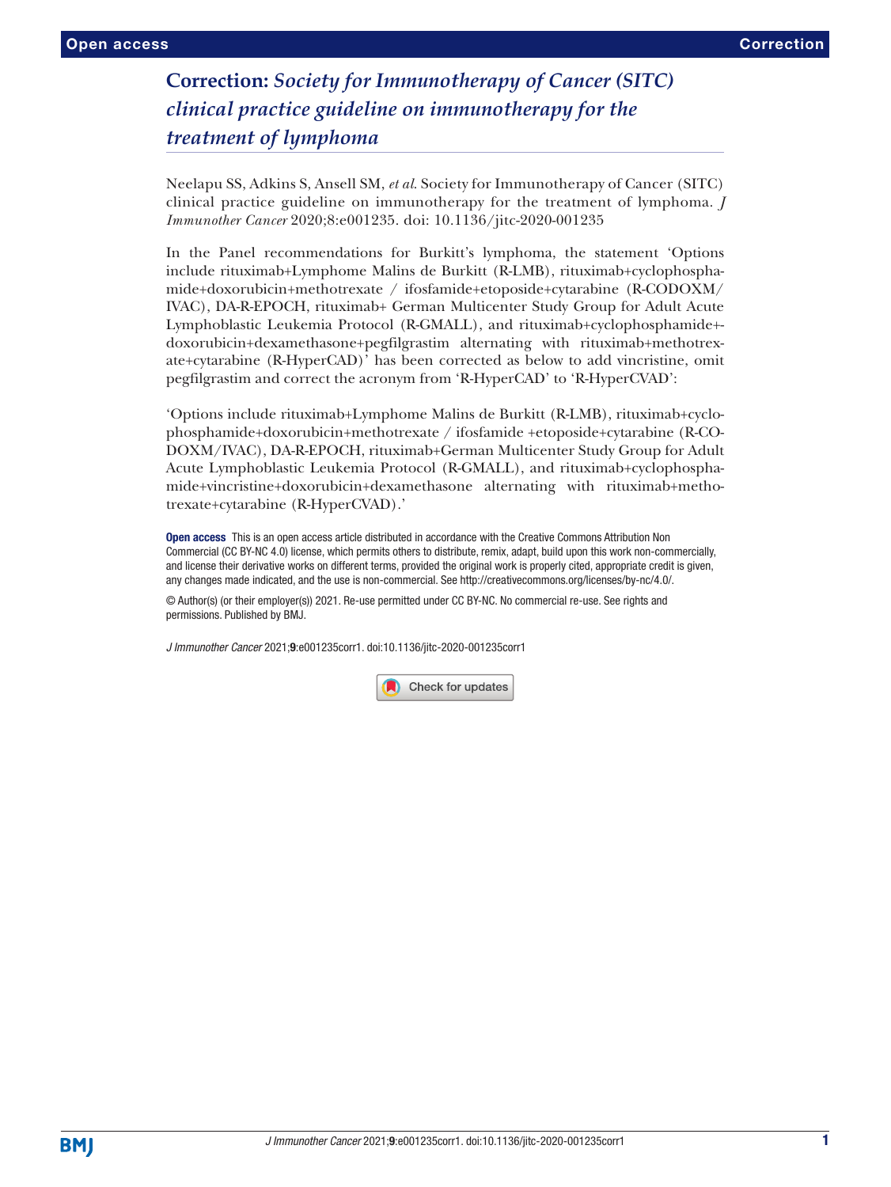# Correction: *Society for Immunotherapy of Cancer (SITC) clinical practice guideline on immunotherapy for the treatment of lymphoma*

Neelapu SS, Adkins S, Ansell SM, *et al*. Society for Immunotherapy of Cancer (SITC) clinical practice guideline on immunotherapy for the treatment of lymphoma. *J Immunother Cancer* 2020;8:e001235. doi: 10.1136/jitc-2020-001235

In the Panel recommendations for Burkitt's lymphoma, the statement 'Options include rituximab+Lymphome Malins de Burkitt (R-LMB), rituximab+cyclophosphamide+doxorubicin+methotrexate / ifosfamide+etoposide+cytarabine (R-CODOXM/IVAC), DA-R-EPOCH, rituximab+ German Multicenter Study Group for Adult Acute Lymphoblastic Leukemia Protocol (R-GMALL), and rituximab+cyclophosphamide+doxorubicin+dexamethasone+pegfilgrastim alternating with rituximab+methotrexate+cytarabine (R-HyperCAD)' has been corrected as below to add vincristine, omit pegfilgrastim and correct the acronym from 'R-HyperCAD' to 'R-HyperCVAD':

'Options include rituximab+Lymphome Malins de Burkitt (R-LMB), rituximab+cyclophosphamide+doxorubicin+methotrexate / ifosfamide +etoposide+cytarabine (R-CODOXM/IVAC), DA-R-EPOCH, rituximab+German Multicenter Study Group for Adult Acute Lymphoblastic Leukemia Protocol (R-GMALL), and rituximab+cyclophosphamide+vincristine+doxorubicin+dexamethasone alternating with rituximab+methotrexate+cytarabine (R-HyperCVAD).'

**Open access** This is an open access article distributed in accordance with the Creative Commons Attribution Non Commercial (CC BY-NC 4.0) license, which permits others to distribute, remix, adapt, build upon this work non-commercially, and license their derivative works on different terms, provided the original work is properly cited, appropriate credit is given, any changes made indicated, and the use is non-commercial. See http://creativecommons.org/licenses/by-nc/4.0/.

© Author(s) (or their employer(s)) 2021. Re-use permitted under CC BY-NC. No commercial re-use. See rights and permissions. Published by BMJ.

*J Immunother Cancer* 2021;**9**:e001235corr1. doi:10.1136/jitc-2020-001235corr1